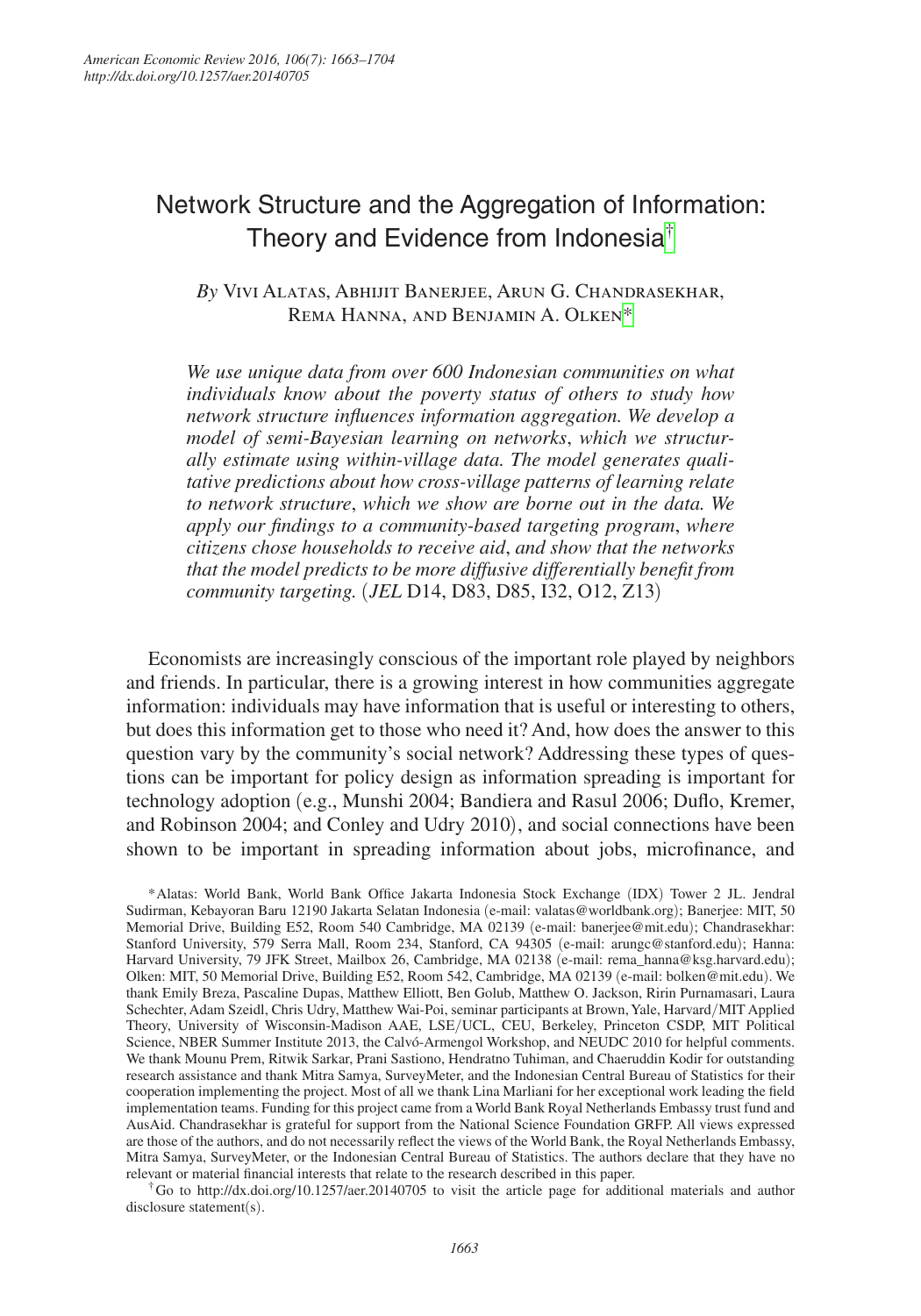# Network Structure and the Aggregation of Information: Theory and Evidence from Indonesia[†]

*By* Vivi Alatas, Abhijit Banerjee, Arun G. Chandrasekhar, Rema Hanna, and Benjamin A. Olken[*]

*We use unique data from over 600 Indonesian communities on what individuals know about the poverty status of others to study how network structure influences information aggregation. We develop a model of semi-Bayesian learning on networks, which we structurally estimate using within-village data. The model generates qualitative predictions about how cross-village patterns of learning relate to network structure, which we show are borne out in the data. We apply our findings to a community-based targeting program, where citizens chose households to receive aid, and show that the networks that the model predicts to be more diffusive differentially benefit from community targeting.* (*JEL* D14, D83, D85, I32, O12, Z13)

Economists are increasingly conscious of the important role played by neighbors and friends. In particular, there is a growing interest in how communities aggregate information: individuals may have information that is useful or interesting to others, but does this information get to those who need it? And, how does the answer to this question vary by the community's social network? Addressing these types of questions can be important for policy design as information spreading is important for technology adoption (e.g., Munshi 2004; Bandiera and Rasul 2006; Duflo, Kremer, and Robinson 2004; and Conley and Udry 2010), and social connections have been shown to be important in spreading information about jobs, microfinance, and

[*] Alatas: World Bank, World Bank Office Jakarta Indonesia Stock Exchange (IDX) Tower 2 JL. Jendral Sudirman, Kebayoran Baru 12190 Jakarta Selatan Indonesia (e-mail: valatas@worldbank.org); Banerjee: MIT, 50 Memorial Drive, Building E52, Room 540 Cambridge, MA 02139 (e-mail: banerjee@mit.edu); Chandrasekhar: Stanford University, 579 Serra Mall, Room 234, Stanford, CA 94305 (e-mail: arungc@stanford.edu); Hanna: Harvard University, 79 JFK Street, Mailbox 26, Cambridge, MA 02138 (e-mail: rema_hanna@ksg.harvard.edu); Olken: MIT, 50 Memorial Drive, Building E52, Room 542, Cambridge, MA 02139 (e-mail: bolken@mit.edu). We thank Emily Breza, Pascaline Dupas, Matthew Elliott, Ben Golub, Matthew O. Jackson, Ririn Purnamasari, Laura Schechter, Adam Szeidl, Chris Udry, Matthew Wai-Poi, seminar participants at Brown, Yale, Harvard/MIT Applied Theory, University of Wisconsin-Madison AAE, LSE/UCL, CEU, Berkeley, Princeton CSDP, MIT Political Science, NBER Summer Institute 2013, the Calvó-Armengol Workshop, and NEUDC 2010 for helpful comments. We thank Mounu Prem, Ritwik Sarkar, Prani Sastiono, Hendratno Tuhiman, and Chaeruddin Kodir for outstanding research assistance and thank Mitra Samya, SurveyMeter, and the Indonesian Central Bureau of Statistics for their cooperation implementing the project. Most of all we thank Lina Marliani for her exceptional work leading the field implementation teams. Funding for this project came from a World Bank Royal Netherlands Embassy trust fund and AusAid. Chandrasekhar is grateful for support from the National Science Foundation GRFP. All views expressed are those of the authors, and do not necessarily reflect the views of the World Bank, the Royal Netherlands Embassy, Mitra Samya, SurveyMeter, or the Indonesian Central Bureau of Statistics. The authors declare that they have no relevant or material financial interests that relate to the research described in this paper.

[†] Go to http://dx.doi.org/10.1257/aer.20140705 to visit the article page for additional materials and author disclosure statement(s).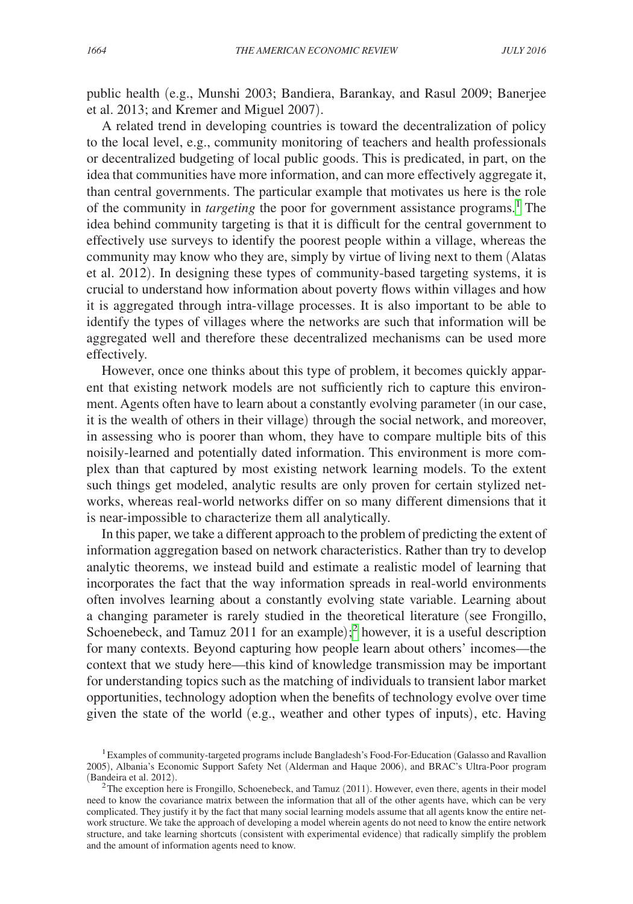public health (e.g., Munshi 2003; Bandiera, Barankay, and Rasul 2009; Banerjee et al. 2013; and Kremer and Miguel 2007).

A related trend in developing countries is toward the decentralization of policy to the local level, e.g., community monitoring of teachers and health professionals or decentralized budgeting of local public goods. This is predicated, in part, on the idea that communities have more information, and can more effectively aggregate it, than central governments. The particular example that motivates us here is the role of the community in *targeting* the poor for government assistance programs.[1] The idea behind community targeting is that it is difficult for the central government to effectively use surveys to identify the poorest people within a village, whereas the community may know who they are, simply by virtue of living next to them (Alatas et al. 2012). In designing these types of community-based targeting systems, it is crucial to understand how information about poverty flows within villages and how it is aggregated through intra-village processes. It is also important to be able to identify the types of villages where the networks are such that information will be aggregated well and therefore these decentralized mechanisms can be used more effectively.

However, once one thinks about this type of problem, it becomes quickly apparent that existing network models are not sufficiently rich to capture this environment. Agents often have to learn about a constantly evolving parameter (in our case, it is the wealth of others in their village) through the social network, and moreover, in assessing who is poorer than whom, they have to compare multiple bits of this noisily-learned and potentially dated information. This environment is more complex than that captured by most existing network learning models. To the extent such things get modeled, analytic results are only proven for certain stylized networks, whereas real-world networks differ on so many different dimensions that it is near-impossible to characterize them all analytically.

In this paper, we take a different approach to the problem of predicting the extent of information aggregation based on network characteristics. Rather than try to develop analytic theorems, we instead build and estimate a realistic model of learning that incorporates the fact that the way information spreads in real-world environments often involves learning about a constantly evolving state variable. Learning about a changing parameter is rarely studied in the theoretical literature (see Frongillo, Schoenebeck, and Tamuz 2011 for an example);[2] however, it is a useful description for many contexts. Beyond capturing how people learn about others' incomes—the context that we study here—this kind of knowledge transmission may be important for understanding topics such as the matching of individuals to transient labor market opportunities, technology adoption when the benefits of technology evolve over time given the state of the world (e.g., weather and other types of inputs), etc. Having

[1] Examples of community-targeted programs include Bangladesh's Food-For-Education (Galasso and Ravallion 2005), Albania's Economic Support Safety Net (Alderman and Haque 2006), and BRAC's Ultra-Poor program (Bandeira et al. 2012).

[2] The exception here is Frongillo, Schoenebeck, and Tamuz (2011). However, even there, agents in their model need to know the covariance matrix between the information that all of the other agents have, which can be very complicated. They justify it by the fact that many social learning models assume that all agents know the entire network structure. We take the approach of developing a model wherein agents do not need to know the entire network structure, and take learning shortcuts (consistent with experimental evidence) that radically simplify the problem and the amount of information agents need to know.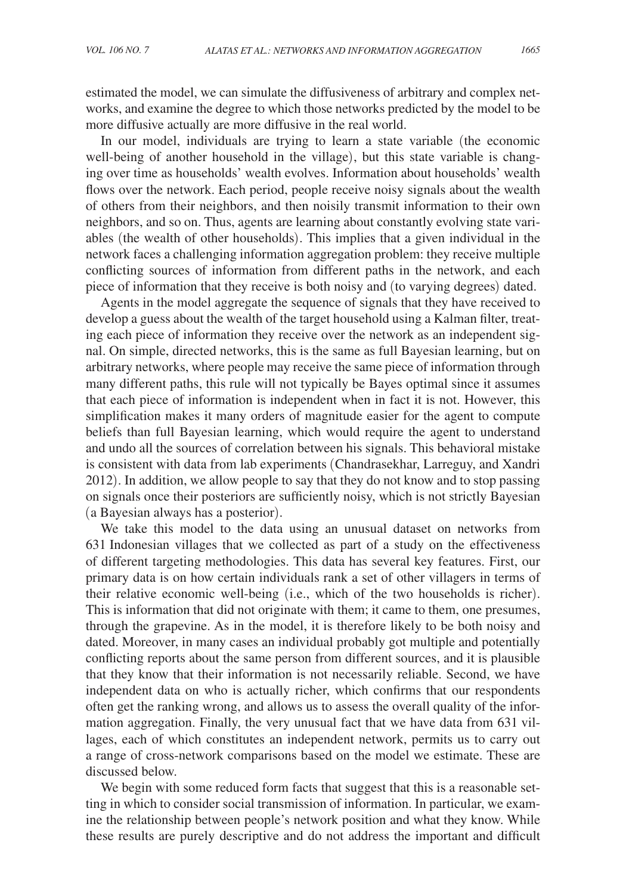estimated the model, we can simulate the diffusiveness of arbitrary and complex networks, and examine the degree to which those networks predicted by the model to be more diffusive actually are more diffusive in the real world.

In our model, individuals are trying to learn a state variable (the economic well-being of another household in the village), but this state variable is changing over time as households' wealth evolves. Information about households' wealth flows over the network. Each period, people receive noisy signals about the wealth of others from their neighbors, and then noisily transmit information to their own neighbors, and so on. Thus, agents are learning about constantly evolving state variables (the wealth of other households). This implies that a given individual in the network faces a challenging information aggregation problem: they receive multiple conflicting sources of information from different paths in the network, and each piece of information that they receive is both noisy and (to varying degrees) dated.

Agents in the model aggregate the sequence of signals that they have received to develop a guess about the wealth of the target household using a Kalman filter, treating each piece of information they receive over the network as an independent signal. On simple, directed networks, this is the same as full Bayesian learning, but on arbitrary networks, where people may receive the same piece of information through many different paths, this rule will not typically be Bayes optimal since it assumes that each piece of information is independent when in fact it is not. However, this simplification makes it many orders of magnitude easier for the agent to compute beliefs than full Bayesian learning, which would require the agent to understand and undo all the sources of correlation between his signals. This behavioral mistake is consistent with data from lab experiments (Chandrasekhar, Larreguy, and Xandri 2012). In addition, we allow people to say that they do not know and to stop passing on signals once their posteriors are sufficiently noisy, which is not strictly Bayesian (a Bayesian always has a posterior).

We take this model to the data using an unusual dataset on networks from 631 Indonesian villages that we collected as part of a study on the effectiveness of different targeting methodologies. This data has several key features. First, our primary data is on how certain individuals rank a set of other villagers in terms of their relative economic well-being (i.e., which of the two households is richer). This is information that did not originate with them; it came to them, one presumes, through the grapevine. As in the model, it is therefore likely to be both noisy and dated. Moreover, in many cases an individual probably got multiple and potentially conflicting reports about the same person from different sources, and it is plausible that they know that their information is not necessarily reliable. Second, we have independent data on who is actually richer, which confirms that our respondents often get the ranking wrong, and allows us to assess the overall quality of the information aggregation. Finally, the very unusual fact that we have data from 631 villages, each of which constitutes an independent network, permits us to carry out a range of cross-network comparisons based on the model we estimate. These are discussed below.

We begin with some reduced form facts that suggest that this is a reasonable setting in which to consider social transmission of information. In particular, we examine the relationship between people's network position and what they know. While these results are purely descriptive and do not address the important and difficult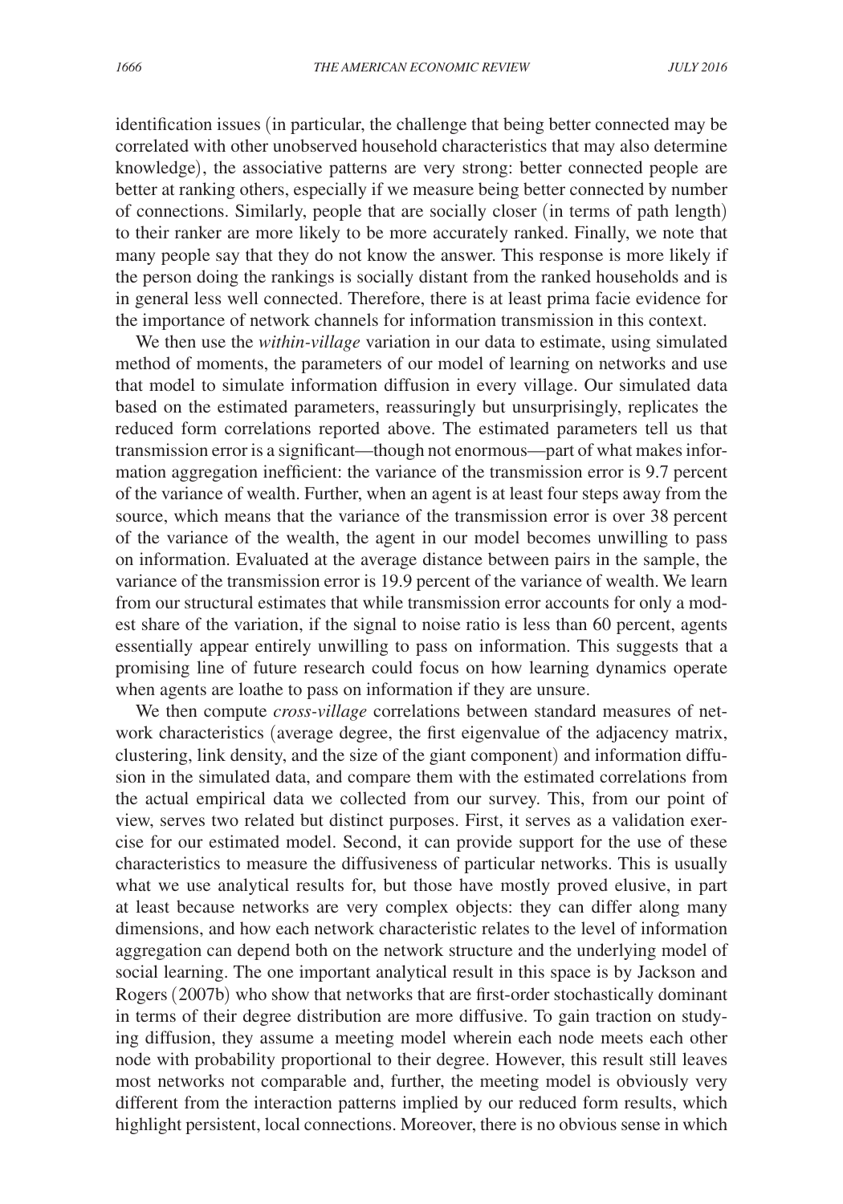identification issues (in particular, the challenge that being better connected may be correlated with other unobserved household characteristics that may also determine knowledge), the associative patterns are very strong: better connected people are better at ranking others, especially if we measure being better connected by number of connections. Similarly, people that are socially closer (in terms of path length) to their ranker are more likely to be more accurately ranked. Finally, we note that many people say that they do not know the answer. This response is more likely if the person doing the rankings is socially distant from the ranked households and is in general less well connected. Therefore, there is at least prima facie evidence for the importance of network channels for information transmission in this context.

We then use the *within-village* variation in our data to estimate, using simulated method of moments, the parameters of our model of learning on networks and use that model to simulate information diffusion in every village. Our simulated data based on the estimated parameters, reassuringly but unsurprisingly, replicates the reduced form correlations reported above. The estimated parameters tell us that transmission error is a significant—though not enormous—part of what makes information aggregation inefficient: the variance of the transmission error is 9.7 percent of the variance of wealth. Further, when an agent is at least four steps away from the source, which means that the variance of the transmission error is over 38 percent of the variance of the wealth, the agent in our model becomes unwilling to pass on information. Evaluated at the average distance between pairs in the sample, the variance of the transmission error is 19.9 percent of the variance of wealth. We learn from our structural estimates that while transmission error accounts for only a modest share of the variation, if the signal to noise ratio is less than 60 percent, agents essentially appear entirely unwilling to pass on information. This suggests that a promising line of future research could focus on how learning dynamics operate when agents are loathe to pass on information if they are unsure.

We then compute *cross-village* correlations between standard measures of network characteristics (average degree, the first eigenvalue of the adjacency matrix, clustering, link density, and the size of the giant component) and information diffusion in the simulated data, and compare them with the estimated correlations from the actual empirical data we collected from our survey. This, from our point of view, serves two related but distinct purposes. First, it serves as a validation exercise for our estimated model. Second, it can provide support for the use of these characteristics to measure the diffusiveness of particular networks. This is usually what we use analytical results for, but those have mostly proved elusive, in part at least because networks are very complex objects: they can differ along many dimensions, and how each network characteristic relates to the level of information aggregation can depend both on the network structure and the underlying model of social learning. The one important analytical result in this space is by Jackson and Rogers (2007b) who show that networks that are first-order stochastically dominant in terms of their degree distribution are more diffusive. To gain traction on studying diffusion, they assume a meeting model wherein each node meets each other node with probability proportional to their degree. However, this result still leaves most networks not comparable and, further, the meeting model is obviously very different from the interaction patterns implied by our reduced form results, which highlight persistent, local connections. Moreover, there is no obvious sense in which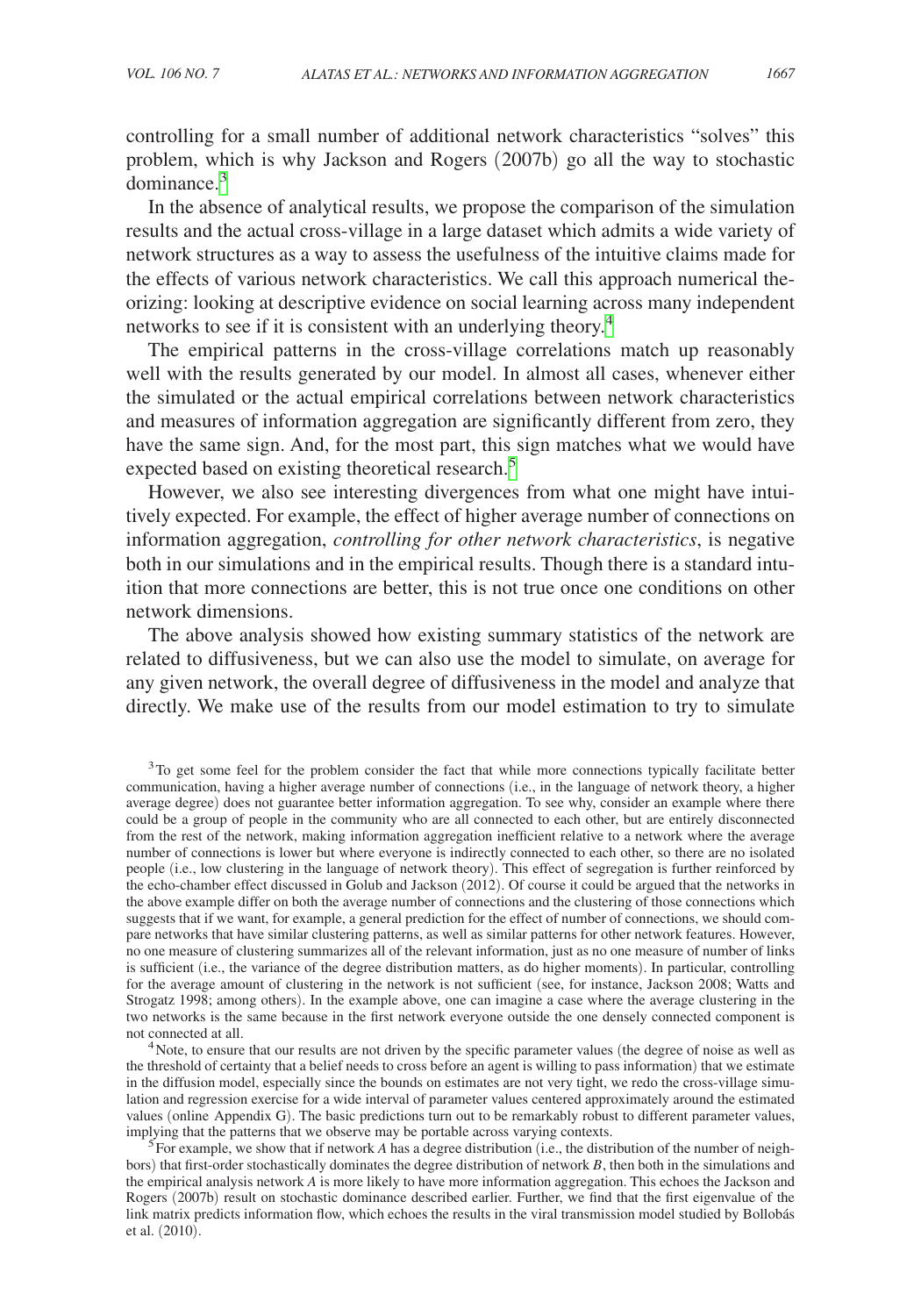controlling for a small number of additional network characteristics "solves" this problem, which is why Jackson and Rogers (2007b) go all the way to stochastic dominance.[3]

In the absence of analytical results, we propose the comparison of the simulation results and the actual cross-village in a large dataset which admits a wide variety of network structures as a way to assess the usefulness of the intuitive claims made for the effects of various network characteristics. We call this approach numerical theorizing: looking at descriptive evidence on social learning across many independent networks to see if it is consistent with an underlying theory.[4]

The empirical patterns in the cross-village correlations match up reasonably well with the results generated by our model. In almost all cases, whenever either the simulated or the actual empirical correlations between network characteristics and measures of information aggregation are significantly different from zero, they have the same sign. And, for the most part, this sign matches what we would have expected based on existing theoretical research.[5]

However, we also see interesting divergences from what one might have intuitively expected. For example, the effect of higher average number of connections on information aggregation, *controlling for other network characteristics*, is negative both in our simulations and in the empirical results. Though there is a standard intuition that more connections are better, this is not true once one conditions on other network dimensions.

The above analysis showed how existing summary statistics of the network are related to diffusiveness, but we can also use the model to simulate, on average for any given network, the overall degree of diffusiveness in the model and analyze that directly. We make use of the results from our model estimation to try to simulate

[3] To get some feel for the problem consider the fact that while more connections typically facilitate better communication, having a higher average number of connections (i.e., in the language of network theory, a higher average degree) does not guarantee better information aggregation. To see why, consider an example where there could be a group of people in the community who are all connected to each other, but are entirely disconnected from the rest of the network, making information aggregation inefficient relative to a network where the average number of connections is lower but where everyone is indirectly connected to each other, so there are no isolated people (i.e., low clustering in the language of network theory). This effect of segregation is further reinforced by the echo-chamber effect discussed in Golub and Jackson (2012). Of course it could be argued that the networks in the above example differ on both the average number of connections and the clustering of those connections which suggests that if we want, for example, a general prediction for the effect of number of connections, we should compare networks that have similar clustering patterns, as well as similar patterns for other network features. However, no one measure of clustering summarizes all of the relevant information, just as no one measure of number of links is sufficient (i.e., the variance of the degree distribution matters, as do higher moments). In particular, controlling for the average amount of clustering in the network is not sufficient (see, for instance, Jackson 2008; Watts and Strogatz 1998; among others). In the example above, one can imagine a case where the average clustering in the two networks is the same because in the first network everyone outside the one densely connected component is not connected at all.

[4] Note, to ensure that our results are not driven by the specific parameter values (the degree of noise as well as the threshold of certainty that a belief needs to cross before an agent is willing to pass information) that we estimate in the diffusion model, especially since the bounds on estimates are not very tight, we redo the cross-village simulation and regression exercise for a wide interval of parameter values centered approximately around the estimated values (online Appendix G). The basic predictions turn out to be remarkably robust to different parameter values, implying that the patterns that we observe may be portable across varying contexts.

[5] For example, we show that if network *A* has a degree distribution (i.e., the distribution of the number of neighbors) that first-order stochastically dominates the degree distribution of network *B*, then both in the simulations and the empirical analysis network *A* is more likely to have more information aggregation. This echoes the Jackson and Rogers (2007b) result on stochastic dominance described earlier. Further, we find that the first eigenvalue of the link matrix predicts information flow, which echoes the results in the viral transmission model studied by Bollobás et al. (2010).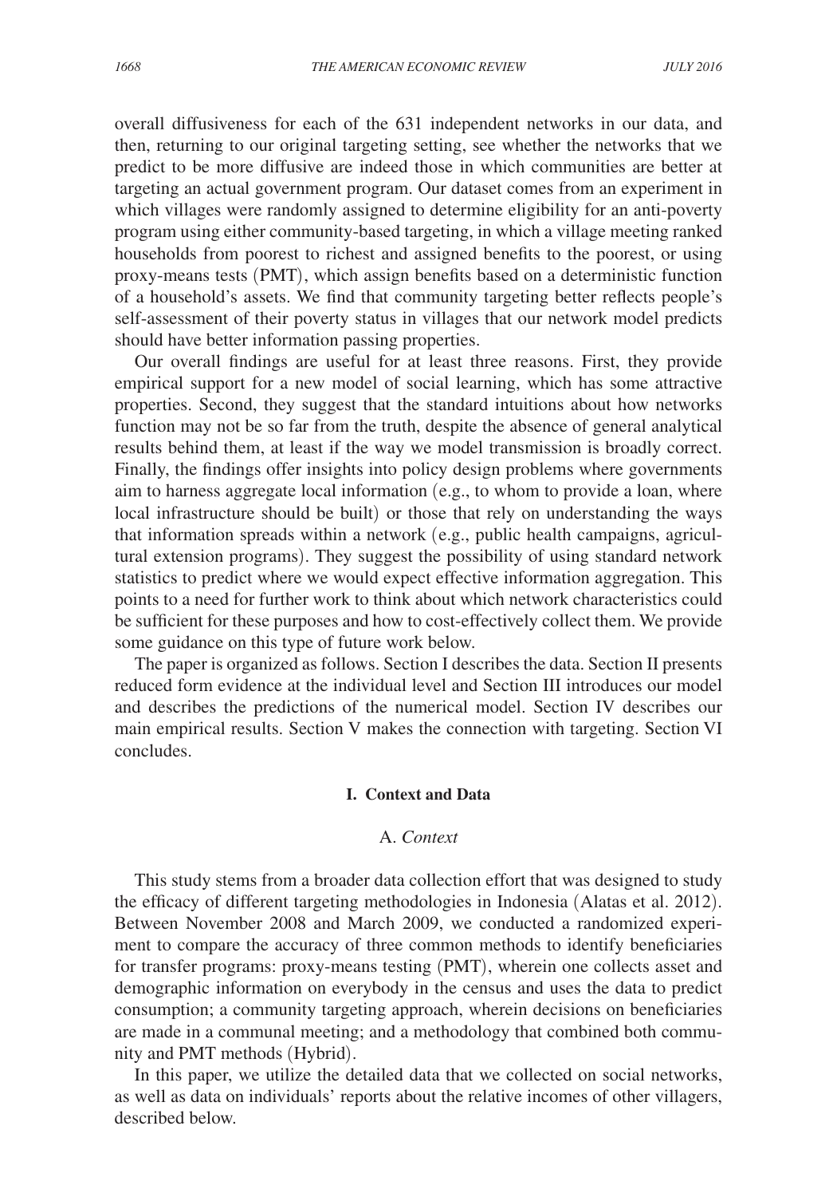overall diffusiveness for each of the 631 independent networks in our data, and then, returning to our original targeting setting, see whether the networks that we predict to be more diffusive are indeed those in which communities are better at targeting an actual government program. Our dataset comes from an experiment in which villages were randomly assigned to determine eligibility for an anti-poverty program using either community-based targeting, in which a village meeting ranked households from poorest to richest and assigned benefits to the poorest, or using proxy-means tests (PMT), which assign benefits based on a deterministic function of a household's assets. We find that community targeting better reflects people's self-assessment of their poverty status in villages that our network model predicts should have better information passing properties.

Our overall findings are useful for at least three reasons. First, they provide empirical support for a new model of social learning, which has some attractive properties. Second, they suggest that the standard intuitions about how networks function may not be so far from the truth, despite the absence of general analytical results behind them, at least if the way we model transmission is broadly correct. Finally, the findings offer insights into policy design problems where governments aim to harness aggregate local information (e.g., to whom to provide a loan, where local infrastructure should be built) or those that rely on understanding the ways that information spreads within a network (e.g., public health campaigns, agricultural extension programs). They suggest the possibility of using standard network statistics to predict where we would expect effective information aggregation. This points to a need for further work to think about which network characteristics could be sufficient for these purposes and how to cost-effectively collect them. We provide some guidance on this type of future work below.

The paper is organized as follows. Section I describes the data. Section II presents reduced form evidence at the individual level and Section III introduces our model and describes the predictions of the numerical model. Section IV describes our main empirical results. Section V makes the connection with targeting. Section VI concludes.

## I. Context and Data

### A. *Context*

This study stems from a broader data collection effort that was designed to study the efficacy of different targeting methodologies in Indonesia (Alatas et al. 2012). Between November 2008 and March 2009, we conducted a randomized experiment to compare the accuracy of three common methods to identify beneficiaries for transfer programs: proxy-means testing (PMT), wherein one collects asset and demographic information on everybody in the census and uses the data to predict consumption; a community targeting approach, wherein decisions on beneficiaries are made in a communal meeting; and a methodology that combined both community and PMT methods (Hybrid).

In this paper, we utilize the detailed data that we collected on social networks, as well as data on individuals' reports about the relative incomes of other villagers, described below.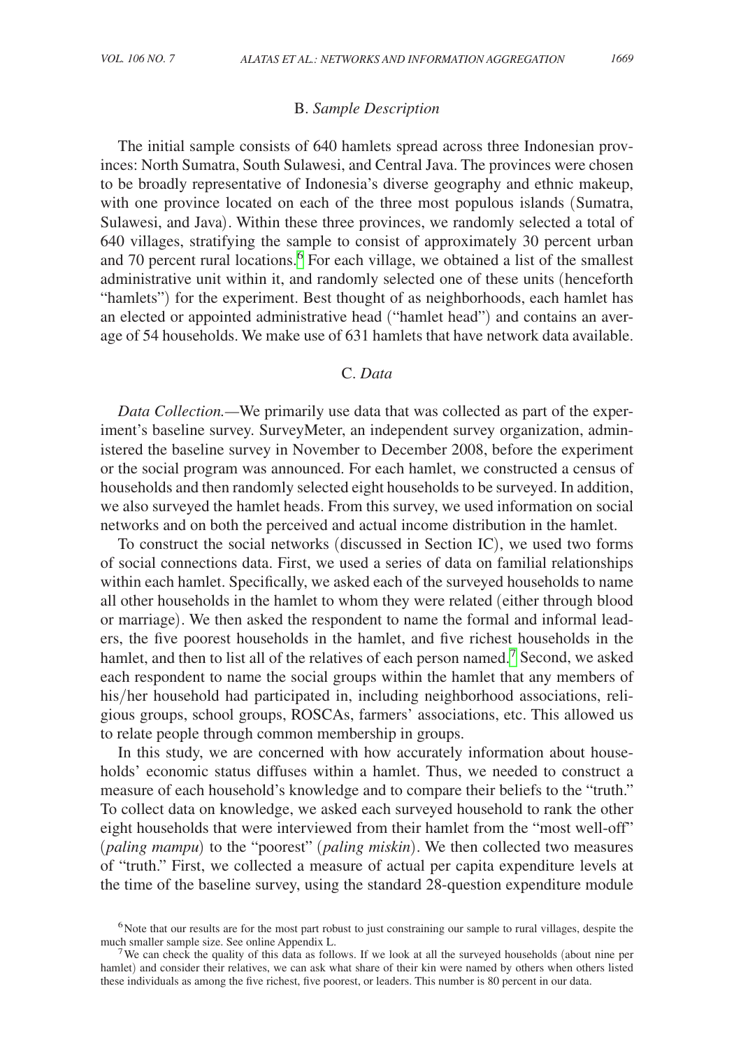### B. *Sample Description*

The initial sample consists of 640 hamlets spread across three Indonesian provinces: North Sumatra, South Sulawesi, and Central Java. The provinces were chosen to be broadly representative of Indonesia's diverse geography and ethnic makeup, with one province located on each of the three most populous islands (Sumatra, Sulawesi, and Java). Within these three provinces, we randomly selected a total of 640 villages, stratifying the sample to consist of approximately 30 percent urban and 70 percent rural locations.[6] For each village, we obtained a list of the smallest administrative unit within it, and randomly selected one of these units (henceforth "hamlets") for the experiment. Best thought of as neighborhoods, each hamlet has an elected or appointed administrative head ("hamlet head") and contains an average of 54 households. We make use of 631 hamlets that have network data available.

### C. *Data*

*Data Collection.*—We primarily use data that was collected as part of the experiment's baseline survey. SurveyMeter, an independent survey organization, administered the baseline survey in November to December 2008, before the experiment or the social program was announced. For each hamlet, we constructed a census of households and then randomly selected eight households to be surveyed. In addition, we also surveyed the hamlet heads. From this survey, we used information on social networks and on both the perceived and actual income distribution in the hamlet.

To construct the social networks (discussed in Section IC), we used two forms of social connections data. First, we used a series of data on familial relationships within each hamlet. Specifically, we asked each of the surveyed households to name all other households in the hamlet to whom they were related (either through blood or marriage). We then asked the respondent to name the formal and informal leaders, the five poorest households in the hamlet, and five richest households in the hamlet, and then to list all of the relatives of each person named.[7] Second, we asked each respondent to name the social groups within the hamlet that any members of his/her household had participated in, including neighborhood associations, religious groups, school groups, ROSCAs, farmers' associations, etc. This allowed us to relate people through common membership in groups.

In this study, we are concerned with how accurately information about households' economic status diffuses within a hamlet. Thus, we needed to construct a measure of each household's knowledge and to compare their beliefs to the "truth." To collect data on knowledge, we asked each surveyed household to rank the other eight households that were interviewed from their hamlet from the "most well-off" (*paling mampu*) to the "poorest" (*paling miskin*). We then collected two measures of "truth." First, we collected a measure of actual per capita expenditure levels at the time of the baseline survey, using the standard 28-question expenditure module

---

[6] Note that our results are for the most part robust to just constraining our sample to rural villages, despite the much smaller sample size. See online Appendix L.

[7] We can check the quality of this data as follows. If we look at all the surveyed households (about nine per hamlet) and consider their relatives, we can ask what share of their kin were named by others when others listed these individuals as among the five richest, five poorest, or leaders. This number is 80 percent in our data.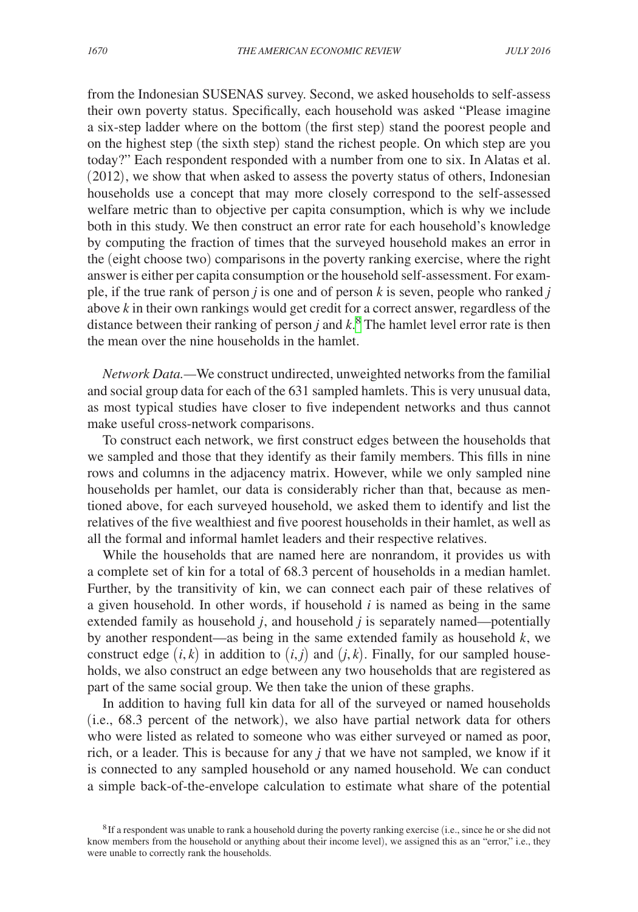from the Indonesian SUSENAS survey. Second, we asked households to self-assess their own poverty status. Specifically, each household was asked "Please imagine a six-step ladder where on the bottom (the first step) stand the poorest people and on the highest step (the sixth step) stand the richest people. On which step are you today?" Each respondent responded with a number from one to six. In Alatas et al. (2012), we show that when asked to assess the poverty status of others, Indonesian households use a concept that may more closely correspond to the self-assessed welfare metric than to objective per capita consumption, which is why we include both in this study. We then construct an error rate for each household's knowledge by computing the fraction of times that the surveyed household makes an error in the (eight choose two) comparisons in the poverty ranking exercise, where the right answer is either per capita consumption or the household self-assessment. For example, if the true rank of person $j$ is one and of person $k$ is seven, people who ranked $j$ above $k$ in their own rankings would get credit for a correct answer, regardless of the distance between their ranking of person $j$ and $k$.[8] The hamlet level error rate is then the mean over the nine households in the hamlet.

*Network Data.*—We construct undirected, unweighted networks from the familial and social group data for each of the 631 sampled hamlets. This is very unusual data, as most typical studies have closer to five independent networks and thus cannot make useful cross-network comparisons.

To construct each network, we first construct edges between the households that we sampled and those that they identify as their family members. This fills in nine rows and columns in the adjacency matrix. However, while we only sampled nine households per hamlet, our data is considerably richer than that, because as mentioned above, for each surveyed household, we asked them to identify and list the relatives of the five wealthiest and five poorest households in their hamlet, as well as all the formal and informal hamlet leaders and their respective relatives.

While the households that are named here are nonrandom, it provides us with a complete set of kin for a total of 68.3 percent of households in a median hamlet. Further, by the transitivity of kin, we can connect each pair of these relatives of a given household. In other words, if household $i$ is named as being in the same extended family as household $j$, and household $j$ is separately named—potentially by another respondent—as being in the same extended family as household $k$, we construct edge $(i,k)$ in addition to $(i,j)$ and $(j,k)$. Finally, for our sampled households, we also construct an edge between any two households that are registered as part of the same social group. We then take the union of these graphs.

In addition to having full kin data for all of the surveyed or named households (i.e., 68.3 percent of the network), we also have partial network data for others who were listed as related to someone who was either surveyed or named as poor, rich, or a leader. This is because for any $j$ that we have not sampled, we know if it is connected to any sampled household or any named household. We can conduct a simple back-of-the-envelope calculation to estimate what share of the potential

[8] If a respondent was unable to rank a household during the poverty ranking exercise (i.e., since he or she did not know members from the household or anything about their income level), we assigned this as an "error," i.e., they were unable to correctly rank the households.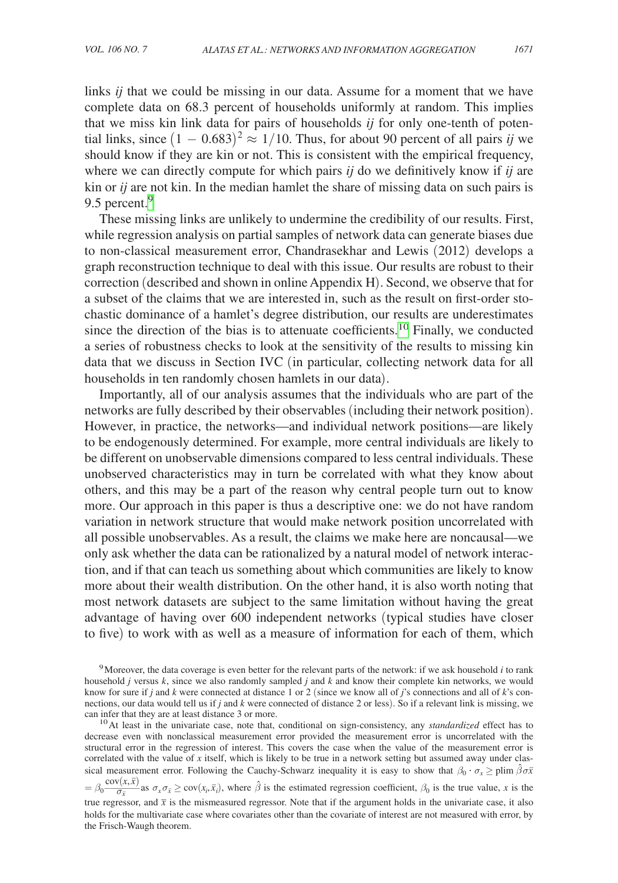links *ij* that we could be missing in our data. Assume for a moment that we have complete data on 68.3 percent of households uniformly at random. This implies that we miss kin link data for pairs of households *ij* for only one-tenth of potential links, since $(1 - 0.683)^2 \approx 1/10$. Thus, for about 90 percent of all pairs *ij* we should know if they are kin or not. This is consistent with the empirical frequency, where we can directly compute for which pairs *ij* do we definitively know if *ij* are kin or *ij* are not kin. In the median hamlet the share of missing data on such pairs is 9.5 percent.[9]

These missing links are unlikely to undermine the credibility of our results. First, while regression analysis on partial samples of network data can generate biases due to non-classical measurement error, Chandrasekhar and Lewis (2012) develops a graph reconstruction technique to deal with this issue. Our results are robust to their correction (described and shown in online Appendix H). Second, we observe that for a subset of the claims that we are interested in, such as the result on first-order stochastic dominance of a hamlet's degree distribution, our results are underestimates since the direction of the bias is to attenuate coefficients.[10] Finally, we conducted a series of robustness checks to look at the sensitivity of the results to missing kin data that we discuss in Section IVC (in particular, collecting network data for all households in ten randomly chosen hamlets in our data).

Importantly, all of our analysis assumes that the individuals who are part of the networks are fully described by their observables (including their network position). However, in practice, the networks—and individual network positions—are likely to be endogenously determined. For example, more central individuals are likely to be different on unobservable dimensions compared to less central individuals. These unobserved characteristics may in turn be correlated with what they know about others, and this may be a part of the reason why central people turn out to know more. Our approach in this paper is thus a descriptive one: we do not have random variation in network structure that would make network position uncorrelated with all possible unobservables. As a result, the claims we make here are noncausal—we only ask whether the data can be rationalized by a natural model of network interaction, and if that can teach us something about which communities are likely to know more about their wealth distribution. On the other hand, it is also worth noting that most network datasets are subject to the same limitation without having the great advantage of having over 600 independent networks (typical studies have closer to five) to work with as well as a measure of information for each of them, which

[9] Moreover, the data coverage is even better for the relevant parts of the network: if we ask household *i* to rank household *j* versus *k*, since we also randomly sampled *j* and *k* and know their complete kin networks, we would know for sure if *j* and *k* were connected at distance 1 or 2 (since we know all of *j*'s connections and all of *k*'s connections, our data would tell us if *j* and *k* were connected of distance 2 or less). So if a relevant link is missing, we can infer that they are at least distance 3 or more.

[10] At least in the univariate case, note that, conditional on sign-consistency, any *standardized* effect has to decrease even with nonclassical measurement error provided the measurement error is uncorrelated with the structural error in the regression of interest. This covers the case when the value of the measurement error is correlated with the value of *x* itself, which is likely to be true in a network setting but assumed away under classical measurement error. Following the Cauchy-Schwarz inequality it is easy to show that $\beta_0 \cdot \sigma_x \geq \text{plim}\, \hat{\beta}\sigma\bar{x} = \beta_0 \frac{\text{cov}(x, \bar{x})}{\sigma_{\bar{x}}}$ as $\sigma_x \sigma_{\bar{x}} \geq \text{cov}(x_i, \bar{x}_i)$, where $\hat{\beta}$ is the estimated regression coefficient, $\beta_0$ is the true value, $x$ is the true regressor, and $\bar{x}$ is the mismeasured regressor. Note that if the argument holds in the univariate case, it also holds for the multivariate case where covariates other than the covariate of interest are not measured with error, by the Frisch-Waugh theorem.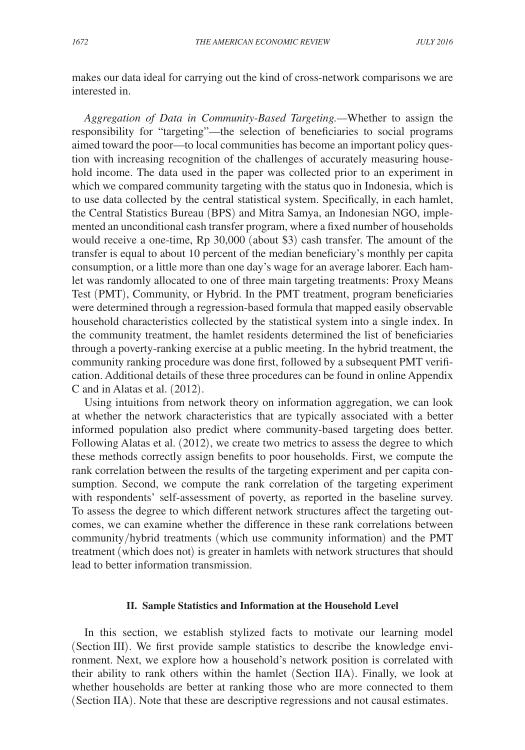makes our data ideal for carrying out the kind of cross-network comparisons we are interested in.

*Aggregation of Data in Community-Based Targeting.*—Whether to assign the responsibility for "targeting"—the selection of beneficiaries to social programs aimed toward the poor—to local communities has become an important policy question with increasing recognition of the challenges of accurately measuring household income. The data used in the paper was collected prior to an experiment in which we compared community targeting with the status quo in Indonesia, which is to use data collected by the central statistical system. Specifically, in each hamlet, the Central Statistics Bureau (BPS) and Mitra Samya, an Indonesian NGO, implemented an unconditional cash transfer program, where a fixed number of households would receive a one-time, Rp 30,000 (about \$3) cash transfer. The amount of the transfer is equal to about 10 percent of the median beneficiary's monthly per capita consumption, or a little more than one day's wage for an average laborer. Each hamlet was randomly allocated to one of three main targeting treatments: Proxy Means Test (PMT), Community, or Hybrid. In the PMT treatment, program beneficiaries were determined through a regression-based formula that mapped easily observable household characteristics collected by the statistical system into a single index. In the community treatment, the hamlet residents determined the list of beneficiaries through a poverty-ranking exercise at a public meeting. In the hybrid treatment, the community ranking procedure was done first, followed by a subsequent PMT verification. Additional details of these three procedures can be found in online Appendix C and in Alatas et al. (2012).

Using intuitions from network theory on information aggregation, we can look at whether the network characteristics that are typically associated with a better informed population also predict where community-based targeting does better. Following Alatas et al. (2012), we create two metrics to assess the degree to which these methods correctly assign benefits to poor households. First, we compute the rank correlation between the results of the targeting experiment and per capita consumption. Second, we compute the rank correlation of the targeting experiment with respondents' self-assessment of poverty, as reported in the baseline survey. To assess the degree to which different network structures affect the targeting outcomes, we can examine whether the difference in these rank correlations between community/hybrid treatments (which use community information) and the PMT treatment (which does not) is greater in hamlets with network structures that should lead to better information transmission.

## II. Sample Statistics and Information at the Household Level

In this section, we establish stylized facts to motivate our learning model (Section III). We first provide sample statistics to describe the knowledge environment. Next, we explore how a household's network position is correlated with their ability to rank others within the hamlet (Section IIA). Finally, we look at whether households are better at ranking those who are more connected to them (Section IIA). Note that these are descriptive regressions and not causal estimates.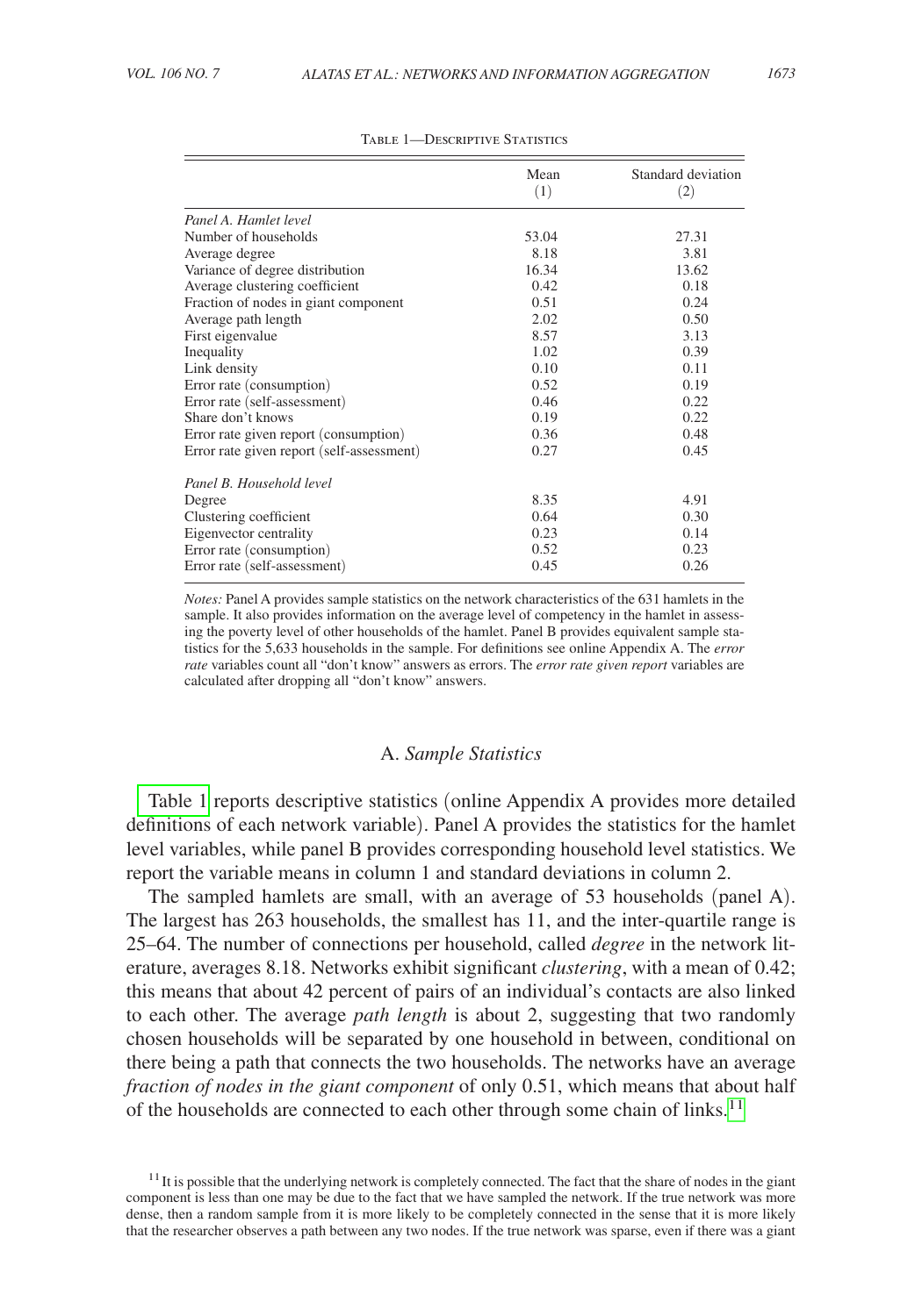Table 1—Descriptive Statistics

| | Mean (1) | Standard deviation (2) |
|---|---|---|
| *Panel A. Hamlet level* | | |
| Number of households | 53.04 | 27.31 |
| Average degree | 8.18 | 3.81 |
| Variance of degree distribution | 16.34 | 13.62 |
| Average clustering coefficient | 0.42 | 0.18 |
| Fraction of nodes in giant component | 0.51 | 0.24 |
| Average path length | 2.02 | 0.50 |
| First eigenvalue | 8.57 | 3.13 |
| Inequality | 1.02 | 0.39 |
| Link density | 0.10 | 0.11 |
| Error rate (consumption) | 0.52 | 0.19 |
| Error rate (self-assessment) | 0.46 | 0.22 |
| Share don't knows | 0.19 | 0.22 |
| Error rate given report (consumption) | 0.36 | 0.48 |
| Error rate given report (self-assessment) | 0.27 | 0.45 |
| *Panel B. Household level* | | |
| Degree | 8.35 | 4.91 |
| Clustering coefficient | 0.64 | 0.30 |
| Eigenvector centrality | 0.23 | 0.14 |
| Error rate (consumption) | 0.52 | 0.23 |
| Error rate (self-assessment) | 0.45 | 0.26 |

*Notes:* Panel A provides sample statistics on the network characteristics of the 631 hamlets in the sample. It also provides information on the average level of competency in the hamlet in assessing the poverty level of other households of the hamlet. Panel B provides equivalent sample statistics for the 5,633 households in the sample. For definitions see online Appendix A. The *error rate* variables count all "don't know" answers as errors. The *error rate given report* variables are calculated after dropping all "don't know" answers.

## A. *Sample Statistics*

Table 1 reports descriptive statistics (online Appendix A provides more detailed definitions of each network variable). Panel A provides the statistics for the hamlet level variables, while panel B provides corresponding household level statistics. We report the variable means in column 1 and standard deviations in column 2.

The sampled hamlets are small, with an average of 53 households (panel A). The largest has 263 households, the smallest has 11, and the inter-quartile range is 25–64. The number of connections per household, called *degree* in the network literature, averages 8.18. Networks exhibit significant *clustering*, with a mean of 0.42; this means that about 42 percent of pairs of an individual's contacts are also linked to each other. The average *path length* is about 2, suggesting that two randomly chosen households will be separated by one household in between, conditional on there being a path that connects the two households. The networks have an average *fraction of nodes in the giant component* of only 0.51, which means that about half of the households are connected to each other through some chain of links.[11]

[11] It is possible that the underlying network is completely connected. The fact that the share of nodes in the giant component is less than one may be due to the fact that we have sampled the network. If the true network was more dense, then a random sample from it is more likely to be completely connected in the sense that it is more likely that the researcher observes a path between any two nodes. If the true network was sparse, even if there was a giant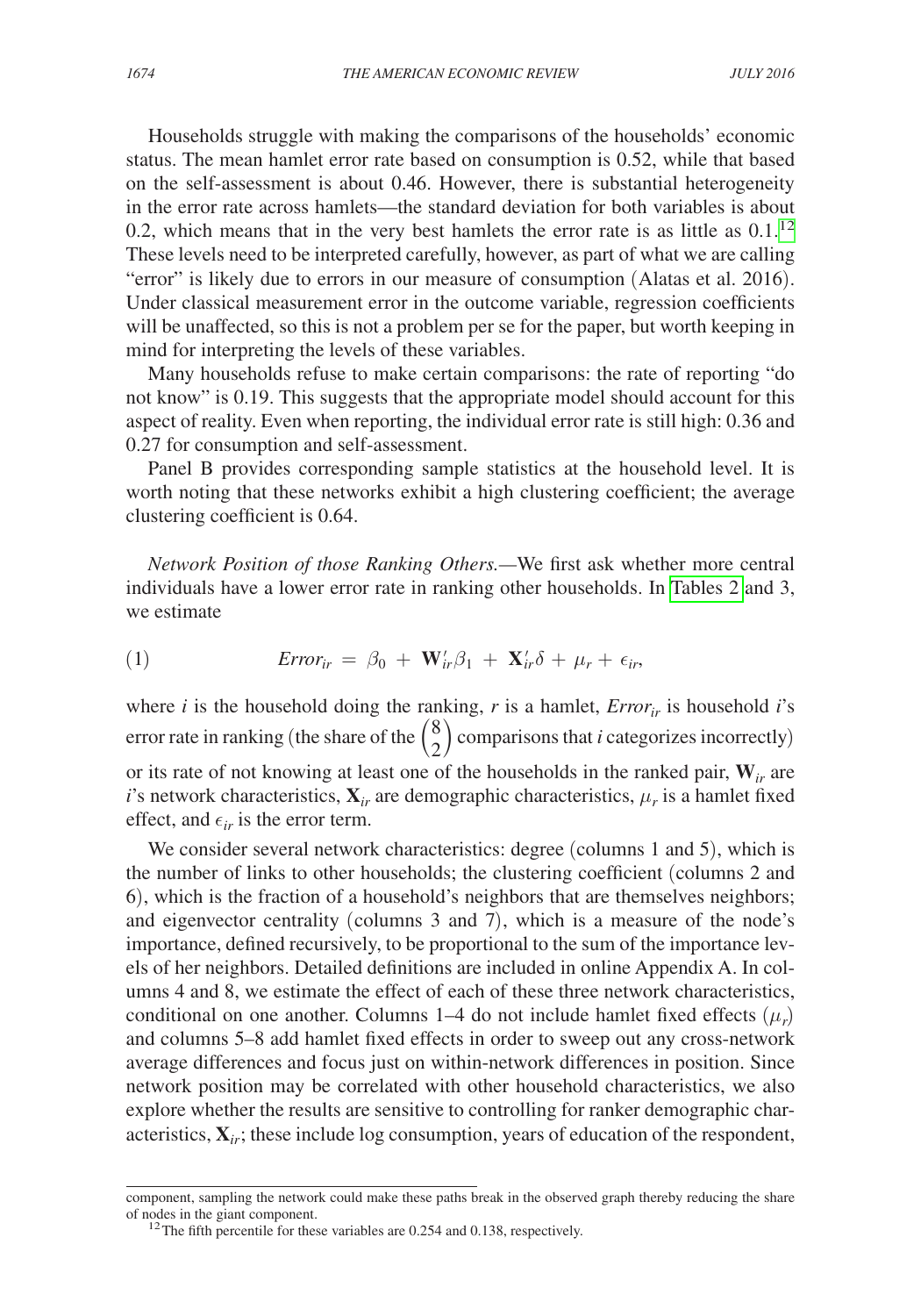Households struggle with making the comparisons of the households' economic status. The mean hamlet error rate based on consumption is 0.52, while that based on the self-assessment is about 0.46. However, there is substantial heterogeneity in the error rate across hamlets—the standard deviation for both variables is about 0.2, which means that in the very best hamlets the error rate is as little as 0.1.[12] These levels need to be interpreted carefully, however, as part of what we are calling "error" is likely due to errors in our measure of consumption (Alatas et al. 2016). Under classical measurement error in the outcome variable, regression coefficients will be unaffected, so this is not a problem per se for the paper, but worth keeping in mind for interpreting the levels of these variables.

Many households refuse to make certain comparisons: the rate of reporting "do not know" is 0.19. This suggests that the appropriate model should account for this aspect of reality. Even when reporting, the individual error rate is still high: 0.36 and 0.27 for consumption and self-assessment.

Panel B provides corresponding sample statistics at the household level. It is worth noting that these networks exhibit a high clustering coefficient; the average clustering coefficient is 0.64.

*Network Position of those Ranking Others.*—We first ask whether more central individuals have a lower error rate in ranking other households. In Tables 2 and 3, we estimate

$$Error_{ir} = \beta_0 + \mathbf{W}_{ir}'\beta_1 + \mathbf{X}_{ir}'\delta + \mu_r + \epsilon_{ir}, \tag{1}$$

where $i$ is the household doing the ranking, $r$ is a hamlet, $Error_{ir}$ is household $i$'s error rate in ranking (the share of the $\binom{8}{2}$ comparisons that $i$ categorizes incorrectly) or its rate of not knowing at least one of the households in the ranked pair, $\mathbf{W}_{ir}$ are $i$'s network characteristics, $\mathbf{X}_{ir}$ are demographic characteristics, $\mu_r$ is a hamlet fixed effect, and $\epsilon_{ir}$ is the error term.

We consider several network characteristics: degree (columns 1 and 5), which is the number of links to other households; the clustering coefficient (columns 2 and 6), which is the fraction of a household's neighbors that are themselves neighbors; and eigenvector centrality (columns 3 and 7), which is a measure of the node's importance, defined recursively, to be proportional to the sum of the importance levels of her neighbors. Detailed definitions are included in online Appendix A. In columns 4 and 8, we estimate the effect of each of these three network characteristics, conditional on one another. Columns 1–4 do not include hamlet fixed effects ($\mu_r$) and columns 5–8 add hamlet fixed effects in order to sweep out any cross-network average differences and focus just on within-network differences in position. Since network position may be correlated with other household characteristics, we also explore whether the results are sensitive to controlling for ranker demographic characteristics, $\mathbf{X}_{ir}$; these include log consumption, years of education of the respondent,

component, sampling the network could make these paths break in the observed graph thereby reducing the share of nodes in the giant component.

[12] The fifth percentile for these variables are 0.254 and 0.138, respectively.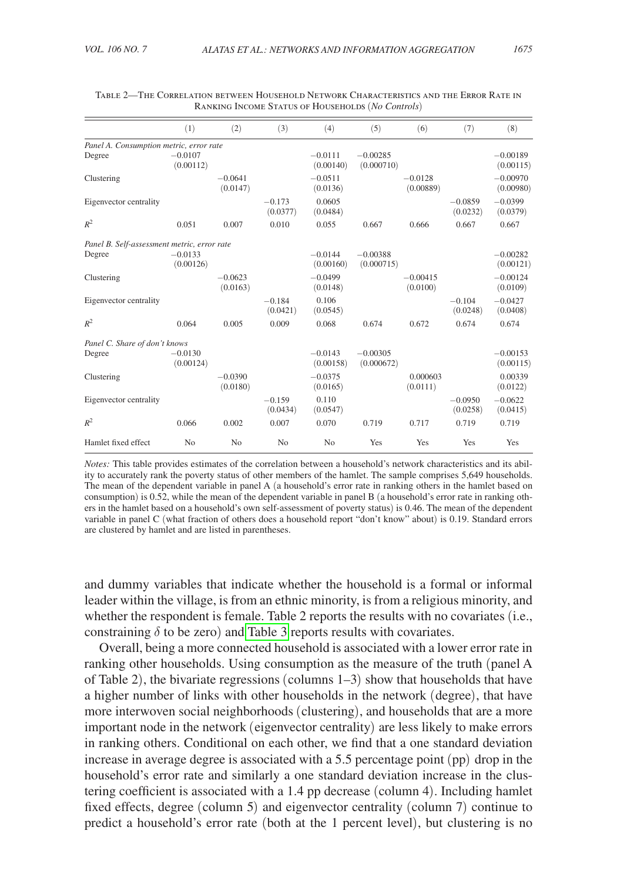Table 2—The Correlation between Household Network Characteristics and the Error Rate in Ranking Income Status of Households (*No Controls*)

| | (1) | (2) | (3) | (4) | (5) | (6) | (7) | (8) |
|---|---|---|---|---|---|---|---|---|
| *Panel A. Consumption metric, error rate* | | | | | | | | |
| Degree | −0.0107 | | | −0.0111 | −0.00285 | | | −0.00189 |
| | (0.00112) | | | (0.00140) | (0.000710) | | | (0.00115) |
| Clustering | | −0.0641 | | −0.0511 | | −0.0128 | | −0.00970 |
| | | (0.0147) | | (0.0136) | | (0.00889) | | (0.00980) |
| Eigenvector centrality | | | −0.173 | 0.0605 | | | −0.0859 | −0.0399 |
| | | | (0.0377) | (0.0484) | | | (0.0232) | (0.0379) |
| $R^2$ | 0.051 | 0.007 | 0.010 | 0.055 | 0.667 | 0.666 | 0.667 | 0.667 |
| *Panel B. Self-assessment metric, error rate* | | | | | | | | |
| Degree | −0.0133 | | | −0.0144 | −0.00388 | | | −0.00282 |
| | (0.00126) | | | (0.00160) | (0.000715) | | | (0.00121) |
| Clustering | | −0.0623 | | −0.0499 | | −0.00415 | | −0.00124 |
| | | (0.0163) | | (0.0148) | | (0.0100) | | (0.0109) |
| Eigenvector centrality | | | −0.184 | 0.106 | | | −0.104 | −0.0427 |
| | | | (0.0421) | (0.0545) | | | (0.0248) | (0.0408) |
| $R^2$ | 0.064 | 0.005 | 0.009 | 0.068 | 0.674 | 0.672 | 0.674 | 0.674 |
| *Panel C. Share of don't knows* | | | | | | | | |
| Degree | −0.0130 | | | −0.0143 | −0.00305 | | | −0.00153 |
| | (0.00124) | | | (0.00158) | (0.000672) | | | (0.00115) |
| Clustering | | −0.0390 | | −0.0375 | | 0.000603 | | 0.00339 |
| | | (0.0180) | | (0.0165) | | (0.0111) | | (0.0122) |
| Eigenvector centrality | | | −0.159 | 0.110 | | | −0.0950 | −0.0622 |
| | | | (0.0434) | (0.0547) | | | (0.0258) | (0.0415) |
| $R^2$ | 0.066 | 0.002 | 0.007 | 0.070 | 0.719 | 0.717 | 0.719 | 0.719 |
| Hamlet fixed effect | No | No | No | No | Yes | Yes | Yes | Yes |

*Notes:* This table provides estimates of the correlation between a household's network characteristics and its ability to accurately rank the poverty status of other members of the hamlet. The sample comprises 5,649 households. The mean of the dependent variable in panel A (a household's error rate in ranking others in the hamlet based on consumption) is 0.52, while the mean of the dependent variable in panel B (a household's error rate in ranking others in the hamlet based on a household's own self-assessment of poverty status) is 0.46. The mean of the dependent variable in panel C (what fraction of others does a household report "don't know" about) is 0.19. Standard errors are clustered by hamlet and are listed in parentheses.

and dummy variables that indicate whether the household is a formal or informal leader within the village, is from an ethnic minority, is from a religious minority, and whether the respondent is female. Table 2 reports the results with no covariates (i.e., constraining $\delta$ to be zero) and Table 3 reports results with covariates.

Overall, being a more connected household is associated with a lower error rate in ranking other households. Using consumption as the measure of the truth (panel A of Table 2), the bivariate regressions (columns 1–3) show that households that have a higher number of links with other households in the network (degree), that have more interwoven social neighborhoods (clustering), and households that are a more important node in the network (eigenvector centrality) are less likely to make errors in ranking others. Conditional on each other, we find that a one standard deviation increase in average degree is associated with a 5.5 percentage point (pp) drop in the household's error rate and similarly a one standard deviation increase in the clustering coefficient is associated with a 1.4 pp decrease (column 4). Including hamlet fixed effects, degree (column 5) and eigenvector centrality (column 7) continue to predict a household's error rate (both at the 1 percent level), but clustering is no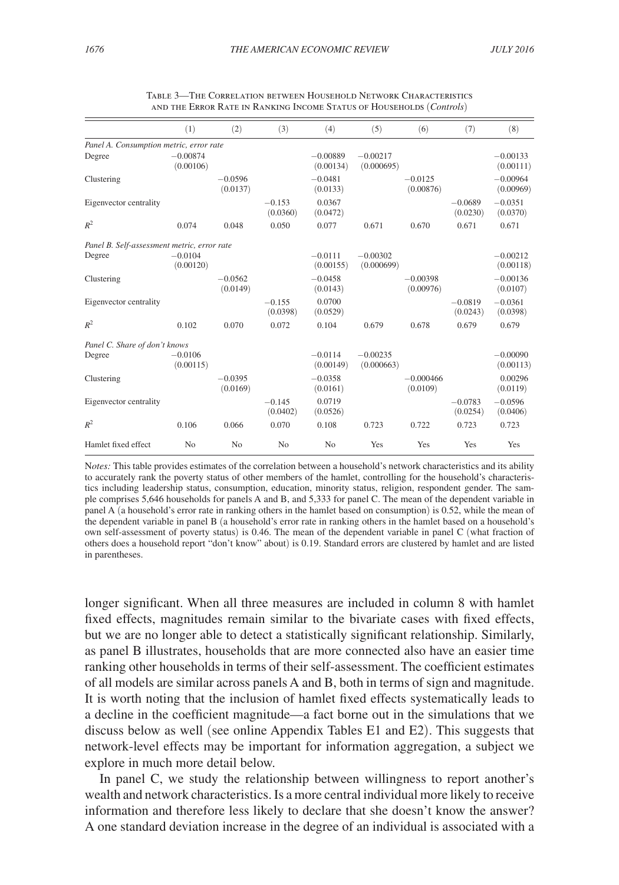Table 3—The Correlation between Household Network Characteristics and the Error Rate in Ranking Income Status of Households (*Controls*)

| | (1) | (2) | (3) | (4) | (5) | (6) | (7) | (8) |
|---|---|---|---|---|---|---|---|---|
| *Panel A. Consumption metric, error rate* | | | | | | | | |
| Degree | −0.00874 | | | −0.00889 | −0.00217 | | | −0.00133 |
| | (0.00106) | | | (0.00134) | (0.000695) | | | (0.00111) |
| Clustering | | −0.0596 | | −0.0481 | | −0.0125 | | −0.00964 |
| | | (0.0137) | | (0.0133) | | (0.00876) | | (0.00969) |
| Eigenvector centrality | | | −0.153 | 0.0367 | | | −0.0689 | −0.0351 |
| | | | (0.0360) | (0.0472) | | | (0.0230) | (0.0370) |
| $R^2$ | 0.074 | 0.048 | 0.050 | 0.077 | 0.671 | 0.670 | 0.671 | 0.671 |
| *Panel B. Self-assessment metric, error rate* | | | | | | | | |
| Degree | −0.0104 | | | −0.0111 | −0.00302 | | | −0.00212 |
| | (0.00120) | | | (0.00155) | (0.000699) | | | (0.00118) |
| Clustering | | −0.0562 | | −0.0458 | | −0.00398 | | −0.00136 |
| | | (0.0149) | | (0.0143) | | (0.00976) | | (0.0107) |
| Eigenvector centrality | | | −0.155 | 0.0700 | | | −0.0819 | −0.0361 |
| | | | (0.0398) | (0.0529) | | | (0.0243) | (0.0398) |
| $R^2$ | 0.102 | 0.070 | 0.072 | 0.104 | 0.679 | 0.678 | 0.679 | 0.679 |
| *Panel C. Share of don't knows* | | | | | | | | |
| Degree | −0.0106 | | | −0.0114 | −0.00235 | | | −0.00090 |
| | (0.00115) | | | (0.00149) | (0.000663) | | | (0.00113) |
| Clustering | | −0.0395 | | −0.0358 | | −0.000466 | | 0.00296 |
| | | (0.0169) | | (0.0161) | | (0.0109) | | (0.0119) |
| Eigenvector centrality | | | −0.145 | 0.0719 | | | −0.0783 | −0.0596 |
| | | | (0.0402) | (0.0526) | | | (0.0254) | (0.0406) |
| $R^2$ | 0.106 | 0.066 | 0.070 | 0.108 | 0.723 | 0.722 | 0.723 | 0.723 |
| Hamlet fixed effect | No | No | No | No | Yes | Yes | Yes | Yes |

*Notes:* This table provides estimates of the correlation between a household's network characteristics and its ability to accurately rank the poverty status of other members of the hamlet, controlling for the household's characteristics including leadership status, consumption, education, minority status, religion, respondent gender. The sample comprises 5,646 households for panels A and B, and 5,333 for panel C. The mean of the dependent variable in panel A (a household's error rate in ranking others in the hamlet based on consumption) is 0.52, while the mean of the dependent variable in panel B (a household's error rate in ranking others in the hamlet based on a household's own self-assessment of poverty status) is 0.46. The mean of the dependent variable in panel C (what fraction of others does a household report "don't know" about) is 0.19. Standard errors are clustered by hamlet and are listed in parentheses.

longer significant. When all three measures are included in column 8 with hamlet fixed effects, magnitudes remain similar to the bivariate cases with fixed effects, but we are no longer able to detect a statistically significant relationship. Similarly, as panel B illustrates, households that are more connected also have an easier time ranking other households in terms of their self-assessment. The coefficient estimates of all models are similar across panels A and B, both in terms of sign and magnitude. It is worth noting that the inclusion of hamlet fixed effects systematically leads to a decline in the coefficient magnitude—a fact borne out in the simulations that we discuss below as well (see online Appendix Tables E1 and E2). This suggests that network-level effects may be important for information aggregation, a subject we explore in much more detail below.

In panel C, we study the relationship between willingness to report another's wealth and network characteristics. Is a more central individual more likely to receive information and therefore less likely to declare that she doesn't know the answer? A one standard deviation increase in the degree of an individual is associated with a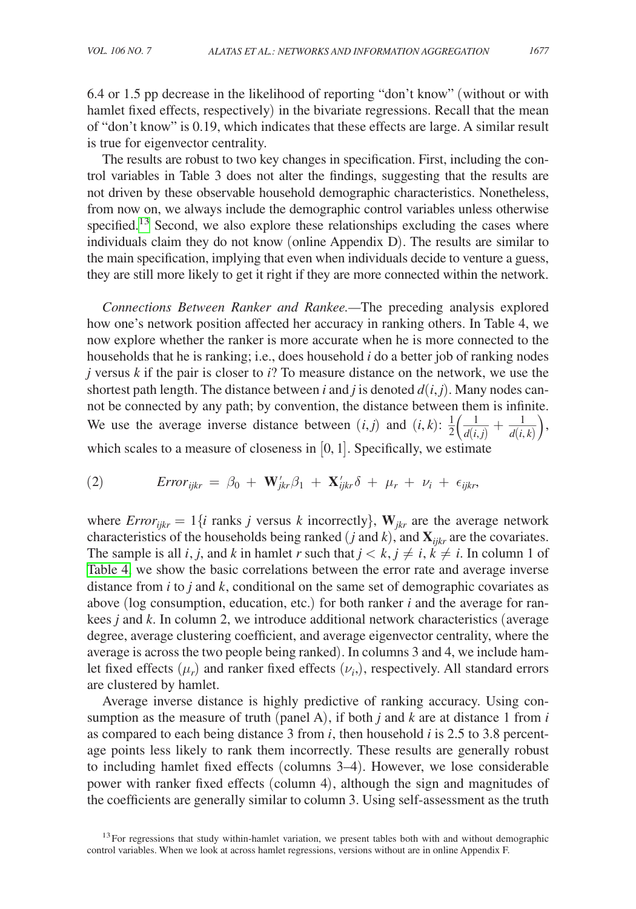6.4 or 1.5 pp decrease in the likelihood of reporting "don't know" (without or with hamlet fixed effects, respectively) in the bivariate regressions. Recall that the mean of "don't know" is 0.19, which indicates that these effects are large. A similar result is true for eigenvector centrality.

The results are robust to two key changes in specification. First, including the control variables in Table 3 does not alter the findings, suggesting that the results are not driven by these observable household demographic characteristics. Nonetheless, from now on, we always include the demographic control variables unless otherwise specified.[13] Second, we also explore these relationships excluding the cases where individuals claim they do not know (online Appendix D). The results are similar to the main specification, implying that even when individuals decide to venture a guess, they are still more likely to get it right if they are more connected within the network.

*Connections Between Ranker and Rankee.*—The preceding analysis explored how one's network position affected her accuracy in ranking others. In Table 4, we now explore whether the ranker is more accurate when he is more connected to the households that he is ranking; i.e., does household $i$ do a better job of ranking nodes $j$ versus $k$ if the pair is closer to $i$? To measure distance on the network, we use the shortest path length. The distance between $i$ and $j$ is denoted $d(i,j)$. Many nodes cannot be connected by any path; by convention, the distance between them is infinite. We use the average inverse distance between $(i,j)$ and $(i,k)$: $\frac{1}{2}\left(\frac{1}{d(i,j)} + \frac{1}{d(i,k)}\right)$, which scales to a measure of closeness in $[0,1]$. Specifically, we estimate

$$Error_{ijkr} = \beta_0 + \mathbf{W}'_{jkr}\beta_1 + \mathbf{X}'_{ijkr}\delta + \mu_r + \nu_i + \epsilon_{ijkr}, \tag{2}$$

where $Error_{ijkr} = 1\{i \text{ ranks } j \text{ versus } k \text{ incorrectly}\}$, $\mathbf{W}_{jkr}$ are the average network characteristics of the households being ranked ($j$ and $k$), and $\mathbf{X}_{ijkr}$ are the covariates. The sample is all $i$, $j$, and $k$ in hamlet $r$ such that $j < k$, $j \neq i$, $k \neq i$. In column 1 of Table 4, we show the basic correlations between the error rate and average inverse distance from $i$ to $j$ and $k$, conditional on the same set of demographic covariates as above (log consumption, education, etc.) for both ranker $i$ and the average for rankees $j$ and $k$. In column 2, we introduce additional network characteristics (average degree, average clustering coefficient, and average eigenvector centrality, where the average is across the two people being ranked). In columns 3 and 4, we include hamlet fixed effects ($\mu_r$) and ranker fixed effects ($\nu_i$,), respectively. All standard errors are clustered by hamlet.

Average inverse distance is highly predictive of ranking accuracy. Using consumption as the measure of truth (panel A), if both $j$ and $k$ are at distance 1 from $i$ as compared to each being distance 3 from $i$, then household $i$ is 2.5 to 3.8 percentage points less likely to rank them incorrectly. These results are generally robust to including hamlet fixed effects (columns 3–4). However, we lose considerable power with ranker fixed effects (column 4), although the sign and magnitudes of the coefficients are generally similar to column 3. Using self-assessment as the truth

[13] For regressions that study within-hamlet variation, we present tables both with and without demographic control variables. When we look at across hamlet regressions, versions without are in online Appendix F.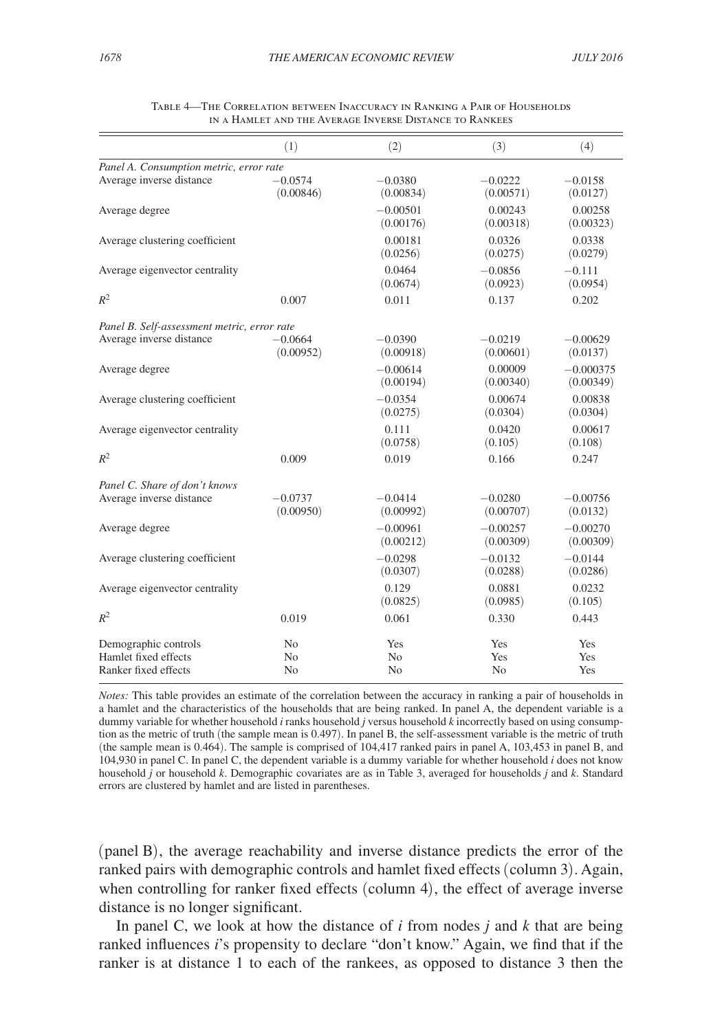Table 4—The Correlation between Inaccuracy in Ranking a Pair of Households in a Hamlet and the Average Inverse Distance to Rankees

| | (1) | (2) | (3) | (4) |
|---|---|---|---|---|
| *Panel A. Consumption metric, error rate* | | | | |
| Average inverse distance | −0.0574 | −0.0380 | −0.0222 | −0.0158 |
| | (0.00846) | (0.00834) | (0.00571) | (0.0127) |
| Average degree | | −0.00501 | 0.00243 | 0.00258 |
| | | (0.00176) | (0.00318) | (0.00323) |
| Average clustering coefficient | | 0.00181 | 0.0326 | 0.0338 |
| | | (0.0256) | (0.0275) | (0.0279) |
| Average eigenvector centrality | | 0.0464 | −0.0856 | −0.111 |
| | | (0.0674) | (0.0923) | (0.0954) |
| $R^2$ | 0.007 | 0.011 | 0.137 | 0.202 |
| *Panel B. Self-assessment metric, error rate* | | | | |
| Average inverse distance | −0.0664 | −0.0390 | −0.0219 | −0.00629 |
| | (0.00952) | (0.00918) | (0.00601) | (0.0137) |
| Average degree | | −0.00614 | 0.00009 | −0.000375 |
| | | (0.00194) | (0.00340) | (0.00349) |
| Average clustering coefficient | | −0.0354 | 0.00674 | 0.00838 |
| | | (0.0275) | (0.0304) | (0.0304) |
| Average eigenvector centrality | | 0.111 | 0.0420 | 0.00617 |
| | | (0.0758) | (0.105) | (0.108) |
| $R^2$ | 0.009 | 0.019 | 0.166 | 0.247 |
| *Panel C. Share of don't knows* | | | | |
| Average inverse distance | −0.0737 | −0.0414 | −0.0280 | −0.00756 |
| | (0.00950) | (0.00992) | (0.00707) | (0.0132) |
| Average degree | | −0.00961 | −0.00257 | −0.00270 |
| | | (0.00212) | (0.00309) | (0.00309) |
| Average clustering coefficient | | −0.0298 | −0.0132 | −0.0144 |
| | | (0.0307) | (0.0288) | (0.0286) |
| Average eigenvector centrality | | 0.129 | 0.0881 | 0.0232 |
| | | (0.0825) | (0.0985) | (0.105) |
| $R^2$ | 0.019 | 0.061 | 0.330 | 0.443 |
| Demographic controls | No | Yes | Yes | Yes |
| Hamlet fixed effects | No | No | Yes | Yes |
| Ranker fixed effects | No | No | No | Yes |

*Notes:* This table provides an estimate of the correlation between the accuracy in ranking a pair of households in a hamlet and the characteristics of the households that are being ranked. In panel A, the dependent variable is a dummy variable for whether household $i$ ranks household $j$ versus household $k$ incorrectly based on using consumption as the metric of truth (the sample mean is 0.497). In panel B, the self-assessment variable is the metric of truth (the sample mean is 0.464). The sample is comprised of 104,417 ranked pairs in panel A, 103,453 in panel B, and 104,930 in panel C. In panel C, the dependent variable is a dummy variable for whether household $i$ does not know household $j$ or household $k$. Demographic covariates are as in Table 3, averaged for households $j$ and $k$. Standard errors are clustered by hamlet and are listed in parentheses.

(panel B), the average reachability and inverse distance predicts the error of the ranked pairs with demographic controls and hamlet fixed effects (column 3). Again, when controlling for ranker fixed effects (column 4), the effect of average inverse distance is no longer significant.

In panel C, we look at how the distance of $i$ from nodes $j$ and $k$ that are being ranked influences $i$'s propensity to declare "don't know." Again, we find that if the ranker is at distance 1 to each of the rankees, as opposed to distance 3 then the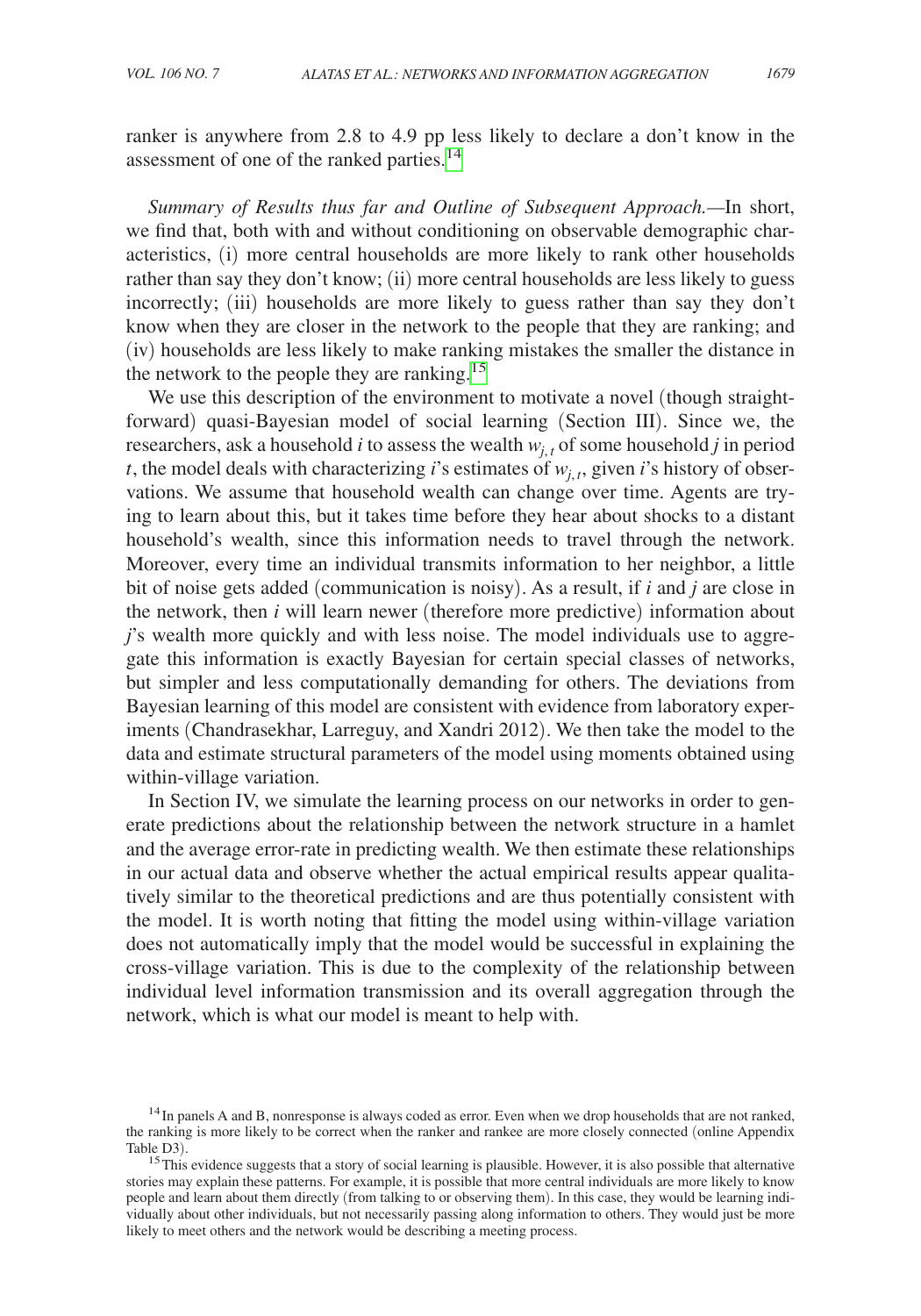ranker is anywhere from 2.8 to 4.9 pp less likely to declare a don't know in the assessment of one of the ranked parties.[14]

*Summary of Results thus far and Outline of Subsequent Approach.*—In short, we find that, both with and without conditioning on observable demographic characteristics, (i) more central households are more likely to rank other households rather than say they don't know; (ii) more central households are less likely to guess incorrectly; (iii) households are more likely to guess rather than say they don't know when they are closer in the network to the people that they are ranking; and (iv) households are less likely to make ranking mistakes the smaller the distance in the network to the people they are ranking.[15]

We use this description of the environment to motivate a novel (though straightforward) quasi-Bayesian model of social learning (Section III). Since we, the researchers, ask a household $i$ to assess the wealth $w_{j,t}$ of some household $j$ in period $t$, the model deals with characterizing $i$'s estimates of $w_{j,t}$, given $i$'s history of observations. We assume that household wealth can change over time. Agents are trying to learn about this, but it takes time before they hear about shocks to a distant household's wealth, since this information needs to travel through the network. Moreover, every time an individual transmits information to her neighbor, a little bit of noise gets added (communication is noisy). As a result, if $i$ and $j$ are close in the network, then $i$ will learn newer (therefore more predictive) information about $j$'s wealth more quickly and with less noise. The model individuals use to aggregate this information is exactly Bayesian for certain special classes of networks, but simpler and less computationally demanding for others. The deviations from Bayesian learning of this model are consistent with evidence from laboratory experiments (Chandrasekhar, Larreguy, and Xandri 2012). We then take the model to the data and estimate structural parameters of the model using moments obtained using within-village variation.

In Section IV, we simulate the learning process on our networks in order to generate predictions about the relationship between the network structure in a hamlet and the average error-rate in predicting wealth. We then estimate these relationships in our actual data and observe whether the actual empirical results appear qualitatively similar to the theoretical predictions and are thus potentially consistent with the model. It is worth noting that fitting the model using within-village variation does not automatically imply that the model would be successful in explaining the cross-village variation. This is due to the complexity of the relationship between individual level information transmission and its overall aggregation through the network, which is what our model is meant to help with.

[14] In panels A and B, nonresponse is always coded as error. Even when we drop households that are not ranked, the ranking is more likely to be correct when the ranker and rankee are more closely connected (online Appendix Table D3).

[15] This evidence suggests that a story of social learning is plausible. However, it is also possible that alternative stories may explain these patterns. For example, it is possible that more central individuals are more likely to know people and learn about them directly (from talking to or observing them). In this case, they would be learning individually about other individuals, but not necessarily passing along information to others. They would just be more likely to meet others and the network would be describing a meeting process.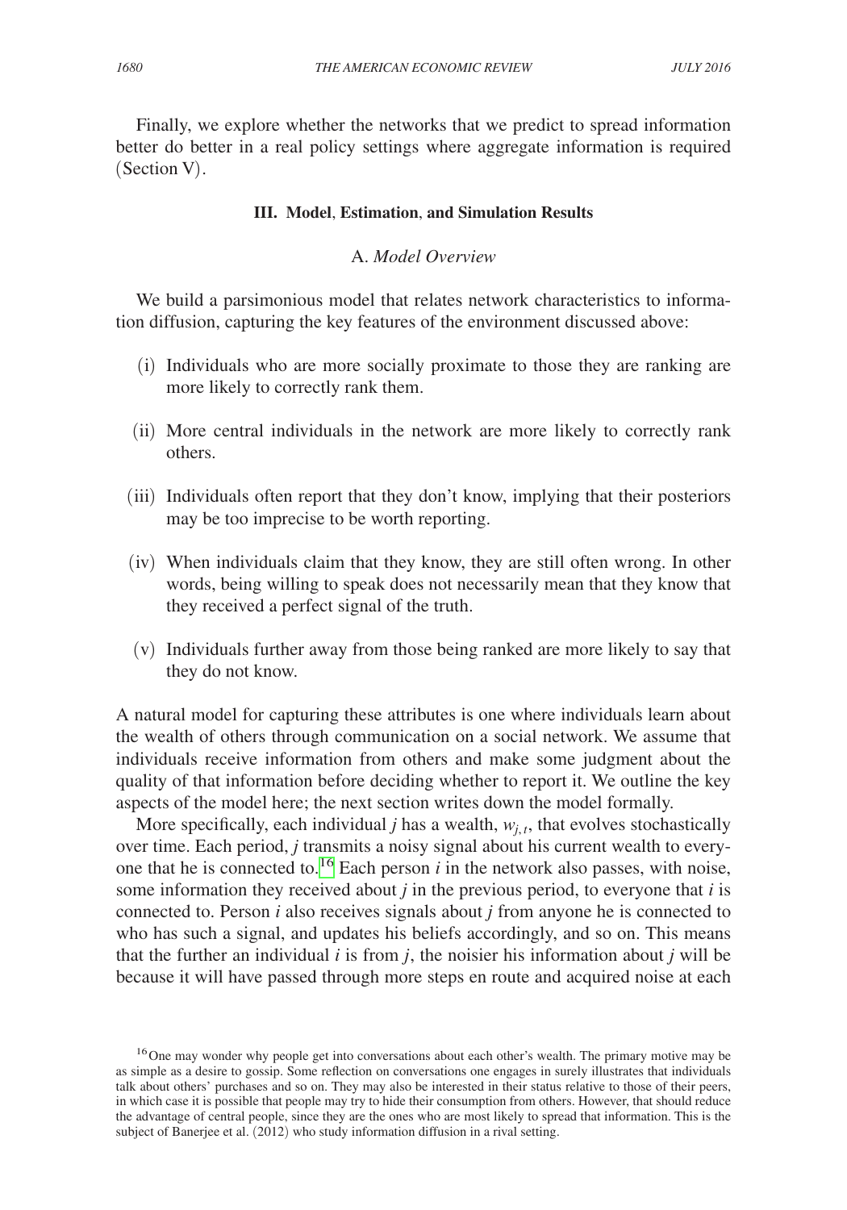Finally, we explore whether the networks that we predict to spread information better do better in a real policy settings where aggregate information is required (Section V).

## III. Model, Estimation, and Simulation Results

### A. *Model Overview*

We build a parsimonious model that relates network characteristics to information diffusion, capturing the key features of the environment discussed above:

- (i) Individuals who are more socially proximate to those they are ranking are more likely to correctly rank them.
- (ii) More central individuals in the network are more likely to correctly rank others.
- (iii) Individuals often report that they don't know, implying that their posteriors may be too imprecise to be worth reporting.
- (iv) When individuals claim that they know, they are still often wrong. In other words, being willing to speak does not necessarily mean that they know that they received a perfect signal of the truth.
- (v) Individuals further away from those being ranked are more likely to say that they do not know.

A natural model for capturing these attributes is one where individuals learn about the wealth of others through communication on a social network. We assume that individuals receive information from others and make some judgment about the quality of that information before deciding whether to report it. We outline the key aspects of the model here; the next section writes down the model formally.

More specifically, each individual $j$ has a wealth, $w_{j,t}$, that evolves stochastically over time. Each period, $j$ transmits a noisy signal about his current wealth to everyone that he is connected to.[16] Each person $i$ in the network also passes, with noise, some information they received about $j$ in the previous period, to everyone that $i$ is connected to. Person $i$ also receives signals about $j$ from anyone he is connected to who has such a signal, and updates his beliefs accordingly, and so on. This means that the further an individual $i$ is from $j$, the noisier his information about $j$ will be because it will have passed through more steps en route and acquired noise at each

[16] One may wonder why people get into conversations about each other's wealth. The primary motive may be as simple as a desire to gossip. Some reflection on conversations one engages in surely illustrates that individuals talk about others' purchases and so on. They may also be interested in their status relative to those of their peers, in which case it is possible that people may try to hide their consumption from others. However, that should reduce the advantage of central people, since they are the ones who are most likely to spread that information. This is the subject of Banerjee et al. (2012) who study information diffusion in a rival setting.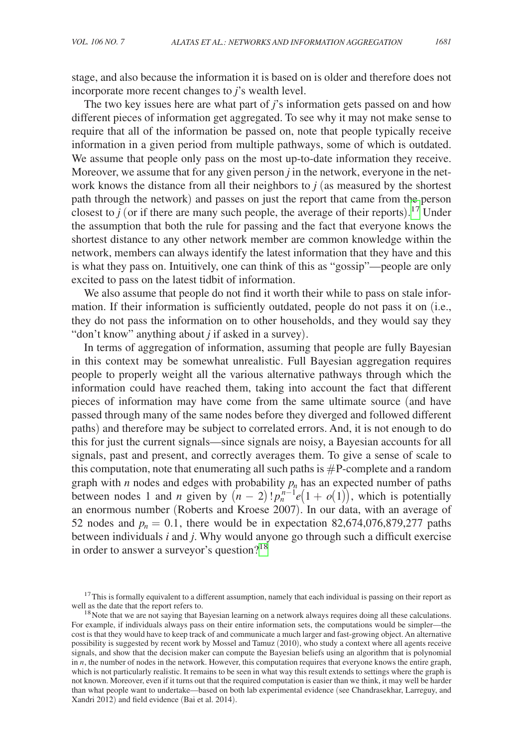stage, and also because the information it is based on is older and therefore does not incorporate more recent changes to $j$'s wealth level.

The two key issues here are what part of $j$'s information gets passed on and how different pieces of information get aggregated. To see why it may not make sense to require that all of the information be passed on, note that people typically receive information in a given period from multiple pathways, some of which is outdated. We assume that people only pass on the most up-to-date information they receive. Moreover, we assume that for any given person $j$ in the network, everyone in the network knows the distance from all their neighbors to $j$ (as measured by the shortest path through the network) and passes on just the report that came from the person closest to $j$ (or if there are many such people, the average of their reports).[17] Under the assumption that both the rule for passing and the fact that everyone knows the shortest distance to any other network member are common knowledge within the network, members can always identify the latest information that they have and this is what they pass on. Intuitively, one can think of this as "gossip"—people are only excited to pass on the latest tidbit of information.

We also assume that people do not find it worth their while to pass on stale information. If their information is sufficiently outdated, people do not pass it on (i.e., they do not pass the information on to other households, and they would say they "don't know" anything about $j$ if asked in a survey).

In terms of aggregation of information, assuming that people are fully Bayesian in this context may be somewhat unrealistic. Full Bayesian aggregation requires people to properly weight all the various alternative pathways through which the information could have reached them, taking into account the fact that different pieces of information may have come from the same ultimate source (and have passed through many of the same nodes before they diverged and followed different paths) and therefore may be subject to correlated errors. And, it is not enough to do this for just the current signals—since signals are noisy, a Bayesian accounts for all signals, past and present, and correctly averages them. To give a sense of scale to this computation, note that enumerating all such paths is #P-complete and a random graph with $n$ nodes and edges with probability $p_n$ has an expected number of paths between nodes 1 and $n$ given by $(n-2)!\,p_n^{n-1}e(1+o(1))$, which is potentially an enormous number (Roberts and Kroese 2007). In our data, with an average of 52 nodes and $p_n = 0.1$, there would be in expectation 82,674,076,879,277 paths between individuals $i$ and $j$. Why would anyone go through such a difficult exercise in order to answer a surveyor's question?[18]

[17] This is formally equivalent to a different assumption, namely that each individual is passing on their report as well as the date that the report refers to.

[18] Note that we are not saying that Bayesian learning on a network always requires doing all these calculations. For example, if individuals always pass on their entire information sets, the computations would be simpler—the cost is that they would have to keep track of and communicate a much larger and fast-growing object. An alternative possibility is suggested by recent work by Mossel and Tamuz (2010), who study a context where all agents receive signals, and show that the decision maker can compute the Bayesian beliefs using an algorithm that is polynomial in $n$, the number of nodes in the network. However, this computation requires that everyone knows the entire graph, which is not particularly realistic. It remains to be seen in what way this result extends to settings where the graph is not known. Moreover, even if it turns out that the required computation is easier than we think, it may well be harder than what people want to undertake—based on both lab experimental evidence (see Chandrasekhar, Larreguy, and Xandri 2012) and field evidence (Bai et al. 2014).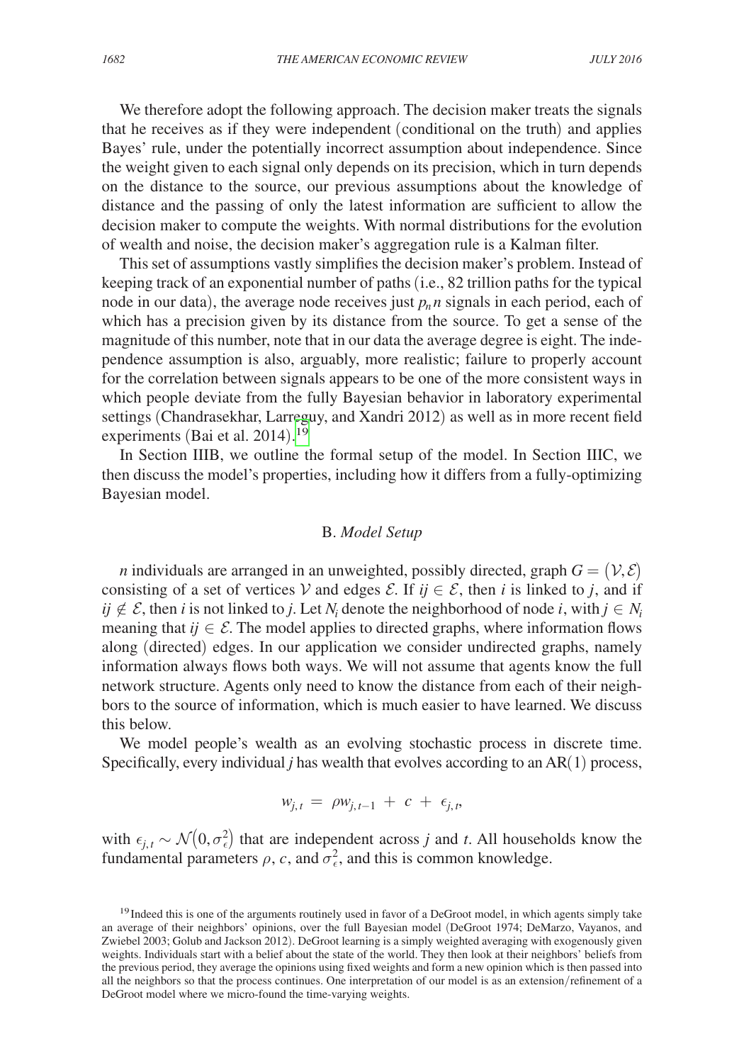We therefore adopt the following approach. The decision maker treats the signals that he receives as if they were independent (conditional on the truth) and applies Bayes' rule, under the potentially incorrect assumption about independence. Since the weight given to each signal only depends on its precision, which in turn depends on the distance to the source, our previous assumptions about the knowledge of distance and the passing of only the latest information are sufficient to allow the decision maker to compute the weights. With normal distributions for the evolution of wealth and noise, the decision maker's aggregation rule is a Kalman filter.

This set of assumptions vastly simplifies the decision maker's problem. Instead of keeping track of an exponential number of paths (i.e., 82 trillion paths for the typical node in our data), the average node receives just $p_n n$ signals in each period, each of which has a precision given by its distance from the source. To get a sense of the magnitude of this number, note that in our data the average degree is eight. The independence assumption is also, arguably, more realistic; failure to properly account for the correlation between signals appears to be one of the more consistent ways in which people deviate from the fully Bayesian behavior in laboratory experimental settings (Chandrasekhar, Larreguy, and Xandri 2012) as well as in more recent field experiments (Bai et al. 2014).[19]

In Section IIIB, we outline the formal setup of the model. In Section IIIC, we then discuss the model's properties, including how it differs from a fully-optimizing Bayesian model.

### B. *Model Setup*

$n$ individuals are arranged in an unweighted, possibly directed, graph $G = (\mathcal{V}, \mathcal{E})$ consisting of a set of vertices $\mathcal{V}$ and edges $\mathcal{E}$. If $ij \in \mathcal{E}$, then $i$ is linked to $j$, and if $ij \notin \mathcal{E}$, then $i$ is not linked to $j$. Let $N_i$ denote the neighborhood of node $i$, with $j \in N_i$ meaning that $ij \in \mathcal{E}$. The model applies to directed graphs, where information flows along (directed) edges. In our application we consider undirected graphs, namely information always flows both ways. We will not assume that agents know the full network structure. Agents only need to know the distance from each of their neighbors to the source of information, which is much easier to have learned. We discuss this below.

We model people's wealth as an evolving stochastic process in discrete time. Specifically, every individual $j$ has wealth that evolves according to an AR(1) process,

$$w_{j,t} = \rho w_{j,t-1} + c + \epsilon_{j,t},$$

with $\epsilon_{j,t} \sim \mathcal{N}(0, \sigma_\epsilon^2)$ that are independent across $j$ and $t$. All households know the fundamental parameters $\rho$, $c$, and $\sigma_\epsilon^2$, and this is common knowledge.

[19] Indeed this is one of the arguments routinely used in favor of a DeGroot model, in which agents simply take an average of their neighbors' opinions, over the full Bayesian model (DeGroot 1974; DeMarzo, Vayanos, and Zwiebel 2003; Golub and Jackson 2012). DeGroot learning is a simply weighted averaging with exogenously given weights. Individuals start with a belief about the state of the world. They then look at their neighbors' beliefs from the previous period, they average the opinions using fixed weights and form a new opinion which is then passed into all the neighbors so that the process continues. One interpretation of our model is as an extension/refinement of a DeGroot model where we micro-found the time-varying weights.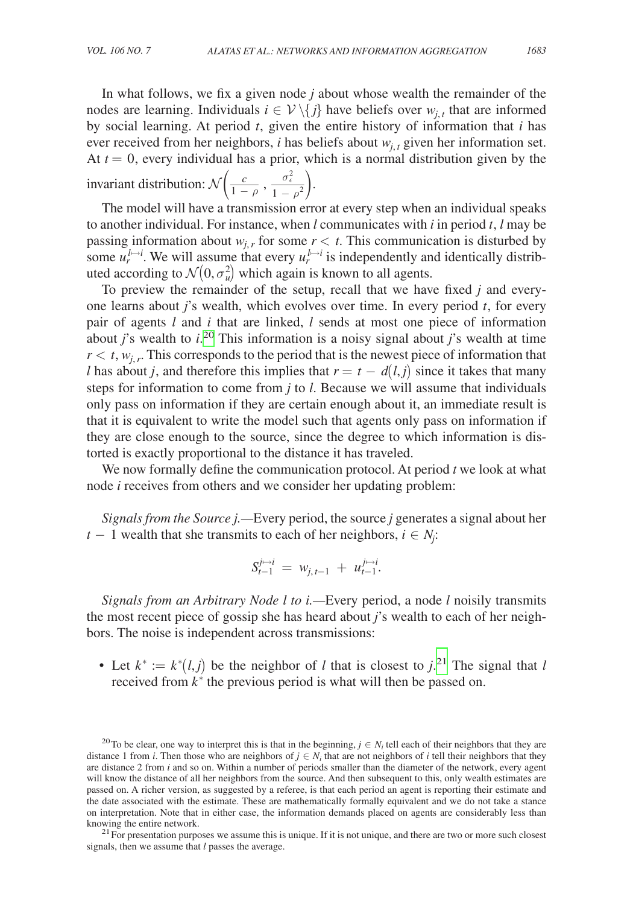In what follows, we fix a given node $j$ about whose wealth the remainder of the nodes are learning. Individuals $i \in \mathcal{V} \setminus \{j\}$ have beliefs over $w_{j,t}$ that are informed by social learning. At period $t$, given the entire history of information that $i$ has ever received from her neighbors, $i$ has beliefs about $w_{j,t}$ given her information set. At $t = 0$, every individual has a prior, which is a normal distribution given by the invariant distribution: $\mathcal{N}\left(\frac{c}{1-\rho}, \frac{\sigma_\epsilon^2}{1-\rho^2}\right)$.

The model will have a transmission error at every step when an individual speaks to another individual. For instance, when $l$ communicates with $i$ in period $t$, $l$ may be passing information about $w_{j,r}$ for some $r < t$. This communication is disturbed by some $u_r^{l \mapsto i}$. We will assume that every $u_r^{l \mapsto i}$ is independently and identically distributed according to $\mathcal{N}(0, \sigma_u^2)$ which again is known to all agents.

To preview the remainder of the setup, recall that we have fixed $j$ and everyone learns about $j$'s wealth, which evolves over time. In every period $t$, for every pair of agents $l$ and $i$ that are linked, $l$ sends at most one piece of information about $j$'s wealth to $i$.[20] This information is a noisy signal about $j$'s wealth at time $r < t$, $w_{j,r}$. This corresponds to the period that is the newest piece of information that $l$ has about $j$, and therefore this implies that $r = t - d(l,j)$ since it takes that many steps for information to come from $j$ to $l$. Because we will assume that individuals only pass on information if they are certain enough about it, an immediate result is that it is equivalent to write the model such that agents only pass on information if they are close enough to the source, since the degree to which information is distorted is exactly proportional to the distance it has traveled.

We now formally define the communication protocol. At period $t$ we look at what node $i$ receives from others and we consider her updating problem:

*Signals from the Source j.*—Every period, the source $j$ generates a signal about her $t-1$ wealth that she transmits to each of her neighbors, $i \in N_j$:

$$S_{t-1}^{j \mapsto i} = w_{j,t-1} + u_{t-1}^{j \mapsto i}.$$

*Signals from an Arbitrary Node l to i.*—Every period, a node $l$ noisily transmits the most recent piece of gossip she has heard about $j$'s wealth to each of her neighbors. The noise is independent across transmissions:

- Let $k^* := k^*(l,j)$ be the neighbor of $l$ that is closest to $j$.[21] The signal that $l$ received from $k^*$ the previous period is what will then be passed on.

[20] To be clear, one way to interpret this is that in the beginning, $j \in N_i$ tell each of their neighbors that they are distance 1 from $i$. Then those who are neighbors of $j \in N_i$ that are not neighbors of $i$ tell their neighbors that they are distance 2 from $i$ and so on. Within a number of periods smaller than the diameter of the network, every agent will know the distance of all her neighbors from the source. And then subsequent to this, only wealth estimates are passed on. A richer version, as suggested by a referee, is that each period an agent is reporting their estimate and the date associated with the estimate. These are mathematically formally equivalent and we do not take a stance on interpretation. Note that in either case, the information demands placed on agents are considerably less than knowing the entire network.

[21] For presentation purposes we assume this is unique. If it is not unique, and there are two or more such closest signals, then we assume that $l$ passes the average.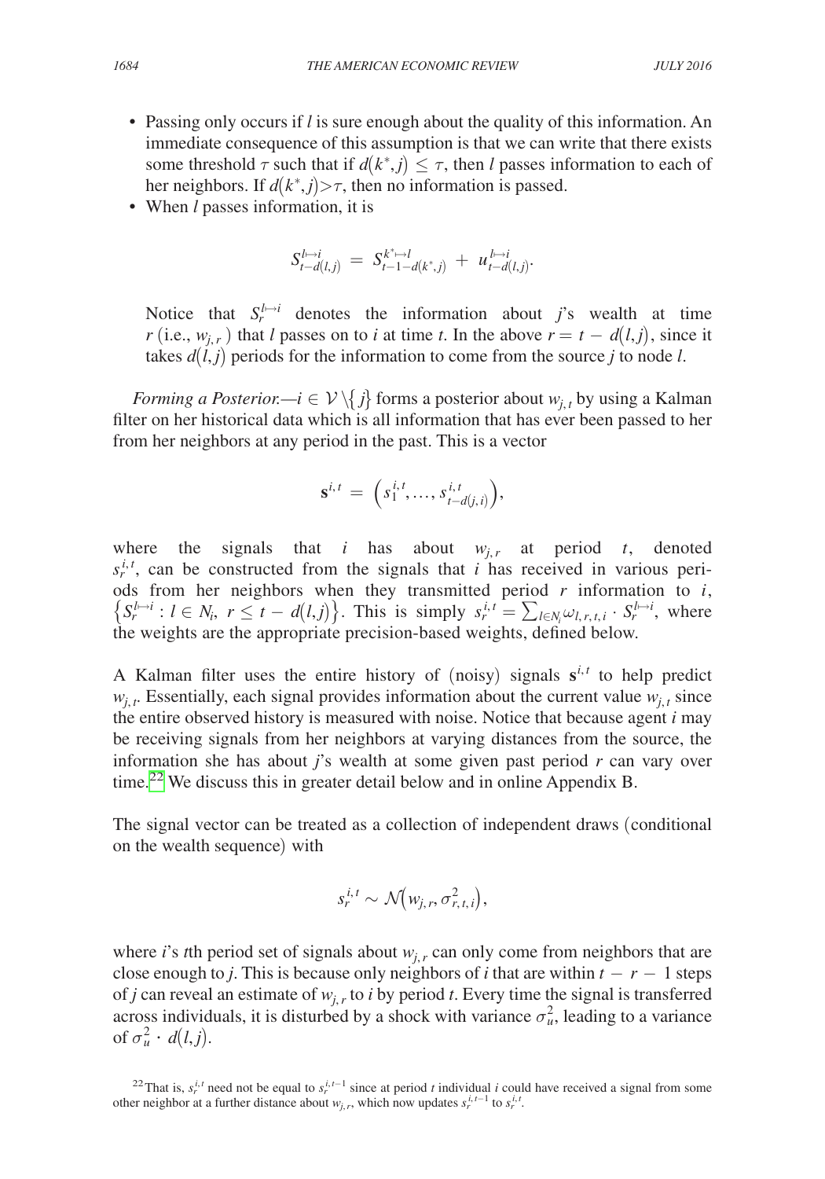- Passing only occurs if $l$ is sure enough about the quality of this information. An immediate consequence of this assumption is that we can write that there exists some threshold $\tau$ such that if $d(k^*, j) \leq \tau$, then $l$ passes information to each of her neighbors. If $d(k^*, j) > \tau$, then no information is passed.
- When $l$ passes information, it is

$$S_{t-d(l,j)}^{l \mapsto i} = S_{t-1-d(k^*,j)}^{k^* \mapsto l} + u_{t-d(l,j)}^{l \mapsto i}.$$

Notice that $S_r^{l \mapsto i}$ denotes the information about $j$'s wealth at time $r$ (i.e., $w_{j,r}$) that $l$ passes on to $i$ at time $t$. In the above $r = t - d(l,j)$, since it takes $d(l,j)$ periods for the information to come from the source $j$ to node $l$.

*Forming a Posterior.*—$i \in \mathcal{V} \setminus \{j\}$ forms a posterior about $w_{j,t}$ by using a Kalman filter on her historical data which is all information that has ever been passed to her from her neighbors at any period in the past. This is a vector

$$\mathbf{s}^{i,t} = \left(s_1^{i,t}, \ldots, s_{t-d(j,i)}^{i,t}\right),$$

where the signals that $i$ has about $w_{j,r}$ at period $t$, denoted $s_r^{i,t}$, can be constructed from the signals that $i$ has received in various periods from her neighbors when they transmitted period $r$ information to $i$, $\left\{S_r^{l \mapsto i} : l \in N_i,\ r \leq t - d(l,j)\right\}$. This is simply $s_r^{i,t} = \sum_{l \in N_i} \omega_{l,r,t,i} \cdot S_r^{l \mapsto i}$, where the weights are the appropriate precision-based weights, defined below.

A Kalman filter uses the entire history of (noisy) signals $\mathbf{s}^{i,t}$ to help predict $w_{j,t}$. Essentially, each signal provides information about the current value $w_{j,t}$ since the entire observed history is measured with noise. Notice that because agent $i$ may be receiving signals from her neighbors at varying distances from the source, the information she has about $j$'s wealth at some given past period $r$ can vary over time.[22] We discuss this in greater detail below and in online Appendix B.

The signal vector can be treated as a collection of independent draws (conditional on the wealth sequence) with

$$s_r^{i,t} \sim \mathcal{N}\left(w_{j,r}, \sigma_{r,t,i}^2\right),$$

where $i$'s $t$th period set of signals about $w_{j,r}$ can only come from neighbors that are close enough to $j$. This is because only neighbors of $i$ that are within $t - r - 1$ steps of $j$ can reveal an estimate of $w_{j,r}$ to $i$ by period $t$. Every time the signal is transferred across individuals, it is disturbed by a shock with variance $\sigma_u^2$, leading to a variance of $\sigma_u^2 \cdot d(l,j)$.

[22] That is, $s_r^{i,t}$ need not be equal to $s_r^{i,t-1}$ since at period $t$ individual $i$ could have received a signal from some other neighbor at a further distance about $w_{j,r}$, which now updates $s_r^{i,t-1}$ to $s_r^{i,t}$.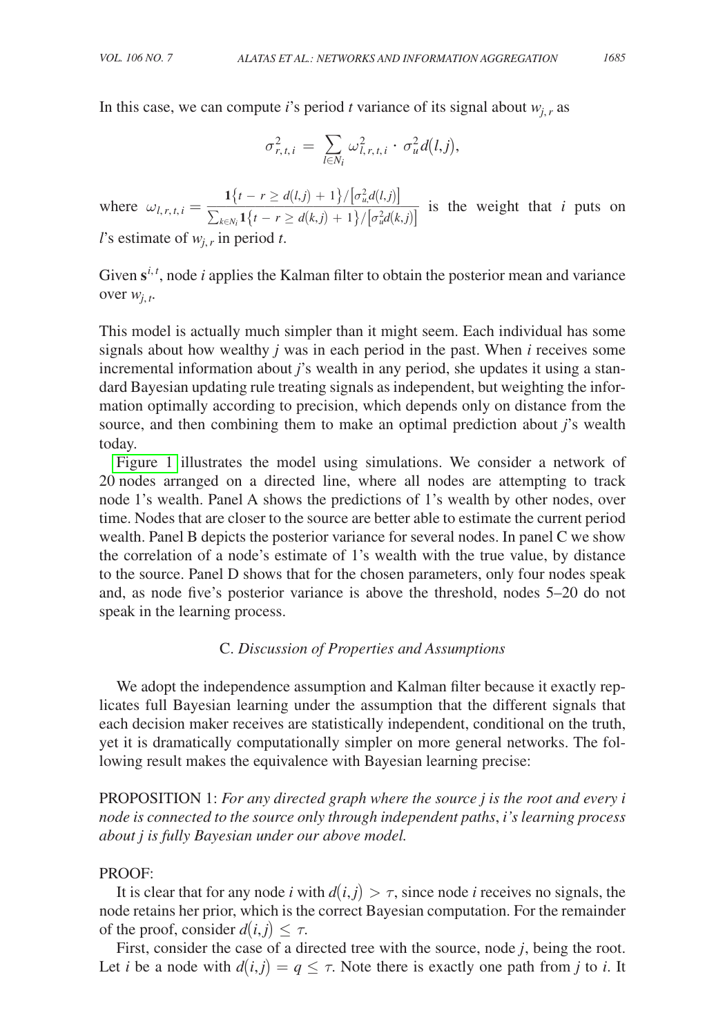In this case, we can compute $i$'s period $t$ variance of its signal about $w_{j,r}$ as

$$\sigma^2_{r,t,i} = \sum_{l \in N_i} \omega^2_{l,r,t,i} \cdot \sigma^2_u d(l,j),$$

where $\omega_{l,r,t,i} = \frac{\mathbf{1}\{t - r \geq d(l,j) + 1\}/[\sigma^2_u d(l,j)]}{\sum_{k \in N_i} \mathbf{1}\{t - r \geq d(k,j) + 1\}/[\sigma^2_u d(k,j)]}$ is the weight that $i$ puts on $l$'s estimate of $w_{j,r}$ in period $t$.

Given $\mathbf{s}^{i,t}$, node $i$ applies the Kalman filter to obtain the posterior mean and variance over $w_{j,t}$.

This model is actually much simpler than it might seem. Each individual has some signals about how wealthy $j$ was in each period in the past. When $i$ receives some incremental information about $j$'s wealth in any period, she updates it using a standard Bayesian updating rule treating signals as independent, but weighting the information optimally according to precision, which depends only on distance from the source, and then combining them to make an optimal prediction about $j$'s wealth today.

Figure 1 illustrates the model using simulations. We consider a network of 20 nodes arranged on a directed line, where all nodes are attempting to track node 1's wealth. Panel A shows the predictions of 1's wealth by other nodes, over time. Nodes that are closer to the source are better able to estimate the current period wealth. Panel B depicts the posterior variance for several nodes. In panel C we show the correlation of a node's estimate of 1's wealth with the true value, by distance to the source. Panel D shows that for the chosen parameters, only four nodes speak and, as node five's posterior variance is above the threshold, nodes 5–20 do not speak in the learning process.

### C. *Discussion of Properties and Assumptions*

We adopt the independence assumption and Kalman filter because it exactly replicates full Bayesian learning under the assumption that the different signals that each decision maker receives are statistically independent, conditional on the truth, yet it is dramatically computationally simpler on more general networks. The following result makes the equivalence with Bayesian learning precise:

PROPOSITION 1: *For any directed graph where the source $j$ is the root and every $i$ node is connected to the source only through independent paths*, *$i$'s learning process about $j$ is fully Bayesian under our above model.*

PROOF:

It is clear that for any node $i$ with $d(i,j) > \tau$, since node $i$ receives no signals, the node retains her prior, which is the correct Bayesian computation. For the remainder of the proof, consider $d(i,j) \leq \tau$.

First, consider the case of a directed tree with the source, node $j$, being the root. Let $i$ be a node with $d(i,j) = q \leq \tau$. Note there is exactly one path from $j$ to $i$. It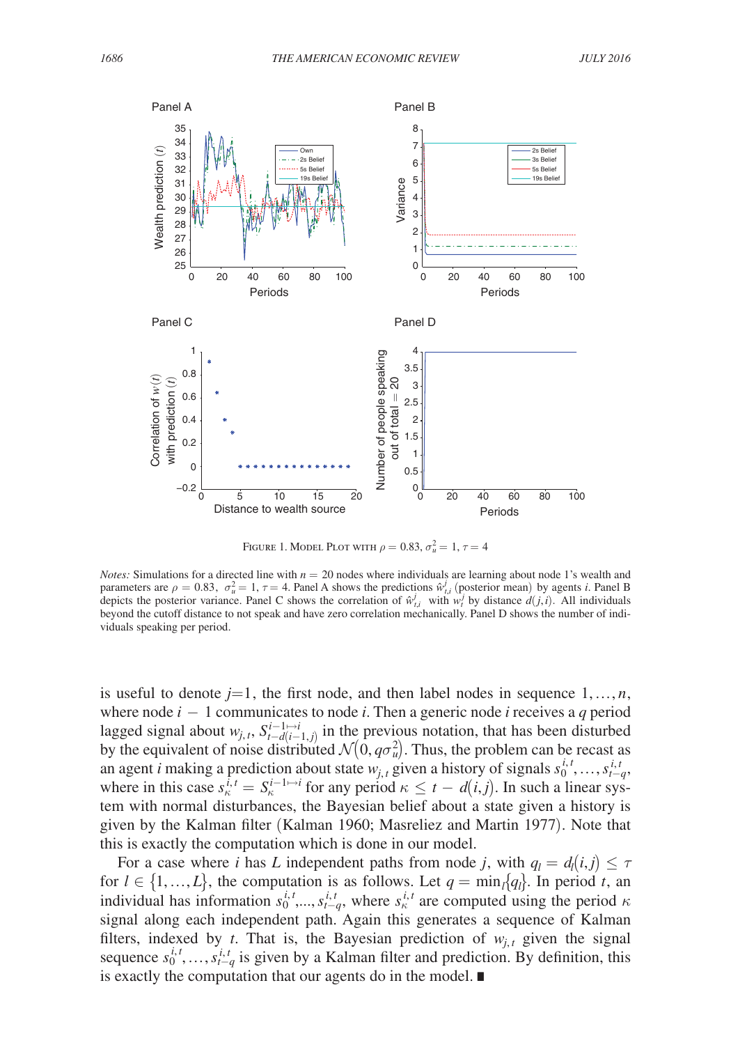FIGURE 1. MODEL PLOT WITH $\rho = 0.83$, $\sigma_u^2 = 1$, $\tau = 4$

*Notes:* Simulations for a directed line with $n = 20$ nodes where individuals are learning about node 1's wealth and parameters are $\rho = 0.83$, $\sigma_u^2 = 1$, $\tau = 4$. Panel A shows the predictions $\hat{w}_{t,i}^j$ (posterior mean) by agents $i$. Panel B depicts the posterior variance. Panel C shows the correlation of $\hat{w}_{t,i}^j$ with $w_t^j$ by distance $d(j,i)$. All individuals beyond the cutoff distance to not speak and have zero correlation mechanically. Panel D shows the number of individuals speaking per period.

is useful to denote $j=1$, the first node, and then label nodes in sequence $1,\ldots,n$, where node $i-1$ communicates to node $i$. Then a generic node $i$ receives a $q$ period lagged signal about $w_{j,t}$, $S_{t-d(i-1,j)}^{i-1 \mapsto i}$ in the previous notation, that has been disturbed by the equivalent of noise distributed $\mathcal{N}(0, q\sigma_u^2)$. Thus, the problem can be recast as an agent $i$ making a prediction about state $w_{j,t}$ given a history of signals $s_0^{i,t},\ldots,s_{t-q}^{i,t}$, where in this case $s_\kappa^{i,t} = S_\kappa^{i-1\mapsto i}$ for any period $\kappa \leq t - d(i,j)$. In such a linear system with normal disturbances, the Bayesian belief about a state given a history is given by the Kalman filter (Kalman 1960; Masreliez and Martin 1977). Note that this is exactly the computation which is done in our model.

For a case where $i$ has $L$ independent paths from node $j$, with $q_l = d_l(i,j) \leq \tau$ for $l \in \{1,\ldots,L\}$, the computation is as follows. Let $q = \min_l\{q_l\}$. In period $t$, an individual has information $s_0^{i,t}$,..., $s_{t-q}^{i,t}$, where $s_\kappa^{i,t}$ are computed using the period $\kappa$ signal along each independent path. Again this generates a sequence of Kalman filters, indexed by $t$. That is, the Bayesian prediction of $w_{j,t}$ given the signal sequence $s_0^{i,t},\ldots,s_{t-q}^{i,t}$ is given by a Kalman filter and prediction. By definition, this is exactly the computation that our agents do in the model. ∎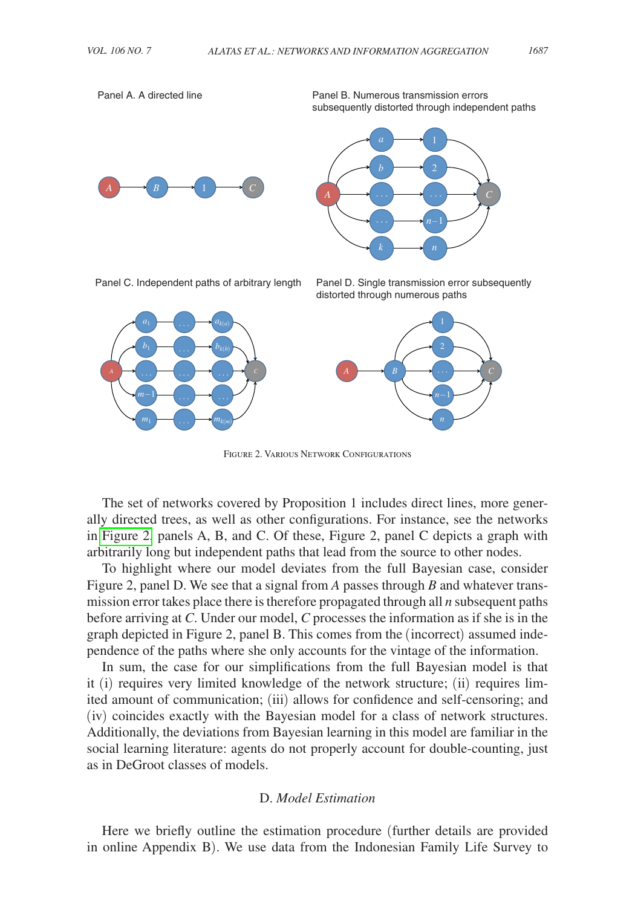Panel A. A directed line

Panel B. Numerous transmission errors subsequently distorted through independent paths

Panel C. Independent paths of arbitrary length

Panel D. Single transmission error subsequently distorted through numerous paths

Figure 2. Various Network Configurations

The set of networks covered by Proposition 1 includes direct lines, more generally directed trees, as well as other configurations. For instance, see the networks in Figure 2, panels A, B, and C. Of these, Figure 2, panel C depicts a graph with arbitrarily long but independent paths that lead from the source to other nodes.

To highlight where our model deviates from the full Bayesian case, consider Figure 2, panel D. We see that a signal from $A$ passes through $B$ and whatever transmission error takes place there is therefore propagated through all $n$ subsequent paths before arriving at $C$. Under our model, $C$ processes the information as if she is in the graph depicted in Figure 2, panel B. This comes from the (incorrect) assumed independence of the paths where she only accounts for the vintage of the information.

In sum, the case for our simplifications from the full Bayesian model is that it (i) requires very limited knowledge of the network structure; (ii) requires limited amount of communication; (iii) allows for confidence and self-censoring; and (iv) coincides exactly with the Bayesian model for a class of network structures. Additionally, the deviations from Bayesian learning in this model are familiar in the social learning literature: agents do not properly account for double-counting, just as in DeGroot classes of models.

### D. *Model Estimation*

Here we briefly outline the estimation procedure (further details are provided in online Appendix B). We use data from the Indonesian Family Life Survey to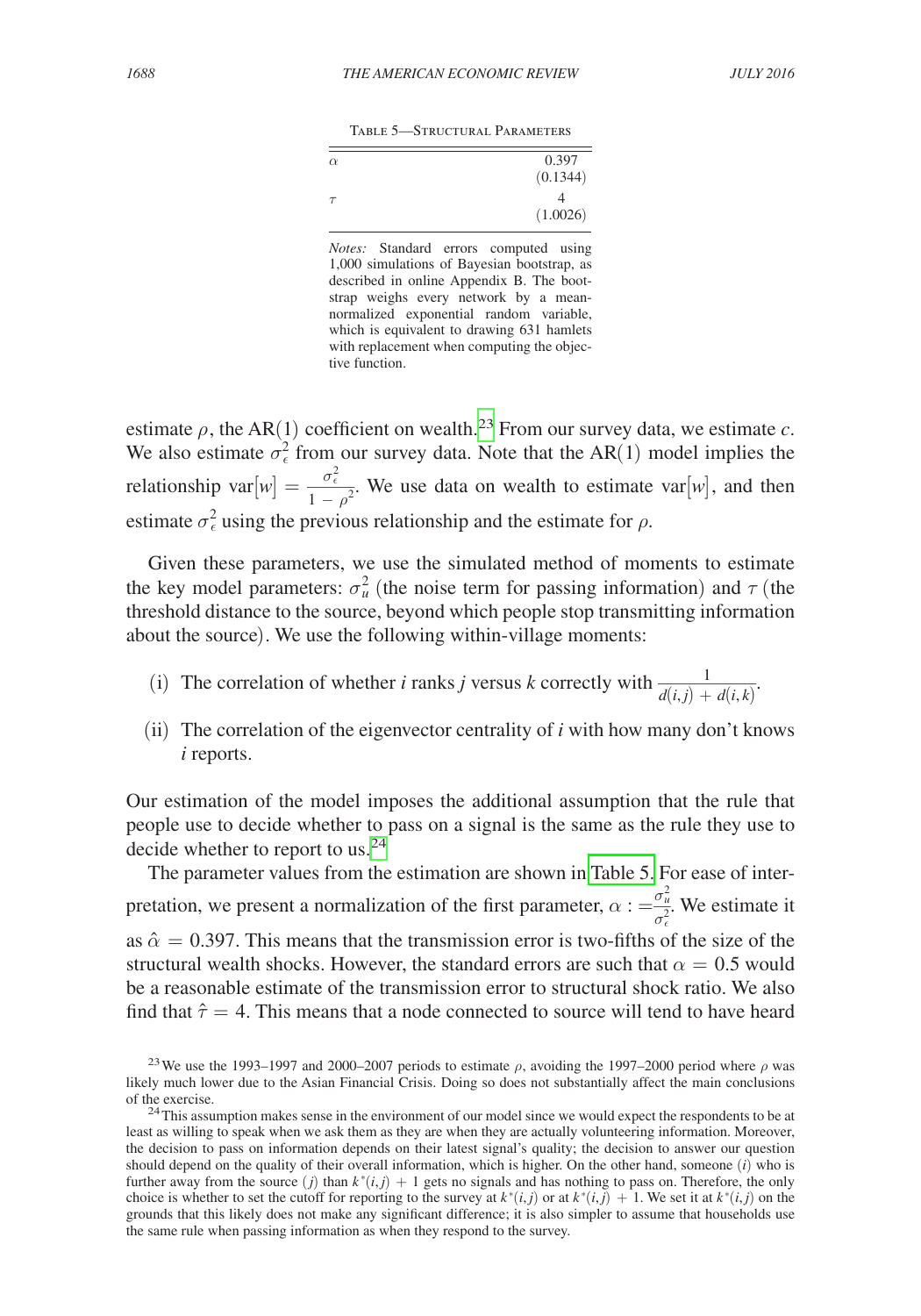Table 5—Structural Parameters

| | |
|---|---|
| $\alpha$ | 0.397 |
| | (0.1344) |
| $\tau$ | 4 |
| | (1.0026) |

*Notes:* Standard errors computed using 1,000 simulations of Bayesian bootstrap, as described in online Appendix B. The bootstrap weighs every network by a mean-normalized exponential random variable, which is equivalent to drawing 631 hamlets with replacement when computing the objective function.

estimate $\rho$, the AR(1) coefficient on wealth.[23] From our survey data, we estimate $c$. We also estimate $\sigma_\epsilon^2$ from our survey data. Note that the AR(1) model implies the relationship $\text{var}[w] = \frac{\sigma_\epsilon^2}{1 - \rho^2}$. We use data on wealth to estimate $\text{var}[w]$, and then estimate $\sigma_\epsilon^2$ using the previous relationship and the estimate for $\rho$.

Given these parameters, we use the simulated method of moments to estimate the key model parameters: $\sigma_u^2$ (the noise term for passing information) and $\tau$ (the threshold distance to the source, beyond which people stop transmitting information about the source). We use the following within-village moments:

(i) The correlation of whether $i$ ranks $j$ versus $k$ correctly with $\frac{1}{d(i,j) + d(i,k)}$.

(ii) The correlation of the eigenvector centrality of $i$ with how many don't knows $i$ reports.

Our estimation of the model imposes the additional assumption that the rule that people use to decide whether to pass on a signal is the same as the rule they use to decide whether to report to us.[24]

The parameter values from the estimation are shown in Table 5. For ease of interpretation, we present a normalization of the first parameter, $\alpha := \frac{\sigma_u^2}{\sigma_\epsilon^2}$. We estimate it as $\hat{\alpha} = 0.397$. This means that the transmission error is two-fifths of the size of the structural wealth shocks. However, the standard errors are such that $\alpha = 0.5$ would be a reasonable estimate of the transmission error to structural shock ratio. We also find that $\hat{\tau} = 4$. This means that a node connected to source will tend to have heard

[23] We use the 1993–1997 and 2000–2007 periods to estimate $\rho$, avoiding the 1997–2000 period where $\rho$ was likely much lower due to the Asian Financial Crisis. Doing so does not substantially affect the main conclusions of the exercise.

[24] This assumption makes sense in the environment of our model since we would expect the respondents to be at least as willing to speak when we ask them as they are when they are actually volunteering information. Moreover, the decision to pass on information depends on their latest signal's quality; the decision to answer our question should depend on the quality of their overall information, which is higher. On the other hand, someone ($i$) who is further away from the source ($j$) than $k^*(i,j) + 1$ gets no signals and has nothing to pass on. Therefore, the only choice is whether to set the cutoff for reporting to the survey at $k^*(i,j)$ or at $k^*(i,j) + 1$. We set it at $k^*(i,j)$ on the grounds that this likely does not make any significant difference; it is also simpler to assume that households use the same rule when passing information as when they respond to the survey.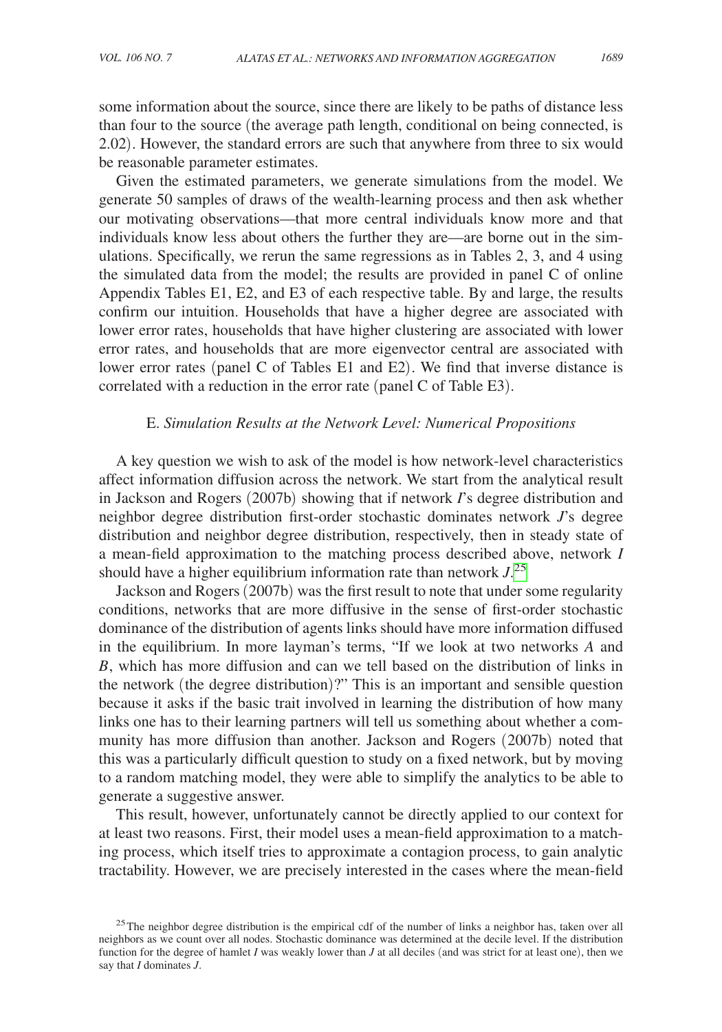some information about the source, since there are likely to be paths of distance less than four to the source (the average path length, conditional on being connected, is 2.02). However, the standard errors are such that anywhere from three to six would be reasonable parameter estimates.

Given the estimated parameters, we generate simulations from the model. We generate 50 samples of draws of the wealth-learning process and then ask whether our motivating observations—that more central individuals know more and that individuals know less about others the further they are—are borne out in the simulations. Specifically, we rerun the same regressions as in Tables 2, 3, and 4 using the simulated data from the model; the results are provided in panel C of online Appendix Tables E1, E2, and E3 of each respective table. By and large, the results confirm our intuition. Households that have a higher degree are associated with lower error rates, households that have higher clustering are associated with lower error rates, and households that are more eigenvector central are associated with lower error rates (panel C of Tables E1 and E2). We find that inverse distance is correlated with a reduction in the error rate (panel C of Table E3).

### E. *Simulation Results at the Network Level: Numerical Propositions*

A key question we wish to ask of the model is how network-level characteristics affect information diffusion across the network. We start from the analytical result in Jackson and Rogers (2007b) showing that if network $I$'s degree distribution and neighbor degree distribution first-order stochastic dominates network $J$'s degree distribution and neighbor degree distribution, respectively, then in steady state of a mean-field approximation to the matching process described above, network $I$ should have a higher equilibrium information rate than network $J$.[25]

Jackson and Rogers (2007b) was the first result to note that under some regularity conditions, networks that are more diffusive in the sense of first-order stochastic dominance of the distribution of agents links should have more information diffused in the equilibrium. In more layman's terms, "If we look at two networks $A$ and $B$, which has more diffusion and can we tell based on the distribution of links in the network (the degree distribution)?" This is an important and sensible question because it asks if the basic trait involved in learning the distribution of how many links one has to their learning partners will tell us something about whether a community has more diffusion than another. Jackson and Rogers (2007b) noted that this was a particularly difficult question to study on a fixed network, but by moving to a random matching model, they were able to simplify the analytics to be able to generate a suggestive answer.

This result, however, unfortunately cannot be directly applied to our context for at least two reasons. First, their model uses a mean-field approximation to a matching process, which itself tries to approximate a contagion process, to gain analytic tractability. However, we are precisely interested in the cases where the mean-field

[25] The neighbor degree distribution is the empirical cdf of the number of links a neighbor has, taken over all neighbors as we count over all nodes. Stochastic dominance was determined at the decile level. If the distribution function for the degree of hamlet $I$ was weakly lower than $J$ at all deciles (and was strict for at least one), then we say that $I$ dominates $J$.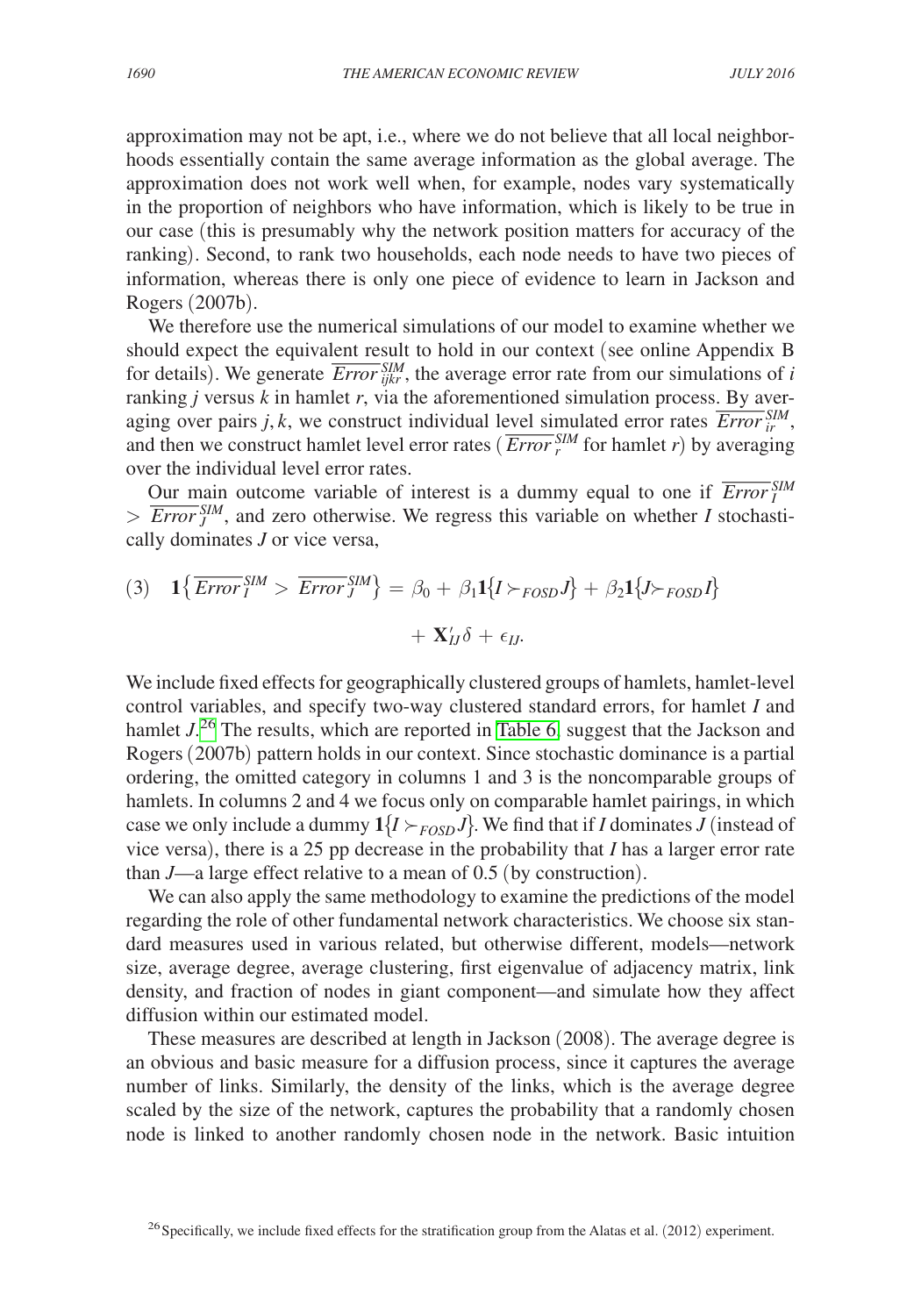approximation may not be apt, i.e., where we do not believe that all local neighborhoods essentially contain the same average information as the global average. The approximation does not work well when, for example, nodes vary systematically in the proportion of neighbors who have information, which is likely to be true in our case (this is presumably why the network position matters for accuracy of the ranking). Second, to rank two households, each node needs to have two pieces of information, whereas there is only one piece of evidence to learn in Jackson and Rogers (2007b).

We therefore use the numerical simulations of our model to examine whether we should expect the equivalent result to hold in our context (see online Appendix B for details). We generate $\overline{Error}_{ijkr}^{SIM}$, the average error rate from our simulations of $i$ ranking $j$ versus $k$ in hamlet $r$, via the aforementioned simulation process. By averaging over pairs $j, k$, we construct individual level simulated error rates $\overline{Error}_{ir}^{SIM}$, and then we construct hamlet level error rates ($\overline{Error}_{r}^{SIM}$ for hamlet $r$) by averaging over the individual level error rates.

Our main outcome variable of interest is a dummy equal to one if $\overline{Error}_{I}^{SIM} > \overline{Error}_{J}^{SIM}$, and zero otherwise. We regress this variable on whether $I$ stochastically dominates $J$ or vice versa,

$$(3) \quad \mathbf{1}\{\overline{Error}_{I}^{SIM} > \overline{Error}_{J}^{SIM}\} = \beta_0 + \beta_1 \mathbf{1}\{I \succ_{FOSD} J\} + \beta_2 \mathbf{1}\{J \succ_{FOSD} I\} + \mathbf{X}_{IJ}'\delta + \epsilon_{IJ}.$$

We include fixed effects for geographically clustered groups of hamlets, hamlet-level control variables, and specify two-way clustered standard errors, for hamlet $I$ and hamlet $J$.[26] The results, which are reported in Table 6, suggest that the Jackson and Rogers (2007b) pattern holds in our context. Since stochastic dominance is a partial ordering, the omitted category in columns 1 and 3 is the noncomparable groups of hamlets. In columns 2 and 4 we focus only on comparable hamlet pairings, in which case we only include a dummy $\mathbf{1}\{I \succ_{FOSD} J\}$. We find that if $I$ dominates $J$ (instead of vice versa), there is a 25 pp decrease in the probability that $I$ has a larger error rate than $J$—a large effect relative to a mean of 0.5 (by construction).

We can also apply the same methodology to examine the predictions of the model regarding the role of other fundamental network characteristics. We choose six standard measures used in various related, but otherwise different, models—network size, average degree, average clustering, first eigenvalue of adjacency matrix, link density, and fraction of nodes in giant component—and simulate how they affect diffusion within our estimated model.

These measures are described at length in Jackson (2008). The average degree is an obvious and basic measure for a diffusion process, since it captures the average number of links. Similarly, the density of the links, which is the average degree scaled by the size of the network, captures the probability that a randomly chosen node is linked to another randomly chosen node in the network. Basic intuition

[26] Specifically, we include fixed effects for the stratification group from the Alatas et al. (2012) experiment.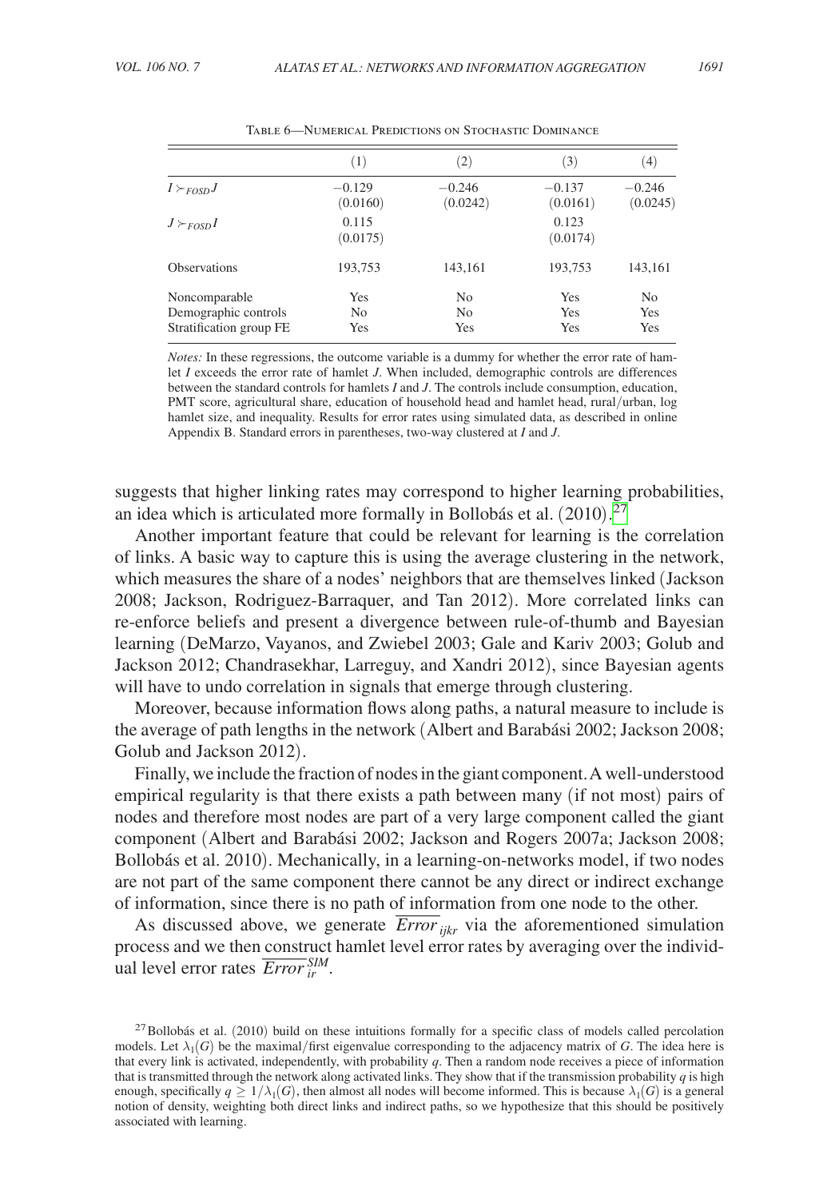Table 6—Numerical Predictions on Stochastic Dominance

| | (1) | (2) | (3) | (4) |
|---|---|---|---|---|
| $I \succ_{FOSD} J$ | −0.129 | −0.246 | −0.137 | −0.246 |
| | (0.0160) | (0.0242) | (0.0161) | (0.0245) |
| $J \succ_{FOSD} I$ | 0.115 | | 0.123 | |
| | (0.0175) | | (0.0174) | |
| Observations | 193,753 | 143,161 | 193,753 | 143,161 |
| Noncomparable | Yes | No | Yes | No |
| Demographic controls | No | No | Yes | Yes |
| Stratification group FE | Yes | Yes | Yes | Yes |

*Notes:* In these regressions, the outcome variable is a dummy for whether the error rate of hamlet $I$ exceeds the error rate of hamlet $J$. When included, demographic controls are differences between the standard controls for hamlets $I$ and $J$. The controls include consumption, education, PMT score, agricultural share, education of household head and hamlet head, rural/urban, log hamlet size, and inequality. Results for error rates using simulated data, as described in online Appendix B. Standard errors in parentheses, two-way clustered at $I$ and $J$.

suggests that higher linking rates may correspond to higher learning probabilities, an idea which is articulated more formally in Bollobás et al. (2010).[27]

Another important feature that could be relevant for learning is the correlation of links. A basic way to capture this is using the average clustering in the network, which measures the share of a nodes' neighbors that are themselves linked (Jackson 2008; Jackson, Rodriguez-Barraquer, and Tan 2012). More correlated links can re-enforce beliefs and present a divergence between rule-of-thumb and Bayesian learning (DeMarzo, Vayanos, and Zwiebel 2003; Gale and Kariv 2003; Golub and Jackson 2012; Chandrasekhar, Larreguy, and Xandri 2012), since Bayesian agents will have to undo correlation in signals that emerge through clustering.

Moreover, because information flows along paths, a natural measure to include is the average of path lengths in the network (Albert and Barabási 2002; Jackson 2008; Golub and Jackson 2012).

Finally, we include the fraction of nodes in the giant component. A well-understood empirical regularity is that there exists a path between many (if not most) pairs of nodes and therefore most nodes are part of a very large component called the giant component (Albert and Barabási 2002; Jackson and Rogers 2007a; Jackson 2008; Bollobás et al. 2010). Mechanically, in a learning-on-networks model, if two nodes are not part of the same component there cannot be any direct or indirect exchange of information, since there is no path of information from one node to the other.

As discussed above, we generate $\overline{Error}_{ijkr}$ via the aforementioned simulation process and we then construct hamlet level error rates by averaging over the individual level error rates $\overline{Error}_{ir}^{SIM}$.

[27] Bollobás et al. (2010) build on these intuitions formally for a specific class of models called percolation models. Let $\lambda_1(G)$ be the maximal/first eigenvalue corresponding to the adjacency matrix of $G$. The idea here is that every link is activated, independently, with probability $q$. Then a random node receives a piece of information that is transmitted through the network along activated links. They show that if the transmission probability $q$ is high enough, specifically $q \geq 1/\lambda_1(G)$, then almost all nodes will become informed. This is because $\lambda_1(G)$ is a general notion of density, weighting both direct links and indirect paths, so we hypothesize that this should be positively associated with learning.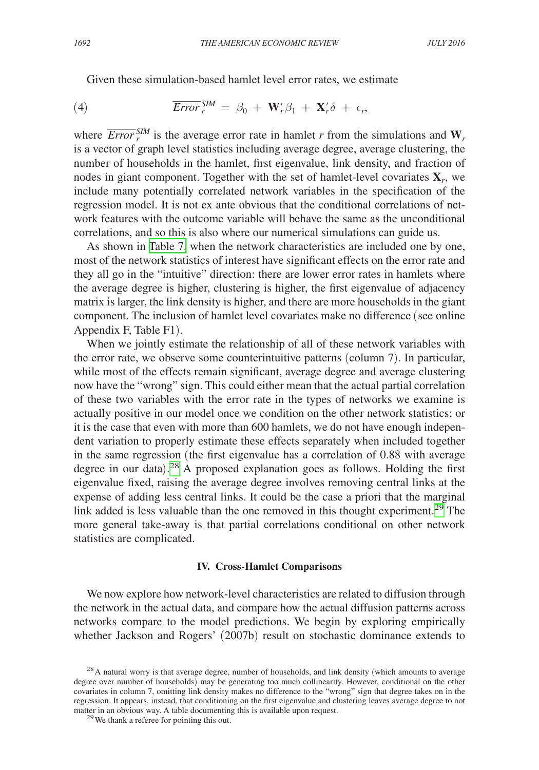Given these simulation-based hamlet level error rates, we estimate

$$\overline{Error}_r^{SIM} = \beta_0 + \mathbf{W}_r'\beta_1 + \mathbf{X}_r'\delta + \epsilon_r, \tag{4}$$

where $\overline{Error}_r^{SIM}$ is the average error rate in hamlet $r$ from the simulations and $\mathbf{W}_r$ is a vector of graph level statistics including average degree, average clustering, the number of households in the hamlet, first eigenvalue, link density, and fraction of nodes in giant component. Together with the set of hamlet-level covariates $\mathbf{X}_r$, we include many potentially correlated network variables in the specification of the regression model. It is not ex ante obvious that the conditional correlations of network features with the outcome variable will behave the same as the unconditional correlations, and so this is also where our numerical simulations can guide us.

As shown in Table 7, when the network characteristics are included one by one, most of the network statistics of interest have significant effects on the error rate and they all go in the "intuitive" direction: there are lower error rates in hamlets where the average degree is higher, clustering is higher, the first eigenvalue of adjacency matrix is larger, the link density is higher, and there are more households in the giant component. The inclusion of hamlet level covariates make no difference (see online Appendix F, Table F1).

When we jointly estimate the relationship of all of these network variables with the error rate, we observe some counterintuitive patterns (column 7). In particular, while most of the effects remain significant, average degree and average clustering now have the "wrong" sign. This could either mean that the actual partial correlation of these two variables with the error rate in the types of networks we examine is actually positive in our model once we condition on the other network statistics; or it is the case that even with more than 600 hamlets, we do not have enough independent variation to properly estimate these effects separately when included together in the same regression (the first eigenvalue has a correlation of 0.88 with average degree in our data).[28] A proposed explanation goes as follows. Holding the first eigenvalue fixed, raising the average degree involves removing central links at the expense of adding less central links. It could be the case a priori that the marginal link added is less valuable than the one removed in this thought experiment.[29] The more general take-away is that partial correlations conditional on other network statistics are complicated.

## IV. Cross-Hamlet Comparisons

We now explore how network-level characteristics are related to diffusion through the network in the actual data, and compare how the actual diffusion patterns across networks compare to the model predictions. We begin by exploring empirically whether Jackson and Rogers' (2007b) result on stochastic dominance extends to

[28] A natural worry is that average degree, number of households, and link density (which amounts to average degree over number of households) may be generating too much collinearity. However, conditional on the other covariates in column 7, omitting link density makes no difference to the "wrong" sign that degree takes on in the regression. It appears, instead, that conditioning on the first eigenvalue and clustering leaves average degree to not matter in an obvious way. A table documenting this is available upon request.

[29] We thank a referee for pointing this out.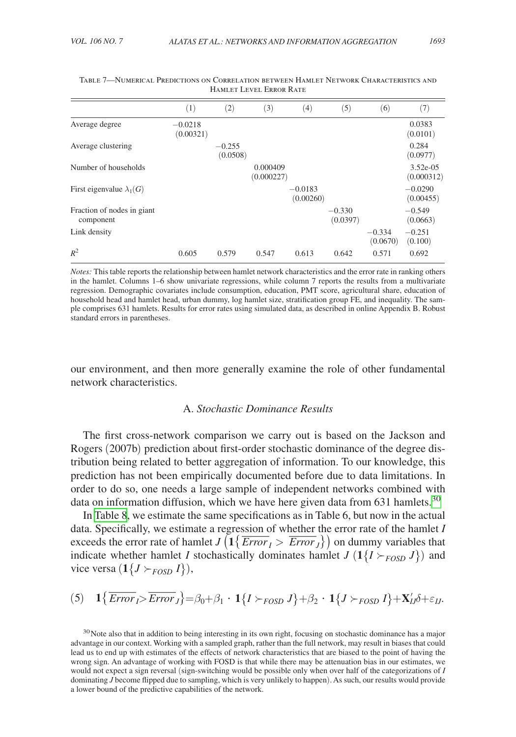Table 7—Numerical Predictions on Correlation between Hamlet Network Characteristics and Hamlet Level Error Rate

| | (1) | (2) | (3) | (4) | (5) | (6) | (7) |
|---|---|---|---|---|---|---|---|
| Average degree | −0.0218 | | | | | | 0.0383 |
| | (0.00321) | | | | | | (0.0101) |
| Average clustering | | −0.255 | | | | | 0.284 |
| | | (0.0508) | | | | | (0.0977) |
| Number of households | | | 0.000409 | | | | 3.52e-05 |
| | | | (0.000227) | | | | (0.000312) |
| First eigenvalue $\lambda_1(G)$ | | | | −0.0183 | | | −0.0290 |
| | | | | (0.00260) | | | (0.00455) |
| Fraction of nodes in giant component | | | | | −0.330 | | −0.549 |
| | | | | | (0.0397) | | (0.0663) |
| Link density | | | | | | −0.334 | −0.251 |
| | | | | | | (0.0670) | (0.100) |
| $R^2$ | 0.605 | 0.579 | 0.547 | 0.613 | 0.642 | 0.571 | 0.692 |

*Notes:* This table reports the relationship between hamlet network characteristics and the error rate in ranking others in the hamlet. Columns 1–6 show univariate regressions, while column 7 reports the results from a multivariate regression. Demographic covariates include consumption, education, PMT score, agricultural share, education of household head and hamlet head, urban dummy, log hamlet size, stratification group FE, and inequality. The sample comprises 631 hamlets. Results for error rates using simulated data, as described in online Appendix B. Robust standard errors in parentheses.

our environment, and then more generally examine the role of other fundamental network characteristics.

### A. *Stochastic Dominance Results*

The first cross-network comparison we carry out is based on the Jackson and Rogers (2007b) prediction about first-order stochastic dominance of the degree distribution being related to better aggregation of information. To our knowledge, this prediction has not been empirically documented before due to data limitations. In order to do so, one needs a large sample of independent networks combined with data on information diffusion, which we have here given data from 631 hamlets.[30]

In Table 8, we estimate the same specifications as in Table 6, but now in the actual data. Specifically, we estimate a regression of whether the error rate of the hamlet $I$ exceeds the error rate of hamlet $J$ $\left(\mathbf{1}\{\overline{Error}_I > \overline{Error}_J\}\right)$ on dummy variables that indicate whether hamlet $I$ stochastically dominates hamlet $J$ $(\mathbf{1}\{I \succ_{FOSD} J\})$ and vice versa $(\mathbf{1}\{J \succ_{FOSD} I\})$,

$$(5) \quad \mathbf{1}\{\overline{Error}_I > \overline{Error}_J\} = \beta_0 + \beta_1 \cdot \mathbf{1}\{I \succ_{FOSD} J\} + \beta_2 \cdot \mathbf{1}\{J \succ_{FOSD} I\} + \mathbf{X}_{IJ}'\delta + \varepsilon_{IJ}.$$

[30] Note also that in addition to being interesting in its own right, focusing on stochastic dominance has a major advantage in our context. Working with a sampled graph, rather than the full network, may result in biases that could lead us to end up with estimates of the effects of network characteristics that are biased to the point of having the wrong sign. An advantage of working with FOSD is that while there may be attenuation bias in our estimates, we would not expect a sign reversal (sign-switching would be possible only when over half of the categorizations of $I$ dominating $J$ become flipped due to sampling, which is very unlikely to happen). As such, our results would provide a lower bound of the predictive capabilities of the network.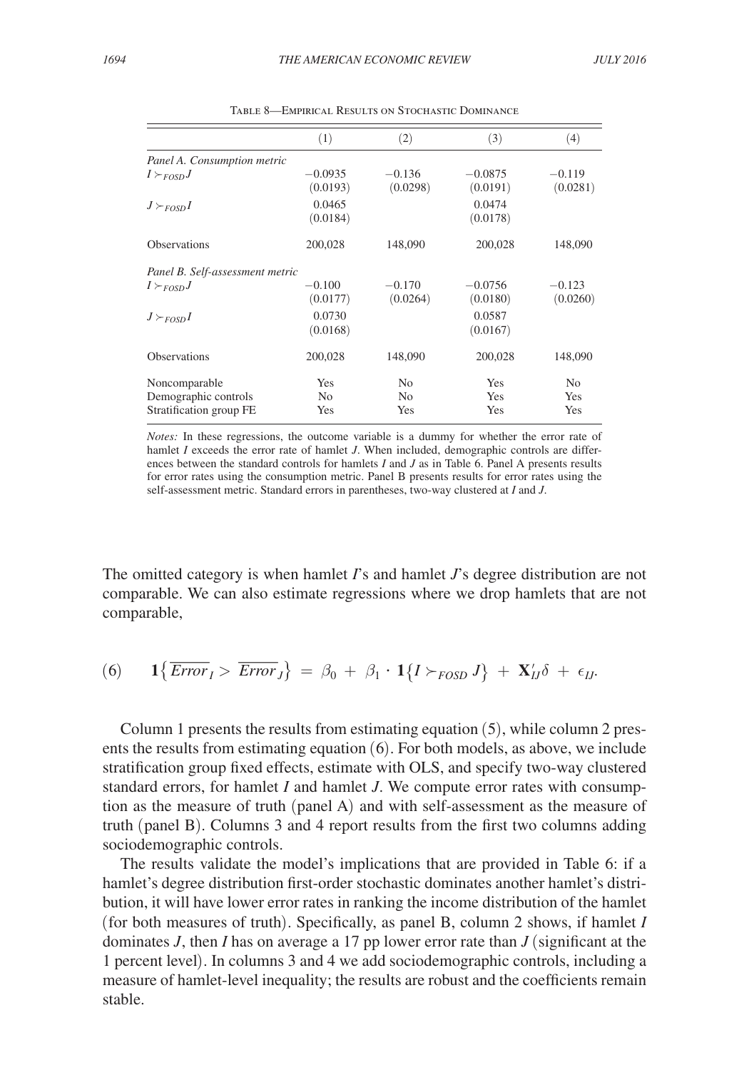Table 8—Empirical Results on Stochastic Dominance

| | (1) | (2) | (3) | (4) |
|---|---|---|---|---|
| *Panel A. Consumption metric* | | | | |
| $I \succ_{FOSD} J$ | −0.0935 | −0.136 | −0.0875 | −0.119 |
| | (0.0193) | (0.0298) | (0.0191) | (0.0281) |
| $J \succ_{FOSD} I$ | 0.0465 | | 0.0474 | |
| | (0.0184) | | (0.0178) | |
| Observations | 200,028 | 148,090 | 200,028 | 148,090 |
| *Panel B. Self-assessment metric* | | | | |
| $I \succ_{FOSD} J$ | −0.100 | −0.170 | −0.0756 | −0.123 |
| | (0.0177) | (0.0264) | (0.0180) | (0.0260) |
| $J \succ_{FOSD} I$ | 0.0730 | | 0.0587 | |
| | (0.0168) | | (0.0167) | |
| Observations | 200,028 | 148,090 | 200,028 | 148,090 |
| Noncomparable | Yes | No | Yes | No |
| Demographic controls | No | No | Yes | Yes |
| Stratification group FE | Yes | Yes | Yes | Yes |

*Notes:* In these regressions, the outcome variable is a dummy for whether the error rate of hamlet $I$ exceeds the error rate of hamlet $J$. When included, demographic controls are differences between the standard controls for hamlets $I$ and $J$ as in Table 6. Panel A presents results for error rates using the consumption metric. Panel B presents results for error rates using the self-assessment metric. Standard errors in parentheses, two-way clustered at $I$ and $J$.

The omitted category is when hamlet $I$'s and hamlet $J$'s degree distribution are not comparable. We can also estimate regressions where we drop hamlets that are not comparable,

$$(6) \qquad \mathbf{1}\left\{\overline{Error}_I > \overline{Error}_J\right\} = \beta_0 + \beta_1 \cdot \mathbf{1}\left\{I \succ_{FOSD} J\right\} + \mathbf{X}_{IJ}'\delta + \epsilon_{IJ}.$$

Column 1 presents the results from estimating equation (5), while column 2 presents the results from estimating equation (6). For both models, as above, we include stratification group fixed effects, estimate with OLS, and specify two-way clustered standard errors, for hamlet $I$ and hamlet $J$. We compute error rates with consumption as the measure of truth (panel A) and with self-assessment as the measure of truth (panel B). Columns 3 and 4 report results from the first two columns adding sociodemographic controls.

The results validate the model's implications that are provided in Table 6: if a hamlet's degree distribution first-order stochastic dominates another hamlet's distribution, it will have lower error rates in ranking the income distribution of the hamlet (for both measures of truth). Specifically, as panel B, column 2 shows, if hamlet $I$ dominates $J$, then $I$ has on average a 17 pp lower error rate than $J$ (significant at the 1 percent level). In columns 3 and 4 we add sociodemographic controls, including a measure of hamlet-level inequality; the results are robust and the coefficients remain stable.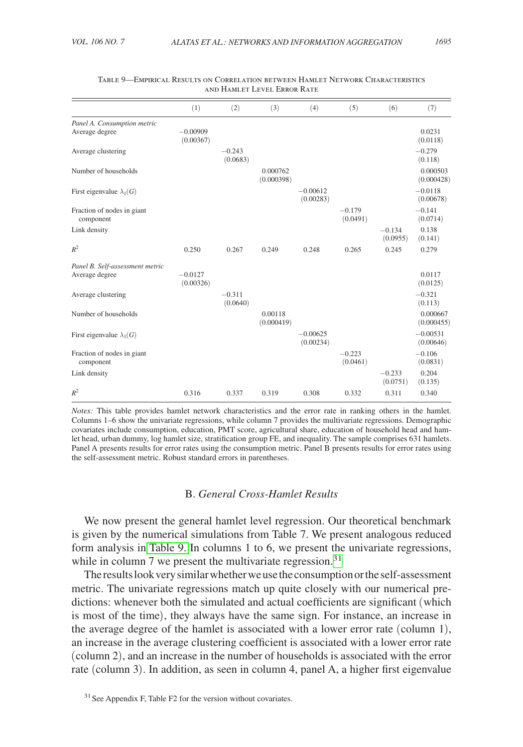Table 9—Empirical Results on Correlation between Hamlet Network Characteristics and Hamlet Level Error Rate

| | (1) | (2) | (3) | (4) | (5) | (6) | (7) |
|---|---|---|---|---|---|---|---|
| *Panel A. Consumption metric* | | | | | | | |
| Average degree | −0.00909 | | | | | | 0.0231 |
| | (0.00367) | | | | | | (0.0118) |
| Average clustering | | −0.243 | | | | | −0.279 |
| | | (0.0683) | | | | | (0.118) |
| Number of households | | | 0.000762 | | | | 0.000503 |
| | | | (0.000398) | | | | (0.000428) |
| First eigenvalue $\lambda_1(G)$ | | | | −0.00612 | | | −0.0118 |
| | | | | (0.00283) | | | (0.00678) |
| Fraction of nodes in giant component | | | | | −0.179 | | −0.141 |
| | | | | | (0.0491) | | (0.0714) |
| Link density | | | | | | −0.134 | 0.138 |
| | | | | | | (0.0955) | (0.141) |
| $R^2$ | 0.250 | 0.267 | 0.249 | 0.248 | 0.265 | 0.245 | 0.279 |
| *Panel B. Self-assessment metric* | | | | | | | |
| Average degree | −0.0127 | | | | | | 0.0117 |
| | (0.00326) | | | | | | (0.0125) |
| Average clustering | | −0.311 | | | | | −0.321 |
| | | (0.0640) | | | | | (0.113) |
| Number of households | | | 0.00118 | | | | 0.000667 |
| | | | (0.000419) | | | | (0.000455) |
| First eigenvalue $\lambda_1(G)$ | | | | −0.00625 | | | −0.00531 |
| | | | | (0.00234) | | | (0.00646) |
| Fraction of nodes in giant component | | | | | −0.223 | | −0.106 |
| | | | | | (0.0461) | | (0.0831) |
| Link density | | | | | | −0.233 | 0.204 |
| | | | | | | (0.0751) | (0.135) |
| $R^2$ | 0.316 | 0.337 | 0.319 | 0.308 | 0.332 | 0.311 | 0.340 |

*Notes:* This table provides hamlet network characteristics and the error rate in ranking others in the hamlet. Columns 1–6 show the univariate regressions, while column 7 provides the multivariate regressions. Demographic covariates include consumption, education, PMT score, agricultural share, education of household head and hamlet head, urban dummy, log hamlet size, stratification group FE, and inequality. The sample comprises 631 hamlets. Panel A presents results for error rates using the consumption metric. Panel B presents results for error rates using the self-assessment metric. Robust standard errors in parentheses.

### B. *General Cross-Hamlet Results*

We now present the general hamlet level regression. Our theoretical benchmark is given by the numerical simulations from Table 7. We present analogous reduced form analysis in Table 9. In columns 1 to 6, we present the univariate regressions, while in column 7 we present the multivariate regression.[31]

The results look very similar whether we use the consumption or the self-assessment metric. The univariate regressions match up quite closely with our numerical predictions: whenever both the simulated and actual coefficients are significant (which is most of the time), they always have the same sign. For instance, an increase in the average degree of the hamlet is associated with a lower error rate (column 1), an increase in the average clustering coefficient is associated with a lower error rate (column 2), and an increase in the number of households is associated with the error rate (column 3). In addition, as seen in column 4, panel A, a higher first eigenvalue

[31] See Appendix F, Table F2 for the version without covariates.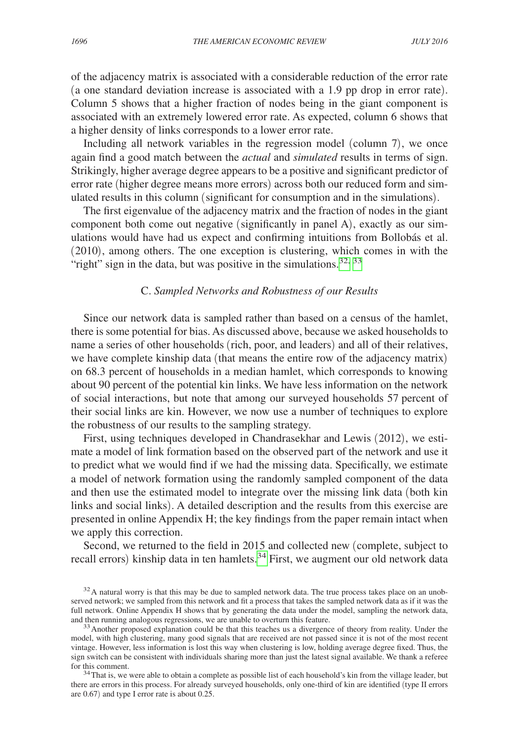of the adjacency matrix is associated with a considerable reduction of the error rate (a one standard deviation increase is associated with a 1.9 pp drop in error rate). Column 5 shows that a higher fraction of nodes being in the giant component is associated with an extremely lowered error rate. As expected, column 6 shows that a higher density of links corresponds to a lower error rate.

Including all network variables in the regression model (column 7), we once again find a good match between the *actual* and *simulated* results in terms of sign. Strikingly, higher average degree appears to be a positive and significant predictor of error rate (higher degree means more errors) across both our reduced form and simulated results in this column (significant for consumption and in the simulations).

The first eigenvalue of the adjacency matrix and the fraction of nodes in the giant component both come out negative (significantly in panel A), exactly as our simulations would have had us expect and confirming intuitions from Bollobás et al. (2010), among others. The one exception is clustering, which comes in with the "right" sign in the data, but was positive in the simulations.[32, 33]

### C. *Sampled Networks and Robustness of our Results*

Since our network data is sampled rather than based on a census of the hamlet, there is some potential for bias. As discussed above, because we asked households to name a series of other households (rich, poor, and leaders) and all of their relatives, we have complete kinship data (that means the entire row of the adjacency matrix) on 68.3 percent of households in a median hamlet, which corresponds to knowing about 90 percent of the potential kin links. We have less information on the network of social interactions, but note that among our surveyed households 57 percent of their social links are kin. However, we now use a number of techniques to explore the robustness of our results to the sampling strategy.

First, using techniques developed in Chandrasekhar and Lewis (2012), we estimate a model of link formation based on the observed part of the network and use it to predict what we would find if we had the missing data. Specifically, we estimate a model of network formation using the randomly sampled component of the data and then use the estimated model to integrate over the missing link data (both kin links and social links). A detailed description and the results from this exercise are presented in online Appendix H; the key findings from the paper remain intact when we apply this correction.

Second, we returned to the field in 2015 and collected new (complete, subject to recall errors) kinship data in ten hamlets.[34] First, we augment our old network data

[32] A natural worry is that this may be due to sampled network data. The true process takes place on an unobserved network; we sampled from this network and fit a process that takes the sampled network data as if it was the full network. Online Appendix H shows that by generating the data under the model, sampling the network data, and then running analogous regressions, we are unable to overturn this feature.

[33] Another proposed explanation could be that this teaches us a divergence of theory from reality. Under the model, with high clustering, many good signals that are received are not passed since it is not of the most recent vintage. However, less information is lost this way when clustering is low, holding average degree fixed. Thus, the sign switch can be consistent with individuals sharing more than just the latest signal available. We thank a referee for this comment.

[34] That is, we were able to obtain a complete as possible list of each household's kin from the village leader, but there are errors in this process. For already surveyed households, only one-third of kin are identified (type II errors are 0.67) and type I error rate is about 0.25.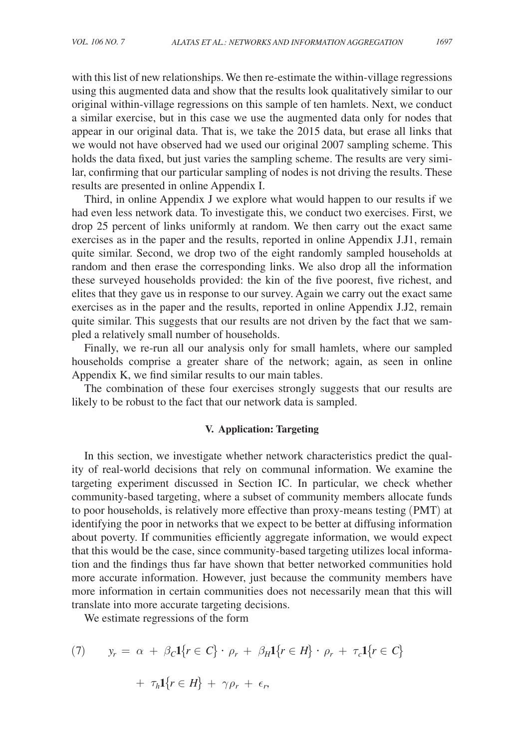with this list of new relationships. We then re-estimate the within-village regressions using this augmented data and show that the results look qualitatively similar to our original within-village regressions on this sample of ten hamlets. Next, we conduct a similar exercise, but in this case we use the augmented data only for nodes that appear in our original data. That is, we take the 2015 data, but erase all links that we would not have observed had we used our original 2007 sampling scheme. This holds the data fixed, but just varies the sampling scheme. The results are very similar, confirming that our particular sampling of nodes is not driving the results. These results are presented in online Appendix I.

Third, in online Appendix J we explore what would happen to our results if we had even less network data. To investigate this, we conduct two exercises. First, we drop 25 percent of links uniformly at random. We then carry out the exact same exercises as in the paper and the results, reported in online Appendix J.J1, remain quite similar. Second, we drop two of the eight randomly sampled households at random and then erase the corresponding links. We also drop all the information these surveyed households provided: the kin of the five poorest, five richest, and elites that they gave us in response to our survey. Again we carry out the exact same exercises as in the paper and the results, reported in online Appendix J.J2, remain quite similar. This suggests that our results are not driven by the fact that we sampled a relatively small number of households.

Finally, we re-run all our analysis only for small hamlets, where our sampled households comprise a greater share of the network; again, as seen in online Appendix K, we find similar results to our main tables.

The combination of these four exercises strongly suggests that our results are likely to be robust to the fact that our network data is sampled.

## V. Application: Targeting

In this section, we investigate whether network characteristics predict the quality of real-world decisions that rely on communal information. We examine the targeting experiment discussed in Section IC. In particular, we check whether community-based targeting, where a subset of community members allocate funds to poor households, is relatively more effective than proxy-means testing (PMT) at identifying the poor in networks that we expect to be better at diffusing information about poverty. If communities efficiently aggregate information, we would expect that this would be the case, since community-based targeting utilizes local information and the findings thus far have shown that better networked communities hold more accurate information. However, just because the community members have more information in certain communities does not necessarily mean that this will translate into more accurate targeting decisions.

We estimate regressions of the form

$$(7) \qquad y_r = \alpha + \beta_C \mathbf{1}\{r \in C\} \cdot \rho_r + \beta_H \mathbf{1}\{r \in H\} \cdot \rho_r + \tau_c \mathbf{1}\{r \in C\} + \tau_h \mathbf{1}\{r \in H\} + \gamma \rho_r + \epsilon_r,$$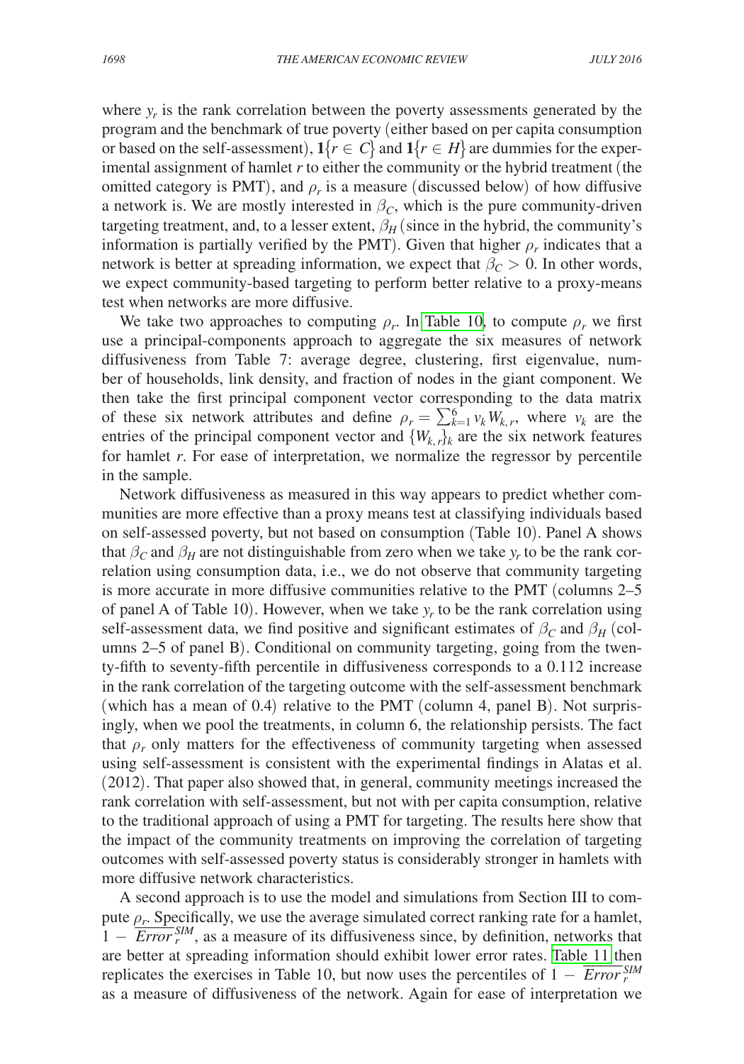where $y_r$ is the rank correlation between the poverty assessments generated by the program and the benchmark of true poverty (either based on per capita consumption or based on the self-assessment), $\mathbf{1}\{r \in C\}$ and $\mathbf{1}\{r \in H\}$ are dummies for the experimental assignment of hamlet $r$ to either the community or the hybrid treatment (the omitted category is PMT), and $\rho_r$ is a measure (discussed below) of how diffusive a network is. We are mostly interested in $\beta_C$, which is the pure community-driven targeting treatment, and, to a lesser extent, $\beta_H$ (since in the hybrid, the community's information is partially verified by the PMT). Given that higher $\rho_r$ indicates that a network is better at spreading information, we expect that $\beta_C > 0$. In other words, we expect community-based targeting to perform better relative to a proxy-means test when networks are more diffusive.

We take two approaches to computing $\rho_r$. In Table 10, to compute $\rho_r$ we first use a principal-components approach to aggregate the six measures of network diffusiveness from Table 7: average degree, clustering, first eigenvalue, number of households, link density, and fraction of nodes in the giant component. We then take the first principal component vector corresponding to the data matrix of these six network attributes and define $\rho_r = \sum_{k=1}^{6} v_k W_{k,r}$, where $v_k$ are the entries of the principal component vector and $\{W_{k,r}\}_k$ are the six network features for hamlet $r$. For ease of interpretation, we normalize the regressor by percentile in the sample.

Network diffusiveness as measured in this way appears to predict whether communities are more effective than a proxy means test at classifying individuals based on self-assessed poverty, but not based on consumption (Table 10). Panel A shows that $\beta_C$ and $\beta_H$ are not distinguishable from zero when we take $y_r$ to be the rank correlation using consumption data, i.e., we do not observe that community targeting is more accurate in more diffusive communities relative to the PMT (columns 2–5 of panel A of Table 10). However, when we take $y_r$ to be the rank correlation using self-assessment data, we find positive and significant estimates of $\beta_C$ and $\beta_H$ (columns 2–5 of panel B). Conditional on community targeting, going from the twenty-fifth to seventy-fifth percentile in diffusiveness corresponds to a 0.112 increase in the rank correlation of the targeting outcome with the self-assessment benchmark (which has a mean of 0.4) relative to the PMT (column 4, panel B). Not surprisingly, when we pool the treatments, in column 6, the relationship persists. The fact that $\rho_r$ only matters for the effectiveness of community targeting when assessed using self-assessment is consistent with the experimental findings in Alatas et al. (2012). That paper also showed that, in general, community meetings increased the rank correlation with self-assessment, but not with per capita consumption, relative to the traditional approach of using a PMT for targeting. The results here show that the impact of the community treatments on improving the correlation of targeting outcomes with self-assessed poverty status is considerably stronger in hamlets with more diffusive network characteristics.

A second approach is to use the model and simulations from Section III to compute $\rho_r$. Specifically, we use the average simulated correct ranking rate for a hamlet, $1 - \overline{Error}_r^{SIM}$, as a measure of its diffusiveness since, by definition, networks that are better at spreading information should exhibit lower error rates. Table 11 then replicates the exercises in Table 10, but now uses the percentiles of $1 - \overline{Error}_r^{SIM}$ as a measure of diffusiveness of the network. Again for ease of interpretation we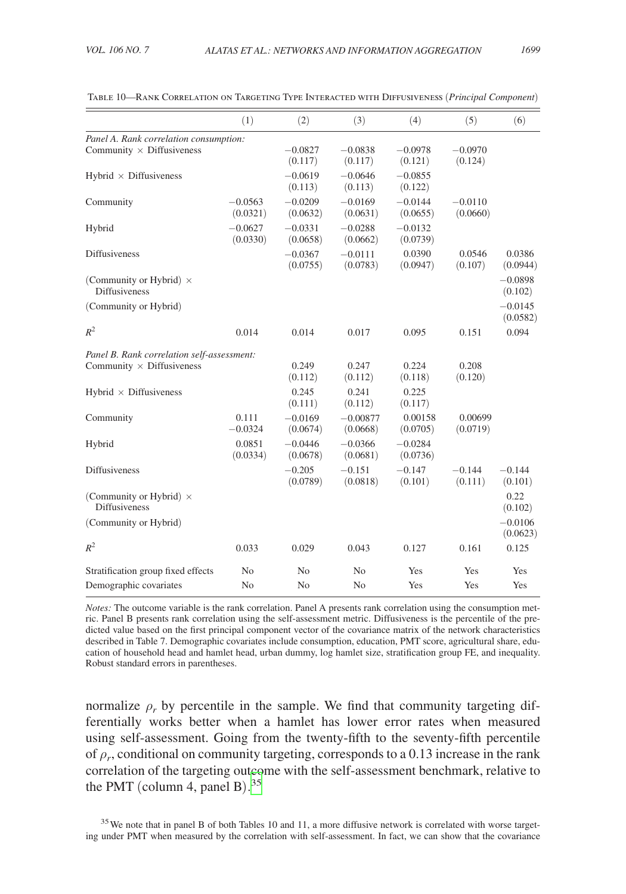Table 10—Rank Correlation on Targeting Type Interacted with Diffusiveness (*Principal Component*)

| | (1) | (2) | (3) | (4) | (5) | (6) |
|---|---|---|---|---|---|---|
| *Panel A. Rank correlation consumption:* | | | | | | |
| Community × Diffusiveness | | −0.0827 | −0.0838 | −0.0978 | −0.0970 | |
| | | (0.117) | (0.117) | (0.121) | (0.124) | |
| Hybrid × Diffusiveness | | −0.0619 | −0.0646 | −0.0855 | | |
| | | (0.113) | (0.113) | (0.122) | | |
| Community | −0.0563 | −0.0209 | −0.0169 | −0.0144 | −0.0110 | |
| | (0.0321) | (0.0632) | (0.0631) | (0.0655) | (0.0660) | |
| Hybrid | −0.0627 | −0.0331 | −0.0288 | −0.0132 | | |
| | (0.0330) | (0.0658) | (0.0662) | (0.0739) | | |
| Diffusiveness | | −0.0367 | −0.0111 | 0.0390 | 0.0546 | 0.0386 |
| | | (0.0755) | (0.0783) | (0.0947) | (0.107) | (0.0944) |
| (Community or Hybrid) × Diffusiveness | | | | | | −0.0898 |
| | | | | | | (0.102) |
| (Community or Hybrid) | | | | | | −0.0145 |
| | | | | | | (0.0582) |
| $R^2$ | 0.014 | 0.014 | 0.017 | 0.095 | 0.151 | 0.094 |
| *Panel B. Rank correlation self-assessment:* | | | | | | |
| Community × Diffusiveness | | 0.249 | 0.247 | 0.224 | 0.208 | |
| | | (0.112) | (0.112) | (0.118) | (0.120) | |
| Hybrid × Diffusiveness | | 0.245 | 0.241 | 0.225 | | |
| | | (0.111) | (0.112) | (0.117) | | |
| Community | 0.111 | −0.0169 | −0.00877 | 0.00158 | 0.00699 | |
| | −0.0324 | (0.0674) | (0.0668) | (0.0705) | (0.0719) | |
| Hybrid | 0.0851 | −0.0446 | −0.0366 | −0.0284 | | |
| | (0.0334) | (0.0678) | (0.0681) | (0.0736) | | |
| Diffusiveness | | −0.205 | −0.151 | −0.147 | −0.144 | −0.144 |
| | | (0.0789) | (0.0818) | (0.101) | (0.111) | (0.101) |
| (Community or Hybrid) × Diffusiveness | | | | | | 0.22 |
| | | | | | | (0.102) |
| (Community or Hybrid) | | | | | | −0.0106 |
| | | | | | | (0.0623) |
| $R^2$ | 0.033 | 0.029 | 0.043 | 0.127 | 0.161 | 0.125 |
| Stratification group fixed effects | No | No | No | Yes | Yes | Yes |
| Demographic covariates | No | No | No | Yes | Yes | Yes |

*Notes:* The outcome variable is the rank correlation. Panel A presents rank correlation using the consumption metric. Panel B presents rank correlation using the self-assessment metric. Diffusiveness is the percentile of the predicted value based on the first principal component vector of the covariance matrix of the network characteristics described in Table 7. Demographic covariates include consumption, education, PMT score, agricultural share, education of household head and hamlet head, urban dummy, log hamlet size, stratification group FE, and inequality. Robust standard errors in parentheses.

normalize $\rho_r$ by percentile in the sample. We find that community targeting differentially works better when a hamlet has lower error rates when measured using self-assessment. Going from the twenty-fifth to the seventy-fifth percentile of $\rho_r$, conditional on community targeting, corresponds to a 0.13 increase in the rank correlation of the targeting outcome with the self-assessment benchmark, relative to the PMT (column 4, panel B).[35]

[35] We note that in panel B of both Tables 10 and 11, a more diffusive network is correlated with worse targeting under PMT when measured by the correlation with self-assessment. In fact, we can show that the covariance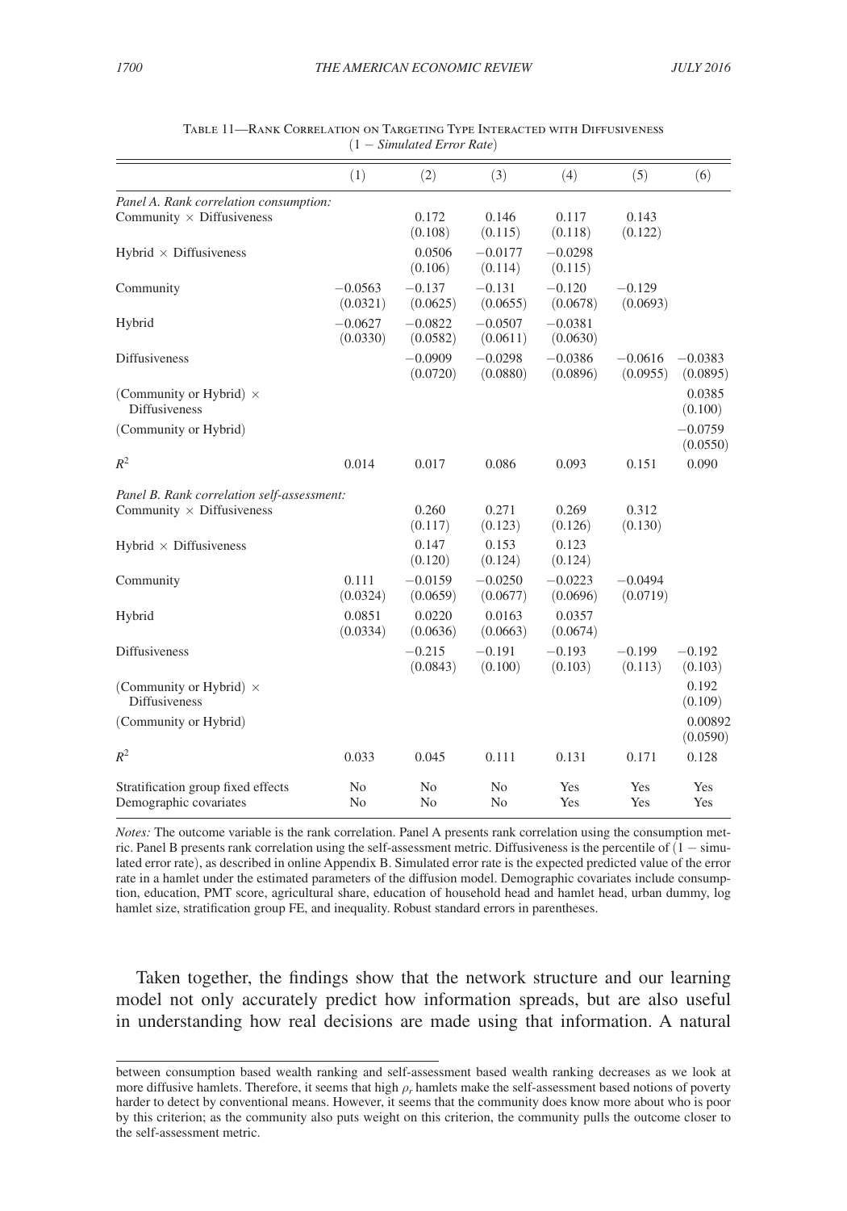Table 11—Rank Correlation on Targeting Type Interacted with Diffusiveness

($1 -$ *Simulated Error Rate*)

| | (1) | (2) | (3) | (4) | (5) | (6) |
|---|---|---|---|---|---|---|
| *Panel A. Rank correlation consumption:* | | | | | | |
| Community $\times$ Diffusiveness | | 0.172 | 0.146 | 0.117 | 0.143 | |
| | | (0.108) | (0.115) | (0.118) | (0.122) | |
| Hybrid $\times$ Diffusiveness | | 0.0506 | −0.0177 | −0.0298 | | |
| | | (0.106) | (0.114) | (0.115) | | |
| Community | −0.0563 | −0.137 | −0.131 | −0.120 | −0.129 | |
| | (0.0321) | (0.0625) | (0.0655) | (0.0678) | (0.0693) | |
| Hybrid | −0.0627 | −0.0822 | −0.0507 | −0.0381 | | |
| | (0.0330) | (0.0582) | (0.0611) | (0.0630) | | |
| Diffusiveness | | −0.0909 | −0.0298 | −0.0386 | −0.0616 | −0.0383 |
| | | (0.0720) | (0.0880) | (0.0896) | (0.0955) | (0.0895) |
| (Community or Hybrid) $\times$ Diffusiveness | | | | | | 0.0385 |
| | | | | | | (0.100) |
| (Community or Hybrid) | | | | | | −0.0759 |
| | | | | | | (0.0550) |
| $R^2$ | 0.014 | 0.017 | 0.086 | 0.093 | 0.151 | 0.090 |
| *Panel B. Rank correlation self-assessment:* | | | | | | |
| Community $\times$ Diffusiveness | | 0.260 | 0.271 | 0.269 | 0.312 | |
| | | (0.117) | (0.123) | (0.126) | (0.130) | |
| Hybrid $\times$ Diffusiveness | | 0.147 | 0.153 | 0.123 | | |
| | | (0.120) | (0.124) | (0.124) | | |
| Community | 0.111 | −0.0159 | −0.0250 | −0.0223 | −0.0494 | |
| | (0.0324) | (0.0659) | (0.0677) | (0.0696) | (0.0719) | |
| Hybrid | 0.0851 | 0.0220 | 0.0163 | 0.0357 | | |
| | (0.0334) | (0.0636) | (0.0663) | (0.0674) | | |
| Diffusiveness | | −0.215 | −0.191 | −0.193 | −0.199 | −0.192 |
| | | (0.0843) | (0.100) | (0.103) | (0.113) | (0.103) |
| (Community or Hybrid) $\times$ Diffusiveness | | | | | | 0.192 |
| | | | | | | (0.109) |
| (Community or Hybrid) | | | | | | 0.00892 |
| | | | | | | (0.0590) |
| $R^2$ | 0.033 | 0.045 | 0.111 | 0.131 | 0.171 | 0.128 |
| Stratification group fixed effects | No | No | No | Yes | Yes | Yes |
| Demographic covariates | No | No | No | Yes | Yes | Yes |

*Notes:* The outcome variable is the rank correlation. Panel A presents rank correlation using the consumption metric. Panel B presents rank correlation using the self-assessment metric. Diffusiveness is the percentile of ($1 -$ simulated error rate), as described in online Appendix B. Simulated error rate is the expected predicted value of the error rate in a hamlet under the estimated parameters of the diffusion model. Demographic covariates include consumption, education, PMT score, agricultural share, education of household head and hamlet head, urban dummy, log hamlet size, stratification group FE, and inequality. Robust standard errors in parentheses.

Taken together, the findings show that the network structure and our learning model not only accurately predict how information spreads, but are also useful in understanding how real decisions are made using that information. A natural

between consumption based wealth ranking and self-assessment based wealth ranking decreases as we look at more diffusive hamlets. Therefore, it seems that high $\rho_r$ hamlets make the self-assessment based notions of poverty harder to detect by conventional means. However, it seems that the community does know more about who is poor by this criterion; as the community also puts weight on this criterion, the community pulls the outcome closer to the self-assessment metric.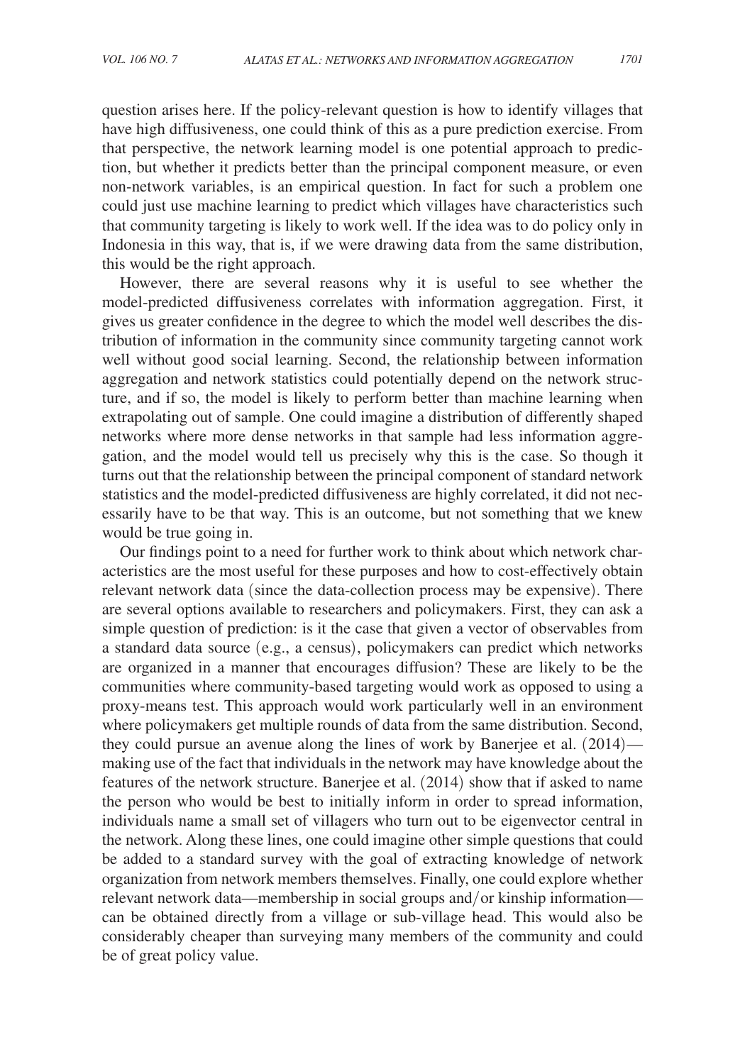question arises here. If the policy-relevant question is how to identify villages that have high diffusiveness, one could think of this as a pure prediction exercise. From that perspective, the network learning model is one potential approach to prediction, but whether it predicts better than the principal component measure, or even non-network variables, is an empirical question. In fact for such a problem one could just use machine learning to predict which villages have characteristics such that community targeting is likely to work well. If the idea was to do policy only in Indonesia in this way, that is, if we were drawing data from the same distribution, this would be the right approach.

However, there are several reasons why it is useful to see whether the model-predicted diffusiveness correlates with information aggregation. First, it gives us greater confidence in the degree to which the model well describes the distribution of information in the community since community targeting cannot work well without good social learning. Second, the relationship between information aggregation and network statistics could potentially depend on the network structure, and if so, the model is likely to perform better than machine learning when extrapolating out of sample. One could imagine a distribution of differently shaped networks where more dense networks in that sample had less information aggregation, and the model would tell us precisely why this is the case. So though it turns out that the relationship between the principal component of standard network statistics and the model-predicted diffusiveness are highly correlated, it did not necessarily have to be that way. This is an outcome, but not something that we knew would be true going in.

Our findings point to a need for further work to think about which network characteristics are the most useful for these purposes and how to cost-effectively obtain relevant network data (since the data-collection process may be expensive). There are several options available to researchers and policymakers. First, they can ask a simple question of prediction: is it the case that given a vector of observables from a standard data source (e.g., a census), policymakers can predict which networks are organized in a manner that encourages diffusion? These are likely to be the communities where community-based targeting would work as opposed to using a proxy-means test. This approach would work particularly well in an environment where policymakers get multiple rounds of data from the same distribution. Second, they could pursue an avenue along the lines of work by Banerjee et al. (2014)—making use of the fact that individuals in the network may have knowledge about the features of the network structure. Banerjee et al. (2014) show that if asked to name the person who would be best to initially inform in order to spread information, individuals name a small set of villagers who turn out to be eigenvector central in the network. Along these lines, one could imagine other simple questions that could be added to a standard survey with the goal of extracting knowledge of network organization from network members themselves. Finally, one could explore whether relevant network data—membership in social groups and/or kinship information—can be obtained directly from a village or sub-village head. This would also be considerably cheaper than surveying many members of the community and could be of great policy value.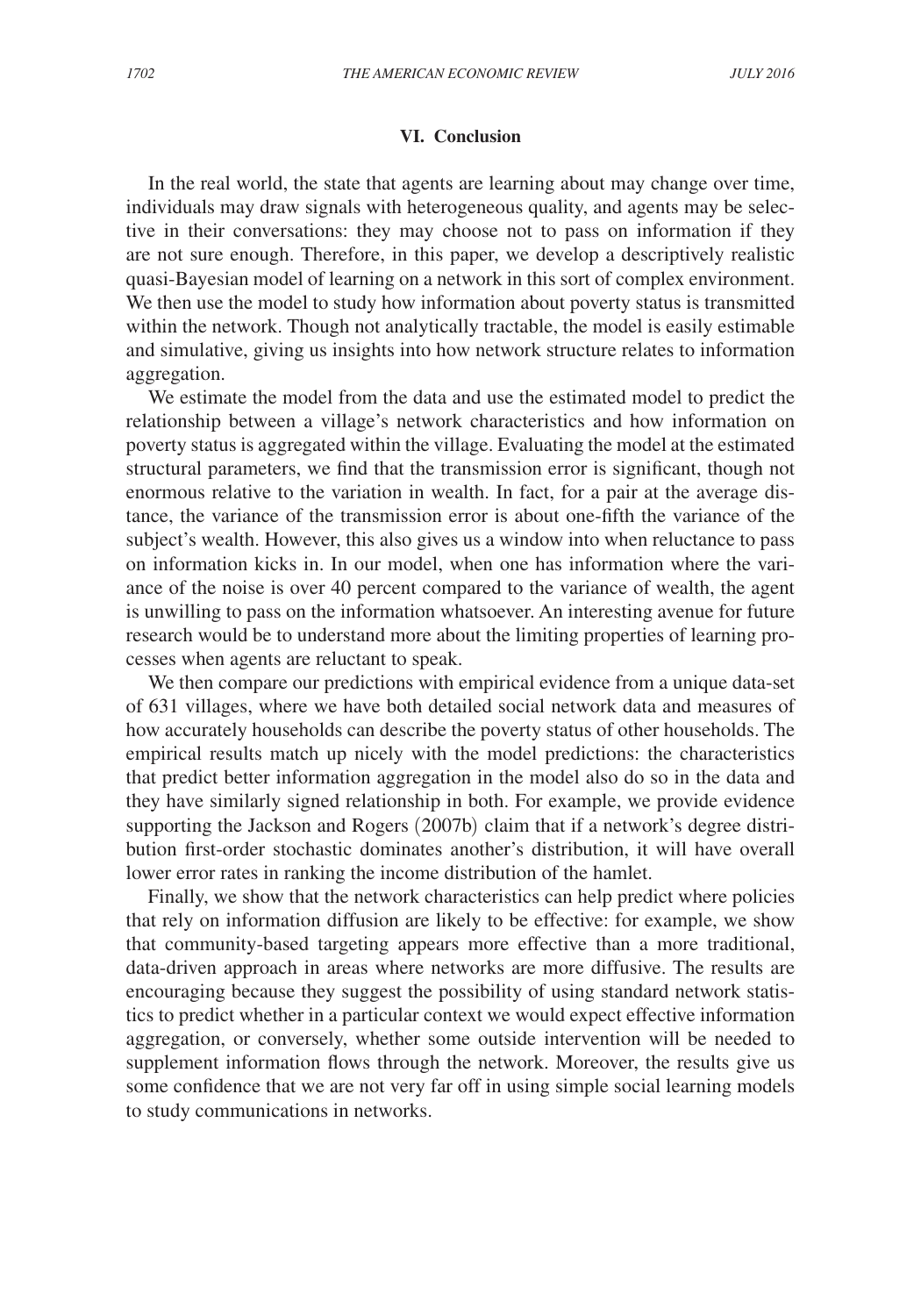## VI. Conclusion

In the real world, the state that agents are learning about may change over time, individuals may draw signals with heterogeneous quality, and agents may be selective in their conversations: they may choose not to pass on information if they are not sure enough. Therefore, in this paper, we develop a descriptively realistic quasi-Bayesian model of learning on a network in this sort of complex environment. We then use the model to study how information about poverty status is transmitted within the network. Though not analytically tractable, the model is easily estimable and simulative, giving us insights into how network structure relates to information aggregation.

We estimate the model from the data and use the estimated model to predict the relationship between a village's network characteristics and how information on poverty status is aggregated within the village. Evaluating the model at the estimated structural parameters, we find that the transmission error is significant, though not enormous relative to the variation in wealth. In fact, for a pair at the average distance, the variance of the transmission error is about one-fifth the variance of the subject's wealth. However, this also gives us a window into when reluctance to pass on information kicks in. In our model, when one has information where the variance of the noise is over 40 percent compared to the variance of wealth, the agent is unwilling to pass on the information whatsoever. An interesting avenue for future research would be to understand more about the limiting properties of learning processes when agents are reluctant to speak.

We then compare our predictions with empirical evidence from a unique data-set of 631 villages, where we have both detailed social network data and measures of how accurately households can describe the poverty status of other households. The empirical results match up nicely with the model predictions: the characteristics that predict better information aggregation in the model also do so in the data and they have similarly signed relationship in both. For example, we provide evidence supporting the Jackson and Rogers (2007b) claim that if a network's degree distribution first-order stochastic dominates another's distribution, it will have overall lower error rates in ranking the income distribution of the hamlet.

Finally, we show that the network characteristics can help predict where policies that rely on information diffusion are likely to be effective: for example, we show that community-based targeting appears more effective than a more traditional, data-driven approach in areas where networks are more diffusive. The results are encouraging because they suggest the possibility of using standard network statistics to predict whether in a particular context we would expect effective information aggregation, or conversely, whether some outside intervention will be needed to supplement information flows through the network. Moreover, the results give us some confidence that we are not very far off in using simple social learning models to study communications in networks.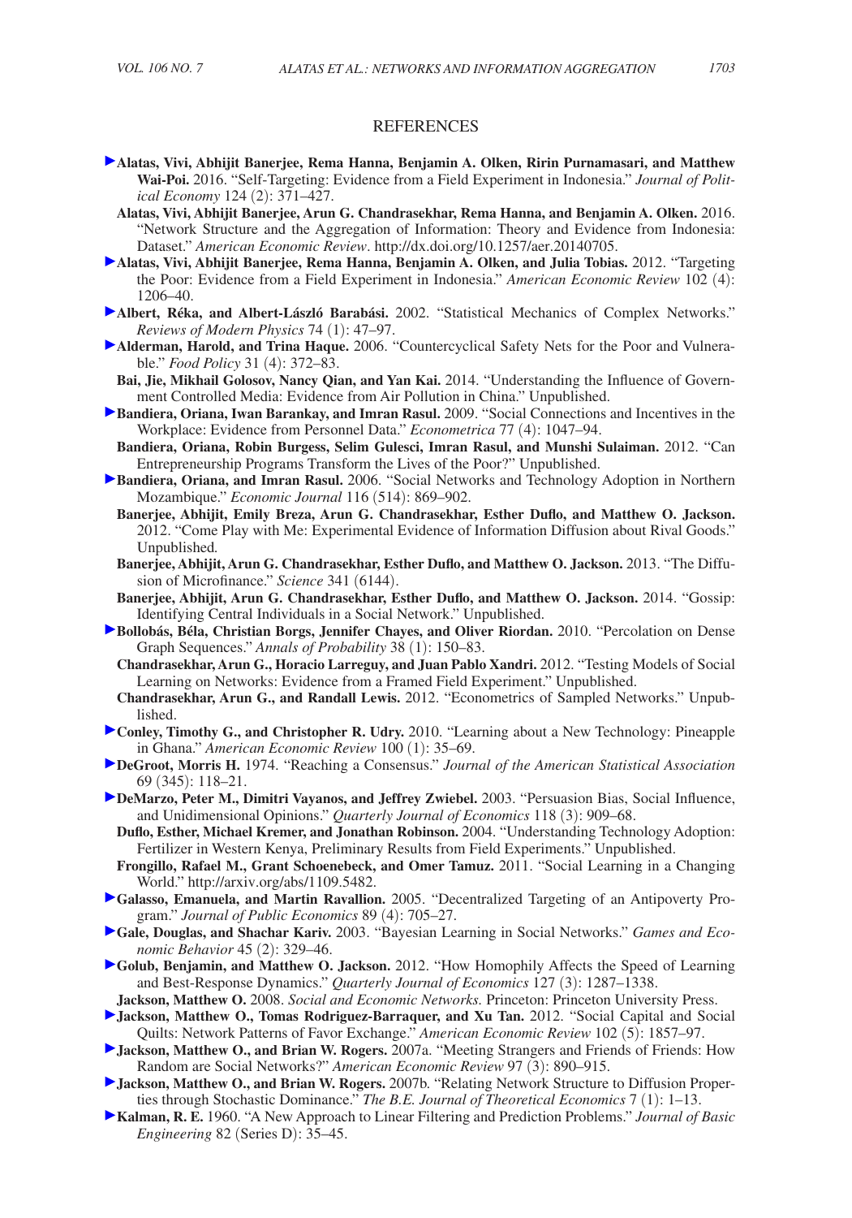# REFERENCES

**Alatas, Vivi, Abhijit Banerjee, Rema Hanna, Benjamin A. Olken, Ririn Purnamasari, and Matthew Wai-Poi.** 2016. "Self-Targeting: Evidence from a Field Experiment in Indonesia." *Journal of Political Economy* 124 (2): 371–427.

**Alatas, Vivi, Abhijit Banerjee, Arun G. Chandrasekhar, Rema Hanna, and Benjamin A. Olken.** 2016. "Network Structure and the Aggregation of Information: Theory and Evidence from Indonesia: Dataset." *American Economic Review*. http://dx.doi.org/10.1257/aer.20140705.

**Alatas, Vivi, Abhijit Banerjee, Rema Hanna, Benjamin A. Olken, and Julia Tobias.** 2012. "Targeting the Poor: Evidence from a Field Experiment in Indonesia." *American Economic Review* 102 (4): 1206–40.

**Albert, Réka, and Albert-László Barabási.** 2002. "Statistical Mechanics of Complex Networks." *Reviews of Modern Physics* 74 (1): 47–97.

**Alderman, Harold, and Trina Haque.** 2006. "Countercyclical Safety Nets for the Poor and Vulnerable." *Food Policy* 31 (4): 372–83.

**Bai, Jie, Mikhail Golosov, Nancy Qian, and Yan Kai.** 2014. "Understanding the Influence of Government Controlled Media: Evidence from Air Pollution in China." Unpublished.

**Bandiera, Oriana, Iwan Barankay, and Imran Rasul.** 2009. "Social Connections and Incentives in the Workplace: Evidence from Personnel Data." *Econometrica* 77 (4): 1047–94.

**Bandiera, Oriana, Robin Burgess, Selim Gulesci, Imran Rasul, and Munshi Sulaiman.** 2012. "Can Entrepreneurship Programs Transform the Lives of the Poor?" Unpublished.

**Bandiera, Oriana, and Imran Rasul.** 2006. "Social Networks and Technology Adoption in Northern Mozambique." *Economic Journal* 116 (514): 869–902.

**Banerjee, Abhijit, Emily Breza, Arun G. Chandrasekhar, Esther Duflo, and Matthew O. Jackson.** 2012. "Come Play with Me: Experimental Evidence of Information Diffusion about Rival Goods." Unpublished.

**Banerjee, Abhijit, Arun G. Chandrasekhar, Esther Duflo, and Matthew O. Jackson.** 2013. "The Diffusion of Microfinance." *Science* 341 (6144).

**Banerjee, Abhijit, Arun G. Chandrasekhar, Esther Duflo, and Matthew O. Jackson.** 2014. "Gossip: Identifying Central Individuals in a Social Network." Unpublished.

**Bollobás, Béla, Christian Borgs, Jennifer Chayes, and Oliver Riordan.** 2010. "Percolation on Dense Graph Sequences." *Annals of Probability* 38 (1): 150–83.

**Chandrasekhar, Arun G., Horacio Larreguy, and Juan Pablo Xandri.** 2012. "Testing Models of Social Learning on Networks: Evidence from a Framed Field Experiment." Unpublished.

**Chandrasekhar, Arun G., and Randall Lewis.** 2012. "Econometrics of Sampled Networks." Unpublished.

**Conley, Timothy G., and Christopher R. Udry.** 2010. "Learning about a New Technology: Pineapple in Ghana." *American Economic Review* 100 (1): 35–69.

**DeGroot, Morris H.** 1974. "Reaching a Consensus." *Journal of the American Statistical Association* 69 (345): 118–21.

**DeMarzo, Peter M., Dimitri Vayanos, and Jeffrey Zwiebel.** 2003. "Persuasion Bias, Social Influence, and Unidimensional Opinions." *Quarterly Journal of Economics* 118 (3): 909–68.

**Duflo, Esther, Michael Kremer, and Jonathan Robinson.** 2004. "Understanding Technology Adoption: Fertilizer in Western Kenya, Preliminary Results from Field Experiments." Unpublished.

**Frongillo, Rafael M., Grant Schoenebeck, and Omer Tamuz.** 2011. "Social Learning in a Changing World." http://arxiv.org/abs/1109.5482.

**Galasso, Emanuela, and Martin Ravallion.** 2005. "Decentralized Targeting of an Antipoverty Program." *Journal of Public Economics* 89 (4): 705–27.

**Gale, Douglas, and Shachar Kariv.** 2003. "Bayesian Learning in Social Networks." *Games and Economic Behavior* 45 (2): 329–46.

**Golub, Benjamin, and Matthew O. Jackson.** 2012. "How Homophily Affects the Speed of Learning and Best-Response Dynamics." *Quarterly Journal of Economics* 127 (3): 1287–1338.

**Jackson, Matthew O.** 2008. *Social and Economic Networks*. Princeton: Princeton University Press.

**Jackson, Matthew O., Tomas Rodriguez-Barraquer, and Xu Tan.** 2012. "Social Capital and Social Quilts: Network Patterns of Favor Exchange." *American Economic Review* 102 (5): 1857–97.

**Jackson, Matthew O., and Brian W. Rogers.** 2007a. "Meeting Strangers and Friends of Friends: How Random are Social Networks?" *American Economic Review* 97 (3): 890–915.

**Jackson, Matthew O., and Brian W. Rogers.** 2007b. "Relating Network Structure to Diffusion Properties through Stochastic Dominance." *The B.E. Journal of Theoretical Economics* 7 (1): 1–13.

**Kalman, R. E.** 1960. "A New Approach to Linear Filtering and Prediction Problems." *Journal of Basic Engineering* 82 (Series D): 35–45.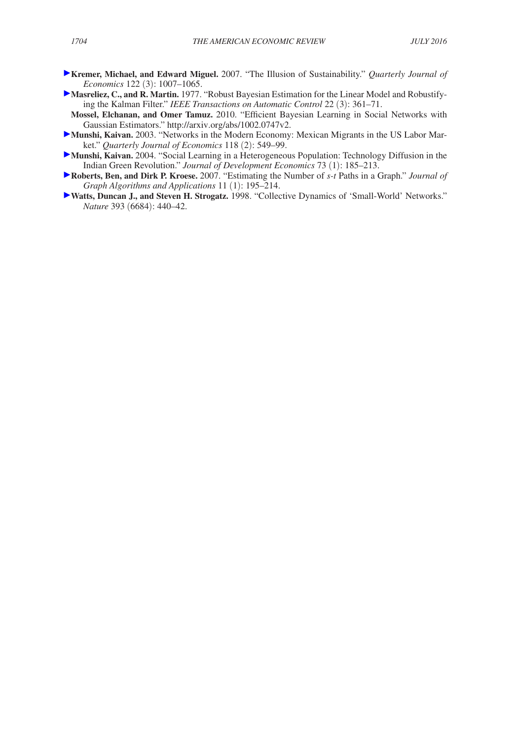**Kremer, Michael, and Edward Miguel.** 2007. "The Illusion of Sustainability." *Quarterly Journal of Economics* 122 (3): 1007–1065.

**Masreliez, C., and R. Martin.** 1977. "Robust Bayesian Estimation for the Linear Model and Robustifying the Kalman Filter." *IEEE Transactions on Automatic Control* 22 (3): 361–71.

**Mossel, Elchanan, and Omer Tamuz.** 2010. "Efficient Bayesian Learning in Social Networks with Gaussian Estimators." http://arxiv.org/abs/1002.0747v2.

**Munshi, Kaivan.** 2003. "Networks in the Modern Economy: Mexican Migrants in the US Labor Market." *Quarterly Journal of Economics* 118 (2): 549–99.

**Munshi, Kaivan.** 2004. "Social Learning in a Heterogeneous Population: Technology Diffusion in the Indian Green Revolution." *Journal of Development Economics* 73 (1): 185–213.

**Roberts, Ben, and Dirk P. Kroese.** 2007. "Estimating the Number of *s-t* Paths in a Graph." *Journal of Graph Algorithms and Applications* 11 (1): 195–214.

**Watts, Duncan J., and Steven H. Strogatz.** 1998. "Collective Dynamics of 'Small-World' Networks." *Nature* 393 (6684): 440–42.